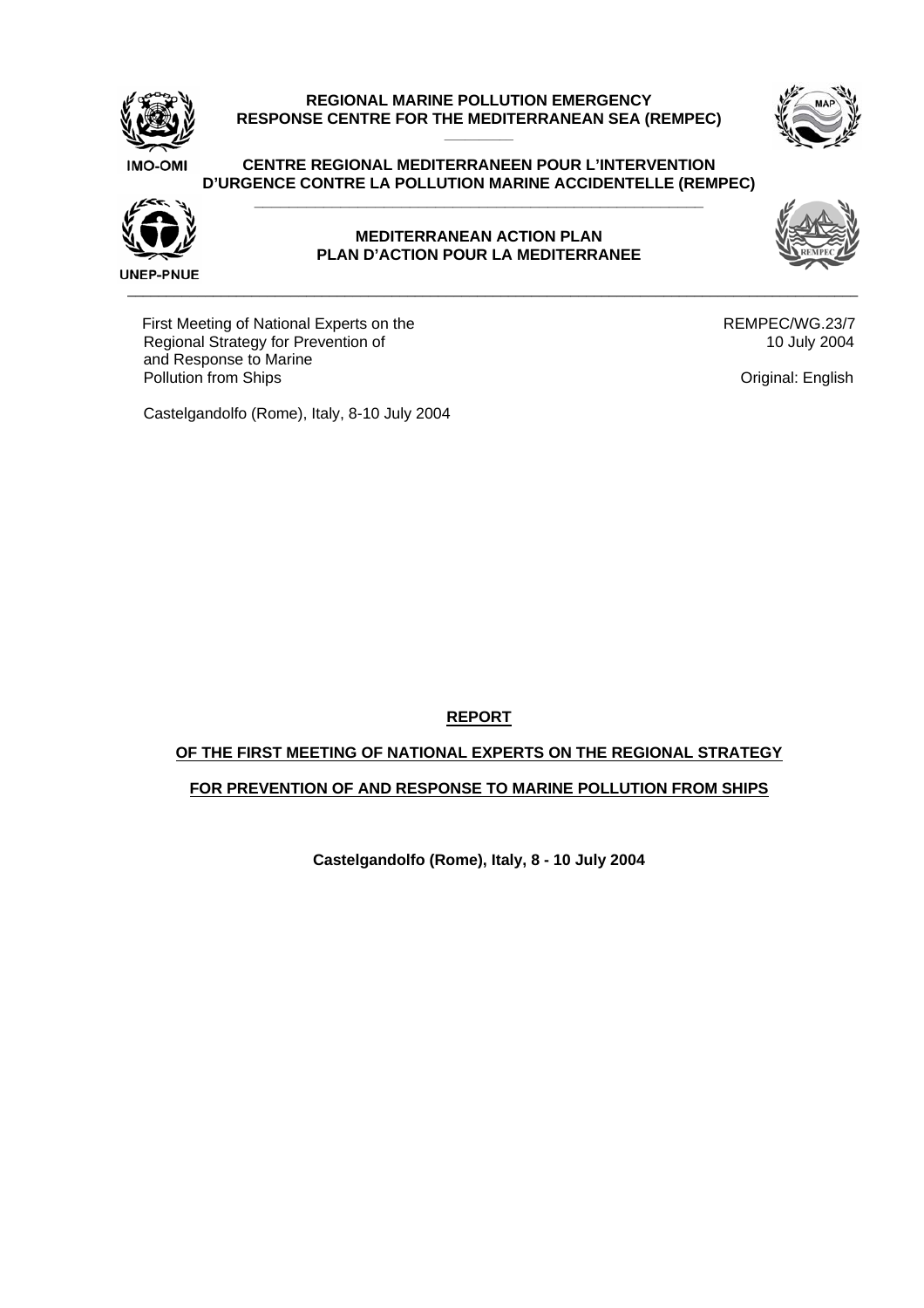**REGIONAL MARINE POLLUTION EMERGENCY RESPONSE CENTRE FOR THE MEDITERRANEAN SEA (REMPEC)**

**CENTRE REGIONAL MEDITERRANEEN POUR L'INTERVENTION D'URGENCE CONTRE LA POLLUTION MARINE ACCIDENTELLE (REMPEC)**

**MEDITERRANEAN ACTION PLAN**
**PLAN D'ACTION POUR LA MEDITERRANEE**

IMO-OMI

UNEP-PNUE

First Meeting of National Experts on the Regional Strategy for Prevention of and Response to Marine Pollution from Ships

Castelgandolfo (Rome), Italy, 8-10 July 2004

REMPEC/WG.23/7
10 July 2004

Original: English

**REPORT**

**OF THE FIRST MEETING OF NATIONAL EXPERTS ON THE REGIONAL STRATEGY FOR PREVENTION OF AND RESPONSE TO MARINE POLLUTION FROM SHIPS**

**Castelgandolfo (Rome), Italy, 8 - 10 July 2004**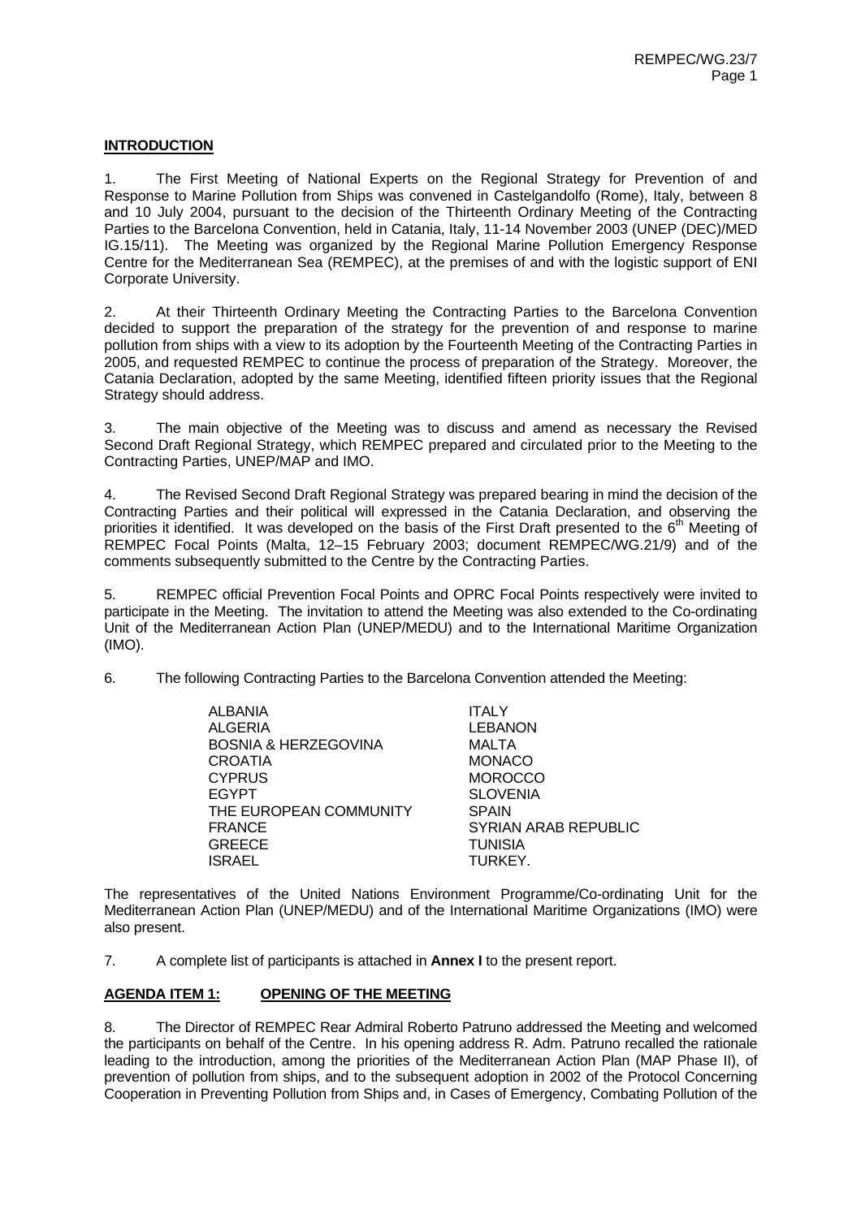## INTRODUCTION

1. The First Meeting of National Experts on the Regional Strategy for Prevention of and Response to Marine Pollution from Ships was convened in Castelgandolfo (Rome), Italy, between 8 and 10 July 2004, pursuant to the decision of the Thirteenth Ordinary Meeting of the Contracting Parties to the Barcelona Convention, held in Catania, Italy, 11-14 November 2003 (UNEP (DEC)/MED IG.15/11). The Meeting was organized by the Regional Marine Pollution Emergency Response Centre for the Mediterranean Sea (REMPEC), at the premises of and with the logistic support of ENI Corporate University.

2. At their Thirteenth Ordinary Meeting the Contracting Parties to the Barcelona Convention decided to support the preparation of the strategy for the prevention of and response to marine pollution from ships with a view to its adoption by the Fourteenth Meeting of the Contracting Parties in 2005, and requested REMPEC to continue the process of preparation of the Strategy. Moreover, the Catania Declaration, adopted by the same Meeting, identified fifteen priority issues that the Regional Strategy should address.

3. The main objective of the Meeting was to discuss and amend as necessary the Revised Second Draft Regional Strategy, which REMPEC prepared and circulated prior to the Meeting to the Contracting Parties, UNEP/MAP and IMO.

4. The Revised Second Draft Regional Strategy was prepared bearing in mind the decision of the Contracting Parties and their political will expressed in the Catania Declaration, and observing the priorities it identified. It was developed on the basis of the First Draft presented to the 6th Meeting of REMPEC Focal Points (Malta, 12–15 February 2003; document REMPEC/WG.21/9) and of the comments subsequently submitted to the Centre by the Contracting Parties.

5. REMPEC official Prevention Focal Points and OPRC Focal Points respectively were invited to participate in the Meeting. The invitation to attend the Meeting was also extended to the Co-ordinating Unit of the Mediterranean Action Plan (UNEP/MEDU) and to the International Maritime Organization (IMO).

6. The following Contracting Parties to the Barcelona Convention attended the Meeting:

| | |
|---|---|
| ALBANIA | ITALY |
| ALGERIA | LEBANON |
| BOSNIA & HERZEGOVINA | MALTA |
| CROATIA | MONACO |
| CYPRUS | MOROCCO |
| EGYPT | SLOVENIA |
| THE EUROPEAN COMMUNITY | SPAIN |
| FRANCE | SYRIAN ARAB REPUBLIC |
| GREECE | TUNISIA |
| ISRAEL | TURKEY. |

The representatives of the United Nations Environment Programme/Co-ordinating Unit for the Mediterranean Action Plan (UNEP/MEDU) and of the International Maritime Organizations (IMO) were also present.

7. A complete list of participants is attached in **Annex I** to the present report.

## AGENDA ITEM 1: OPENING OF THE MEETING

8. The Director of REMPEC Rear Admiral Roberto Patruno addressed the Meeting and welcomed the participants on behalf of the Centre. In his opening address R. Adm. Patruno recalled the rationale leading to the introduction, among the priorities of the Mediterranean Action Plan (MAP Phase II), of prevention of pollution from ships, and to the subsequent adoption in 2002 of the Protocol Concerning Cooperation in Preventing Pollution from Ships and, in Cases of Emergency, Combating Pollution of the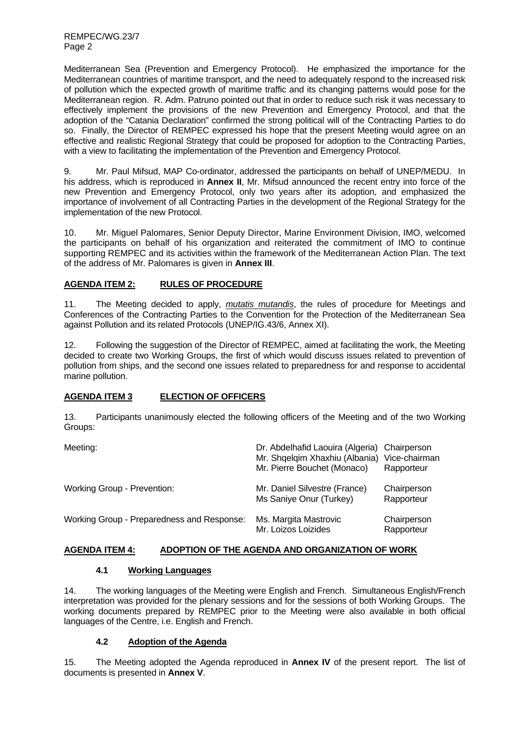Mediterranean Sea (Prevention and Emergency Protocol). He emphasized the importance for the Mediterranean countries of maritime transport, and the need to adequately respond to the increased risk of pollution which the expected growth of maritime traffic and its changing patterns would pose for the Mediterranean region. R. Adm. Patruno pointed out that in order to reduce such risk it was necessary to effectively implement the provisions of the new Prevention and Emergency Protocol, and that the adoption of the "Catania Declaration" confirmed the strong political will of the Contracting Parties to do so. Finally, the Director of REMPEC expressed his hope that the present Meeting would agree on an effective and realistic Regional Strategy that could be proposed for adoption to the Contracting Parties, with a view to facilitating the implementation of the Prevention and Emergency Protocol.

9. Mr. Paul Mifsud, MAP Co-ordinator, addressed the participants on behalf of UNEP/MEDU. In his address, which is reproduced in **Annex II**, Mr. Mifsud announced the recent entry into force of the new Prevention and Emergency Protocol, only two years after its adoption, and emphasized the importance of involvement of all Contracting Parties in the development of the Regional Strategy for the implementation of the new Protocol.

10. Mr. Miguel Palomares, Senior Deputy Director, Marine Environment Division, IMO, welcomed the participants on behalf of his organization and reiterated the commitment of IMO to continue supporting REMPEC and its activities within the framework of the Mediterranean Action Plan. The text of the address of Mr. Palomares is given in **Annex III**.

## AGENDA ITEM 2: RULES OF PROCEDURE

11. The Meeting decided to apply, *mutatis mutandis*, the rules of procedure for Meetings and Conferences of the Contracting Parties to the Convention for the Protection of the Mediterranean Sea against Pollution and its related Protocols (UNEP/IG.43/6, Annex XI).

12. Following the suggestion of the Director of REMPEC, aimed at facilitating the work, the Meeting decided to create two Working Groups, the first of which would discuss issues related to prevention of pollution from ships, and the second one issues related to preparedness for and response to accidental marine pollution.

## AGENDA ITEM 3 ELECTION OF OFFICERS

13. Participants unanimously elected the following officers of the Meeting and of the two Working Groups:

| | | |
|---|---|---|
| Meeting: | Dr. Abdelhafid Laouira (Algeria) | Chairperson |
| | Mr. Shqelqim Xhaxhiu (Albania) | Vice-chairman |
| | Mr. Pierre Bouchet (Monaco) | Rapporteur |
| Working Group - Prevention: | Mr. Daniel Silvestre (France) | Chairperson |
| | Ms Saniye Onur (Turkey) | Rapporteur |
| Working Group - Preparedness and Response: | Ms. Margita Mastrovic | Chairperson |
| | Mr. Loizos Loizides | Rapporteur |

## AGENDA ITEM 4: ADOPTION OF THE AGENDA AND ORGANIZATION OF WORK

### 4.1 Working Languages

14. The working languages of the Meeting were English and French. Simultaneous English/French interpretation was provided for the plenary sessions and for the sessions of both Working Groups. The working documents prepared by REMPEC prior to the Meeting were also available in both official languages of the Centre, i.e. English and French.

### 4.2 Adoption of the Agenda

15. The Meeting adopted the Agenda reproduced in **Annex IV** of the present report. The list of documents is presented in **Annex V**.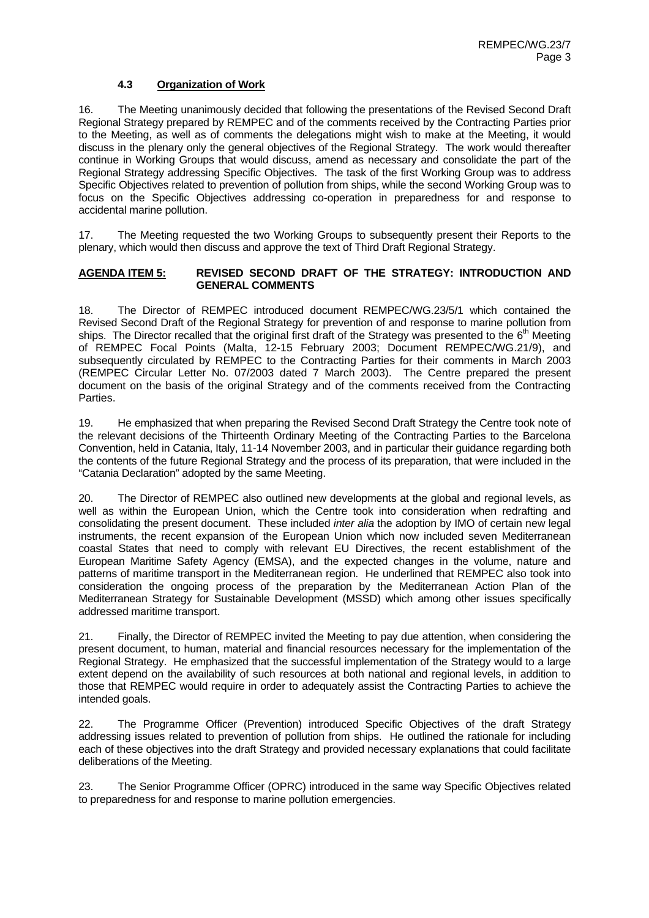### 4.3 Organization of Work

16. The Meeting unanimously decided that following the presentations of the Revised Second Draft Regional Strategy prepared by REMPEC and of the comments received by the Contracting Parties prior to the Meeting, as well as of comments the delegations might wish to make at the Meeting, it would discuss in the plenary only the general objectives of the Regional Strategy. The work would thereafter continue in Working Groups that would discuss, amend as necessary and consolidate the part of the Regional Strategy addressing Specific Objectives. The task of the first Working Group was to address Specific Objectives related to prevention of pollution from ships, while the second Working Group was to focus on the Specific Objectives addressing co-operation in preparedness for and response to accidental marine pollution.

17. The Meeting requested the two Working Groups to subsequently present their Reports to the plenary, which would then discuss and approve the text of Third Draft Regional Strategy.

## AGENDA ITEM 5: REVISED SECOND DRAFT OF THE STRATEGY: INTRODUCTION AND GENERAL COMMENTS

18. The Director of REMPEC introduced document REMPEC/WG.23/5/1 which contained the Revised Second Draft of the Regional Strategy for prevention of and response to marine pollution from ships. The Director recalled that the original first draft of the Strategy was presented to the 6th Meeting of REMPEC Focal Points (Malta, 12-15 February 2003; Document REMPEC/WG.21/9), and subsequently circulated by REMPEC to the Contracting Parties for their comments in March 2003 (REMPEC Circular Letter No. 07/2003 dated 7 March 2003). The Centre prepared the present document on the basis of the original Strategy and of the comments received from the Contracting Parties.

19. He emphasized that when preparing the Revised Second Draft Strategy the Centre took note of the relevant decisions of the Thirteenth Ordinary Meeting of the Contracting Parties to the Barcelona Convention, held in Catania, Italy, 11-14 November 2003, and in particular their guidance regarding both the contents of the future Regional Strategy and the process of its preparation, that were included in the "Catania Declaration" adopted by the same Meeting.

20. The Director of REMPEC also outlined new developments at the global and regional levels, as well as within the European Union, which the Centre took into consideration when redrafting and consolidating the present document. These included *inter alia* the adoption by IMO of certain new legal instruments, the recent expansion of the European Union which now included seven Mediterranean coastal States that need to comply with relevant EU Directives, the recent establishment of the European Maritime Safety Agency (EMSA), and the expected changes in the volume, nature and patterns of maritime transport in the Mediterranean region. He underlined that REMPEC also took into consideration the ongoing process of the preparation by the Mediterranean Action Plan of the Mediterranean Strategy for Sustainable Development (MSSD) which among other issues specifically addressed maritime transport.

21. Finally, the Director of REMPEC invited the Meeting to pay due attention, when considering the present document, to human, material and financial resources necessary for the implementation of the Regional Strategy. He emphasized that the successful implementation of the Strategy would to a large extent depend on the availability of such resources at both national and regional levels, in addition to those that REMPEC would require in order to adequately assist the Contracting Parties to achieve the intended goals.

22. The Programme Officer (Prevention) introduced Specific Objectives of the draft Strategy addressing issues related to prevention of pollution from ships. He outlined the rationale for including each of these objectives into the draft Strategy and provided necessary explanations that could facilitate deliberations of the Meeting.

23. The Senior Programme Officer (OPRC) introduced in the same way Specific Objectives related to preparedness for and response to marine pollution emergencies.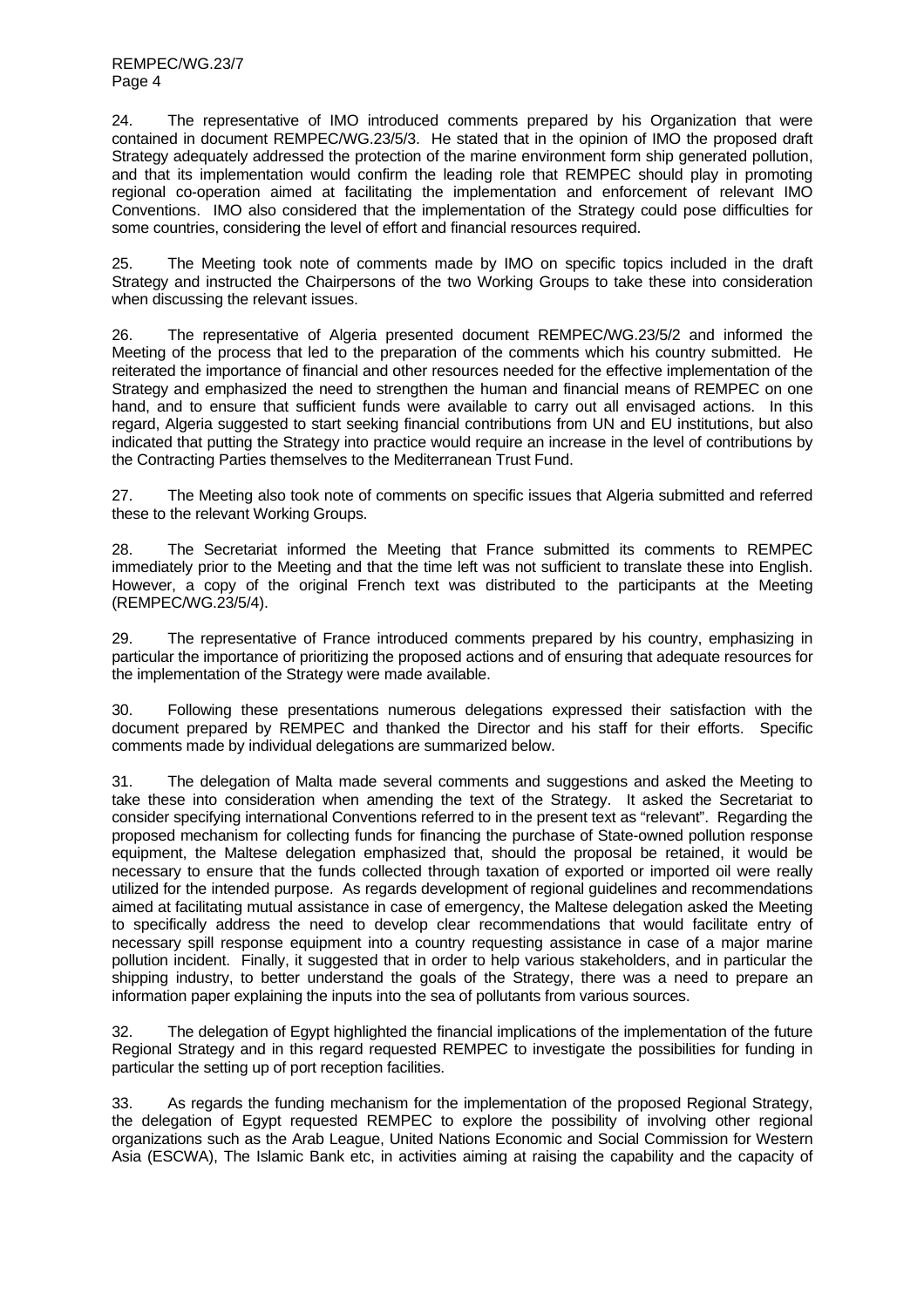24. The representative of IMO introduced comments prepared by his Organization that were contained in document REMPEC/WG.23/5/3. He stated that in the opinion of IMO the proposed draft Strategy adequately addressed the protection of the marine environment form ship generated pollution, and that its implementation would confirm the leading role that REMPEC should play in promoting regional co-operation aimed at facilitating the implementation and enforcement of relevant IMO Conventions. IMO also considered that the implementation of the Strategy could pose difficulties for some countries, considering the level of effort and financial resources required.

25. The Meeting took note of comments made by IMO on specific topics included in the draft Strategy and instructed the Chairpersons of the two Working Groups to take these into consideration when discussing the relevant issues.

26. The representative of Algeria presented document REMPEC/WG.23/5/2 and informed the Meeting of the process that led to the preparation of the comments which his country submitted. He reiterated the importance of financial and other resources needed for the effective implementation of the Strategy and emphasized the need to strengthen the human and financial means of REMPEC on one hand, and to ensure that sufficient funds were available to carry out all envisaged actions. In this regard, Algeria suggested to start seeking financial contributions from UN and EU institutions, but also indicated that putting the Strategy into practice would require an increase in the level of contributions by the Contracting Parties themselves to the Mediterranean Trust Fund.

27. The Meeting also took note of comments on specific issues that Algeria submitted and referred these to the relevant Working Groups.

28. The Secretariat informed the Meeting that France submitted its comments to REMPEC immediately prior to the Meeting and that the time left was not sufficient to translate these into English. However, a copy of the original French text was distributed to the participants at the Meeting (REMPEC/WG.23/5/4).

29. The representative of France introduced comments prepared by his country, emphasizing in particular the importance of prioritizing the proposed actions and of ensuring that adequate resources for the implementation of the Strategy were made available.

30. Following these presentations numerous delegations expressed their satisfaction with the document prepared by REMPEC and thanked the Director and his staff for their efforts. Specific comments made by individual delegations are summarized below.

31. The delegation of Malta made several comments and suggestions and asked the Meeting to take these into consideration when amending the text of the Strategy. It asked the Secretariat to consider specifying international Conventions referred to in the present text as "relevant". Regarding the proposed mechanism for collecting funds for financing the purchase of State-owned pollution response equipment, the Maltese delegation emphasized that, should the proposal be retained, it would be necessary to ensure that the funds collected through taxation of exported or imported oil were really utilized for the intended purpose. As regards development of regional guidelines and recommendations aimed at facilitating mutual assistance in case of emergency, the Maltese delegation asked the Meeting to specifically address the need to develop clear recommendations that would facilitate entry of necessary spill response equipment into a country requesting assistance in case of a major marine pollution incident. Finally, it suggested that in order to help various stakeholders, and in particular the shipping industry, to better understand the goals of the Strategy, there was a need to prepare an information paper explaining the inputs into the sea of pollutants from various sources.

32. The delegation of Egypt highlighted the financial implications of the implementation of the future Regional Strategy and in this regard requested REMPEC to investigate the possibilities for funding in particular the setting up of port reception facilities.

33. As regards the funding mechanism for the implementation of the proposed Regional Strategy, the delegation of Egypt requested REMPEC to explore the possibility of involving other regional organizations such as the Arab League, United Nations Economic and Social Commission for Western Asia (ESCWA), The Islamic Bank etc, in activities aiming at raising the capability and the capacity of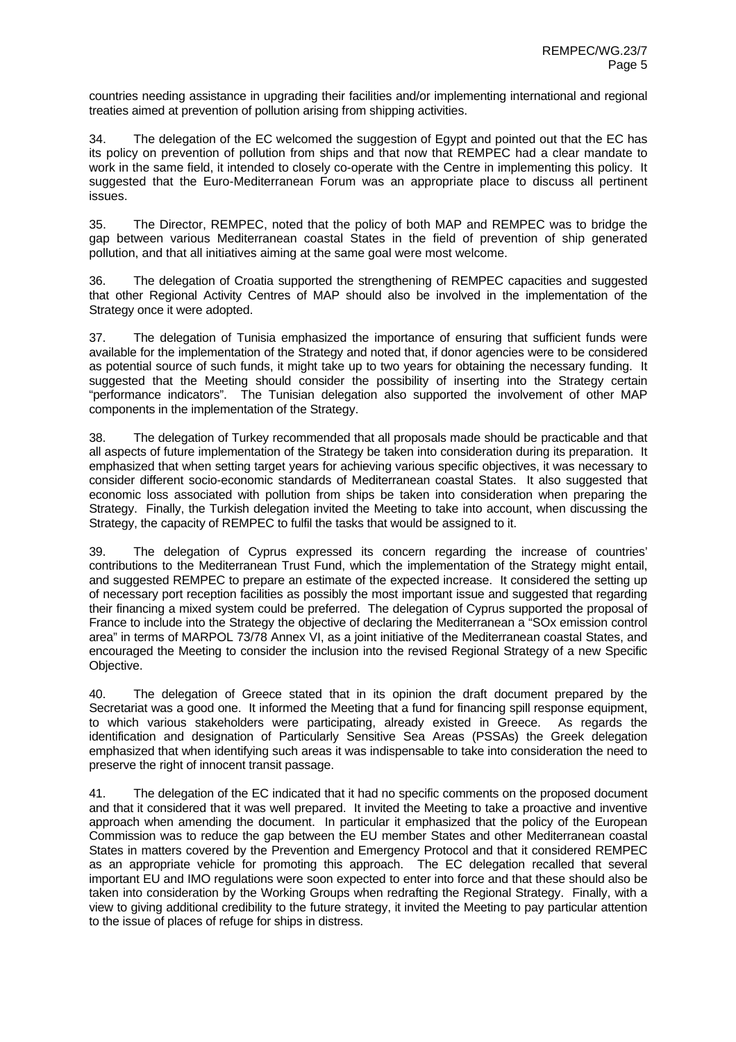countries needing assistance in upgrading their facilities and/or implementing international and regional treaties aimed at prevention of pollution arising from shipping activities.

34. The delegation of the EC welcomed the suggestion of Egypt and pointed out that the EC has its policy on prevention of pollution from ships and that now that REMPEC had a clear mandate to work in the same field, it intended to closely co-operate with the Centre in implementing this policy. It suggested that the Euro-Mediterranean Forum was an appropriate place to discuss all pertinent issues.

35. The Director, REMPEC, noted that the policy of both MAP and REMPEC was to bridge the gap between various Mediterranean coastal States in the field of prevention of ship generated pollution, and that all initiatives aiming at the same goal were most welcome.

36. The delegation of Croatia supported the strengthening of REMPEC capacities and suggested that other Regional Activity Centres of MAP should also be involved in the implementation of the Strategy once it were adopted.

37. The delegation of Tunisia emphasized the importance of ensuring that sufficient funds were available for the implementation of the Strategy and noted that, if donor agencies were to be considered as potential source of such funds, it might take up to two years for obtaining the necessary funding. It suggested that the Meeting should consider the possibility of inserting into the Strategy certain "performance indicators". The Tunisian delegation also supported the involvement of other MAP components in the implementation of the Strategy.

38. The delegation of Turkey recommended that all proposals made should be practicable and that all aspects of future implementation of the Strategy be taken into consideration during its preparation. It emphasized that when setting target years for achieving various specific objectives, it was necessary to consider different socio-economic standards of Mediterranean coastal States. It also suggested that economic loss associated with pollution from ships be taken into consideration when preparing the Strategy. Finally, the Turkish delegation invited the Meeting to take into account, when discussing the Strategy, the capacity of REMPEC to fulfil the tasks that would be assigned to it.

39. The delegation of Cyprus expressed its concern regarding the increase of countries' contributions to the Mediterranean Trust Fund, which the implementation of the Strategy might entail, and suggested REMPEC to prepare an estimate of the expected increase. It considered the setting up of necessary port reception facilities as possibly the most important issue and suggested that regarding their financing a mixed system could be preferred. The delegation of Cyprus supported the proposal of France to include into the Strategy the objective of declaring the Mediterranean a "SOx emission control area" in terms of MARPOL 73/78 Annex VI, as a joint initiative of the Mediterranean coastal States, and encouraged the Meeting to consider the inclusion into the revised Regional Strategy of a new Specific Objective.

40. The delegation of Greece stated that in its opinion the draft document prepared by the Secretariat was a good one. It informed the Meeting that a fund for financing spill response equipment, to which various stakeholders were participating, already existed in Greece. As regards the identification and designation of Particularly Sensitive Sea Areas (PSSAs) the Greek delegation emphasized that when identifying such areas it was indispensable to take into consideration the need to preserve the right of innocent transit passage.

41. The delegation of the EC indicated that it had no specific comments on the proposed document and that it considered that it was well prepared. It invited the Meeting to take a proactive and inventive approach when amending the document. In particular it emphasized that the policy of the European Commission was to reduce the gap between the EU member States and other Mediterranean coastal States in matters covered by the Prevention and Emergency Protocol and that it considered REMPEC as an appropriate vehicle for promoting this approach. The EC delegation recalled that several important EU and IMO regulations were soon expected to enter into force and that these should also be taken into consideration by the Working Groups when redrafting the Regional Strategy. Finally, with a view to giving additional credibility to the future strategy, it invited the Meeting to pay particular attention to the issue of places of refuge for ships in distress.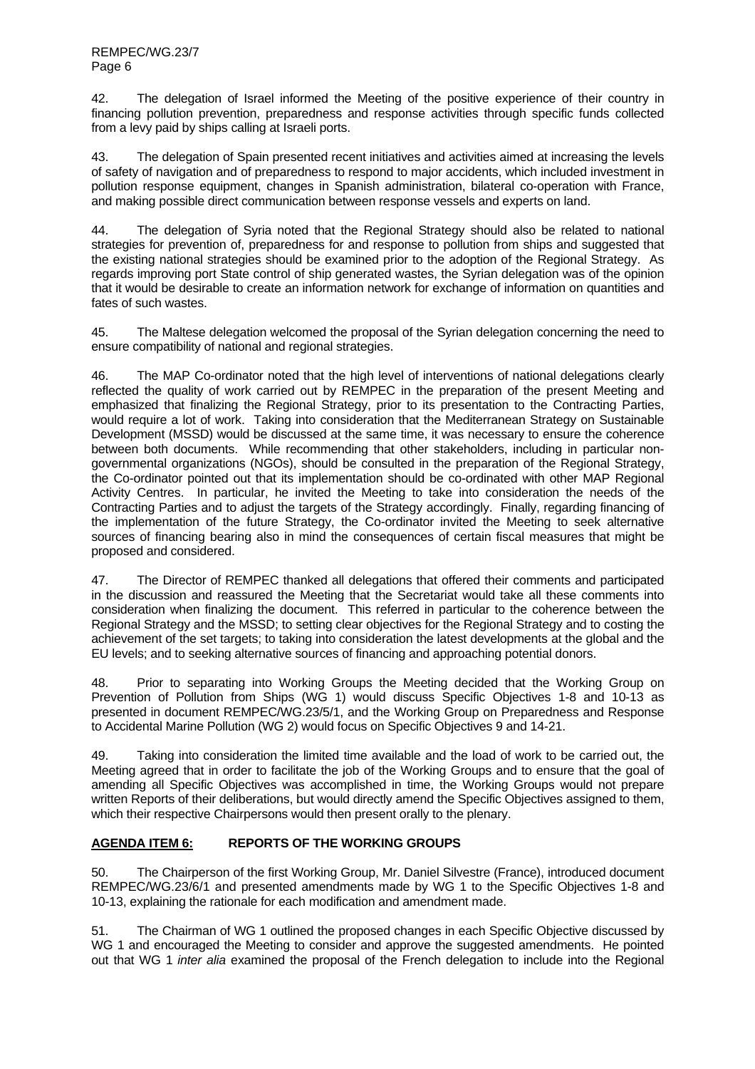42. The delegation of Israel informed the Meeting of the positive experience of their country in financing pollution prevention, preparedness and response activities through specific funds collected from a levy paid by ships calling at Israeli ports.

43. The delegation of Spain presented recent initiatives and activities aimed at increasing the levels of safety of navigation and of preparedness to respond to major accidents, which included investment in pollution response equipment, changes in Spanish administration, bilateral co-operation with France, and making possible direct communication between response vessels and experts on land.

44. The delegation of Syria noted that the Regional Strategy should also be related to national strategies for prevention of, preparedness for and response to pollution from ships and suggested that the existing national strategies should be examined prior to the adoption of the Regional Strategy. As regards improving port State control of ship generated wastes, the Syrian delegation was of the opinion that it would be desirable to create an information network for exchange of information on quantities and fates of such wastes.

45. The Maltese delegation welcomed the proposal of the Syrian delegation concerning the need to ensure compatibility of national and regional strategies.

46. The MAP Co-ordinator noted that the high level of interventions of national delegations clearly reflected the quality of work carried out by REMPEC in the preparation of the present Meeting and emphasized that finalizing the Regional Strategy, prior to its presentation to the Contracting Parties, would require a lot of work. Taking into consideration that the Mediterranean Strategy on Sustainable Development (MSSD) would be discussed at the same time, it was necessary to ensure the coherence between both documents. While recommending that other stakeholders, including in particular non-governmental organizations (NGOs), should be consulted in the preparation of the Regional Strategy, the Co-ordinator pointed out that its implementation should be co-ordinated with other MAP Regional Activity Centres. In particular, he invited the Meeting to take into consideration the needs of the Contracting Parties and to adjust the targets of the Strategy accordingly. Finally, regarding financing of the implementation of the future Strategy, the Co-ordinator invited the Meeting to seek alternative sources of financing bearing also in mind the consequences of certain fiscal measures that might be proposed and considered.

47. The Director of REMPEC thanked all delegations that offered their comments and participated in the discussion and reassured the Meeting that the Secretariat would take all these comments into consideration when finalizing the document. This referred in particular to the coherence between the Regional Strategy and the MSSD; to setting clear objectives for the Regional Strategy and to costing the achievement of the set targets; to taking into consideration the latest developments at the global and the EU levels; and to seeking alternative sources of financing and approaching potential donors.

48. Prior to separating into Working Groups the Meeting decided that the Working Group on Prevention of Pollution from Ships (WG 1) would discuss Specific Objectives 1-8 and 10-13 as presented in document REMPEC/WG.23/5/1, and the Working Group on Preparedness and Response to Accidental Marine Pollution (WG 2) would focus on Specific Objectives 9 and 14-21.

49. Taking into consideration the limited time available and the load of work to be carried out, the Meeting agreed that in order to facilitate the job of the Working Groups and to ensure that the goal of amending all Specific Objectives was accomplished in time, the Working Groups would not prepare written Reports of their deliberations, but would directly amend the Specific Objectives assigned to them, which their respective Chairpersons would then present orally to the plenary.

## AGENDA ITEM 6: REPORTS OF THE WORKING GROUPS

50. The Chairperson of the first Working Group, Mr. Daniel Silvestre (France), introduced document REMPEC/WG.23/6/1 and presented amendments made by WG 1 to the Specific Objectives 1-8 and 10-13, explaining the rationale for each modification and amendment made.

51. The Chairman of WG 1 outlined the proposed changes in each Specific Objective discussed by WG 1 and encouraged the Meeting to consider and approve the suggested amendments. He pointed out that WG 1 *inter alia* examined the proposal of the French delegation to include into the Regional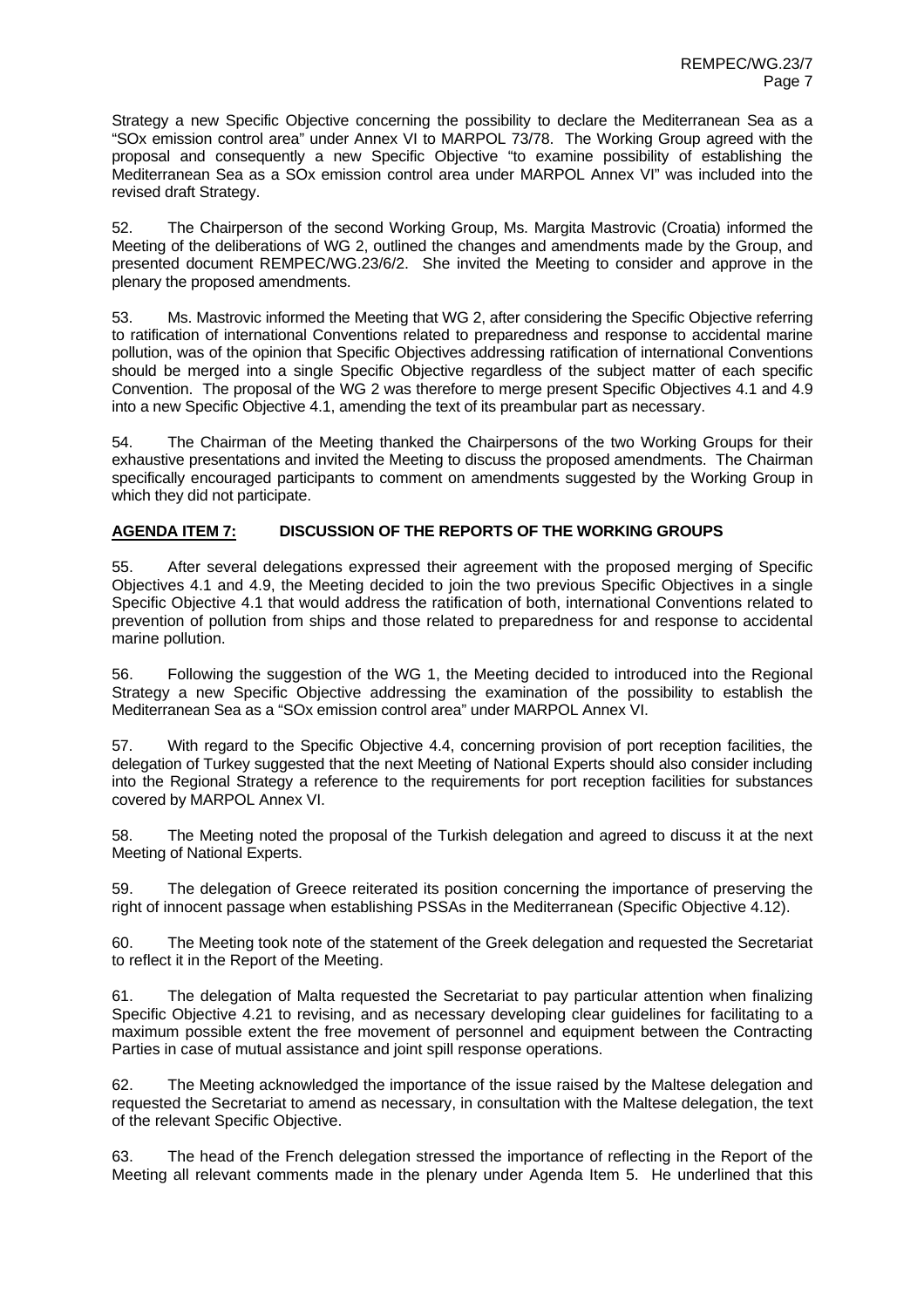Strategy a new Specific Objective concerning the possibility to declare the Mediterranean Sea as a "SOx emission control area" under Annex VI to MARPOL 73/78. The Working Group agreed with the proposal and consequently a new Specific Objective "to examine possibility of establishing the Mediterranean Sea as a SOx emission control area under MARPOL Annex VI" was included into the revised draft Strategy.

52. The Chairperson of the second Working Group, Ms. Margita Mastrovic (Croatia) informed the Meeting of the deliberations of WG 2, outlined the changes and amendments made by the Group, and presented document REMPEC/WG.23/6/2. She invited the Meeting to consider and approve in the plenary the proposed amendments.

53. Ms. Mastrovic informed the Meeting that WG 2, after considering the Specific Objective referring to ratification of international Conventions related to preparedness and response to accidental marine pollution, was of the opinion that Specific Objectives addressing ratification of international Conventions should be merged into a single Specific Objective regardless of the subject matter of each specific Convention. The proposal of the WG 2 was therefore to merge present Specific Objectives 4.1 and 4.9 into a new Specific Objective 4.1, amending the text of its preambular part as necessary.

54. The Chairman of the Meeting thanked the Chairpersons of the two Working Groups for their exhaustive presentations and invited the Meeting to discuss the proposed amendments. The Chairman specifically encouraged participants to comment on amendments suggested by the Working Group in which they did not participate.

## AGENDA ITEM 7: DISCUSSION OF THE REPORTS OF THE WORKING GROUPS

55. After several delegations expressed their agreement with the proposed merging of Specific Objectives 4.1 and 4.9, the Meeting decided to join the two previous Specific Objectives in a single Specific Objective 4.1 that would address the ratification of both, international Conventions related to prevention of pollution from ships and those related to preparedness for and response to accidental marine pollution.

56. Following the suggestion of the WG 1, the Meeting decided to introduced into the Regional Strategy a new Specific Objective addressing the examination of the possibility to establish the Mediterranean Sea as a "SOx emission control area" under MARPOL Annex VI.

57. With regard to the Specific Objective 4.4, concerning provision of port reception facilities, the delegation of Turkey suggested that the next Meeting of National Experts should also consider including into the Regional Strategy a reference to the requirements for port reception facilities for substances covered by MARPOL Annex VI.

58. The Meeting noted the proposal of the Turkish delegation and agreed to discuss it at the next Meeting of National Experts.

59. The delegation of Greece reiterated its position concerning the importance of preserving the right of innocent passage when establishing PSSAs in the Mediterranean (Specific Objective 4.12).

60. The Meeting took note of the statement of the Greek delegation and requested the Secretariat to reflect it in the Report of the Meeting.

61. The delegation of Malta requested the Secretariat to pay particular attention when finalizing Specific Objective 4.21 to revising, and as necessary developing clear guidelines for facilitating to a maximum possible extent the free movement of personnel and equipment between the Contracting Parties in case of mutual assistance and joint spill response operations.

62. The Meeting acknowledged the importance of the issue raised by the Maltese delegation and requested the Secretariat to amend as necessary, in consultation with the Maltese delegation, the text of the relevant Specific Objective.

63. The head of the French delegation stressed the importance of reflecting in the Report of the Meeting all relevant comments made in the plenary under Agenda Item 5. He underlined that this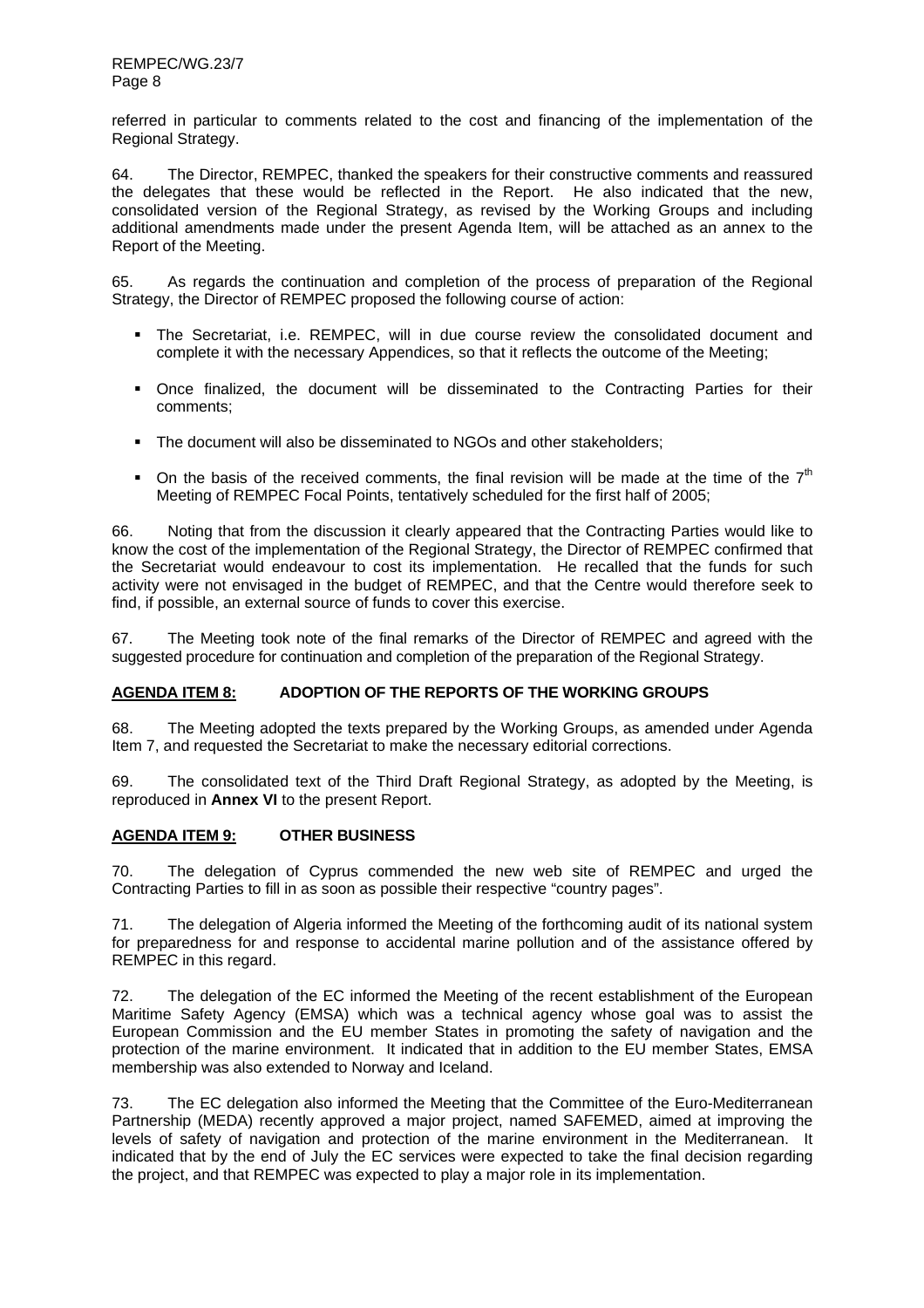referred in particular to comments related to the cost and financing of the implementation of the Regional Strategy.

64. The Director, REMPEC, thanked the speakers for their constructive comments and reassured the delegates that these would be reflected in the Report. He also indicated that the new, consolidated version of the Regional Strategy, as revised by the Working Groups and including additional amendments made under the present Agenda Item, will be attached as an annex to the Report of the Meeting.

65. As regards the continuation and completion of the process of preparation of the Regional Strategy, the Director of REMPEC proposed the following course of action:

- The Secretariat, i.e. REMPEC, will in due course review the consolidated document and complete it with the necessary Appendices, so that it reflects the outcome of the Meeting;
- Once finalized, the document will be disseminated to the Contracting Parties for their comments;
- The document will also be disseminated to NGOs and other stakeholders;
- On the basis of the received comments, the final revision will be made at the time of the 7th Meeting of REMPEC Focal Points, tentatively scheduled for the first half of 2005;

66. Noting that from the discussion it clearly appeared that the Contracting Parties would like to know the cost of the implementation of the Regional Strategy, the Director of REMPEC confirmed that the Secretariat would endeavour to cost its implementation. He recalled that the funds for such activity were not envisaged in the budget of REMPEC, and that the Centre would therefore seek to find, if possible, an external source of funds to cover this exercise.

67. The Meeting took note of the final remarks of the Director of REMPEC and agreed with the suggested procedure for continuation and completion of the preparation of the Regional Strategy.

## AGENDA ITEM 8: ADOPTION OF THE REPORTS OF THE WORKING GROUPS

68. The Meeting adopted the texts prepared by the Working Groups, as amended under Agenda Item 7, and requested the Secretariat to make the necessary editorial corrections.

69. The consolidated text of the Third Draft Regional Strategy, as adopted by the Meeting, is reproduced in **Annex VI** to the present Report.

## AGENDA ITEM 9: OTHER BUSINESS

70. The delegation of Cyprus commended the new web site of REMPEC and urged the Contracting Parties to fill in as soon as possible their respective "country pages".

71. The delegation of Algeria informed the Meeting of the forthcoming audit of its national system for preparedness for and response to accidental marine pollution and of the assistance offered by REMPEC in this regard.

72. The delegation of the EC informed the Meeting of the recent establishment of the European Maritime Safety Agency (EMSA) which was a technical agency whose goal was to assist the European Commission and the EU member States in promoting the safety of navigation and the protection of the marine environment. It indicated that in addition to the EU member States, EMSA membership was also extended to Norway and Iceland.

73. The EC delegation also informed the Meeting that the Committee of the Euro-Mediterranean Partnership (MEDA) recently approved a major project, named SAFEMED, aimed at improving the levels of safety of navigation and protection of the marine environment in the Mediterranean. It indicated that by the end of July the EC services were expected to take the final decision regarding the project, and that REMPEC was expected to play a major role in its implementation.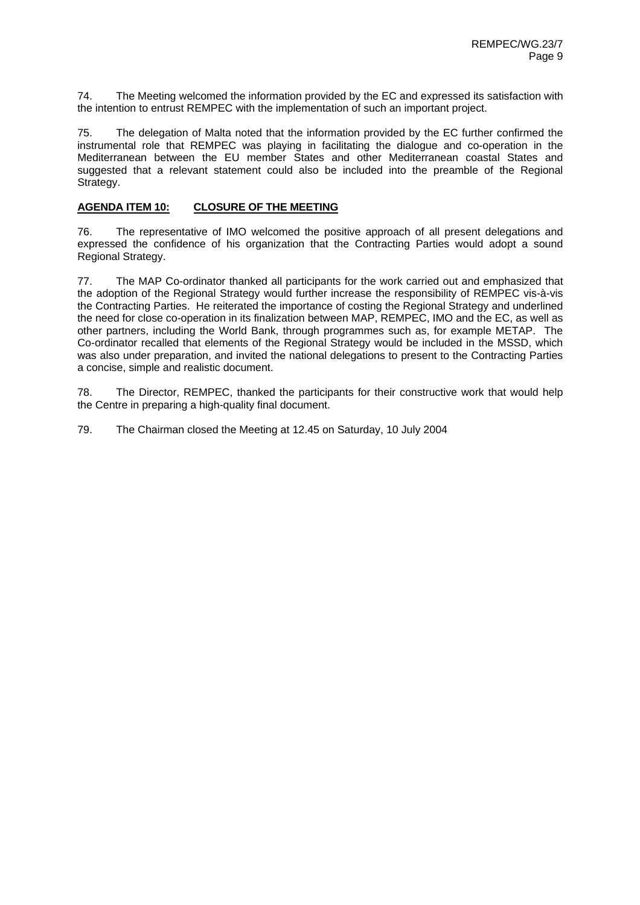74. The Meeting welcomed the information provided by the EC and expressed its satisfaction with the intention to entrust REMPEC with the implementation of such an important project.

75. The delegation of Malta noted that the information provided by the EC further confirmed the instrumental role that REMPEC was playing in facilitating the dialogue and co-operation in the Mediterranean between the EU member States and other Mediterranean coastal States and suggested that a relevant statement could also be included into the preamble of the Regional Strategy.

## AGENDA ITEM 10: CLOSURE OF THE MEETING

76. The representative of IMO welcomed the positive approach of all present delegations and expressed the confidence of his organization that the Contracting Parties would adopt a sound Regional Strategy.

77. The MAP Co-ordinator thanked all participants for the work carried out and emphasized that the adoption of the Regional Strategy would further increase the responsibility of REMPEC vis-à-vis the Contracting Parties. He reiterated the importance of costing the Regional Strategy and underlined the need for close co-operation in its finalization between MAP, REMPEC, IMO and the EC, as well as other partners, including the World Bank, through programmes such as, for example METAP. The Co-ordinator recalled that elements of the Regional Strategy would be included in the MSSD, which was also under preparation, and invited the national delegations to present to the Contracting Parties a concise, simple and realistic document.

78. The Director, REMPEC, thanked the participants for their constructive work that would help the Centre in preparing a high-quality final document.

79. The Chairman closed the Meeting at 12.45 on Saturday, 10 July 2004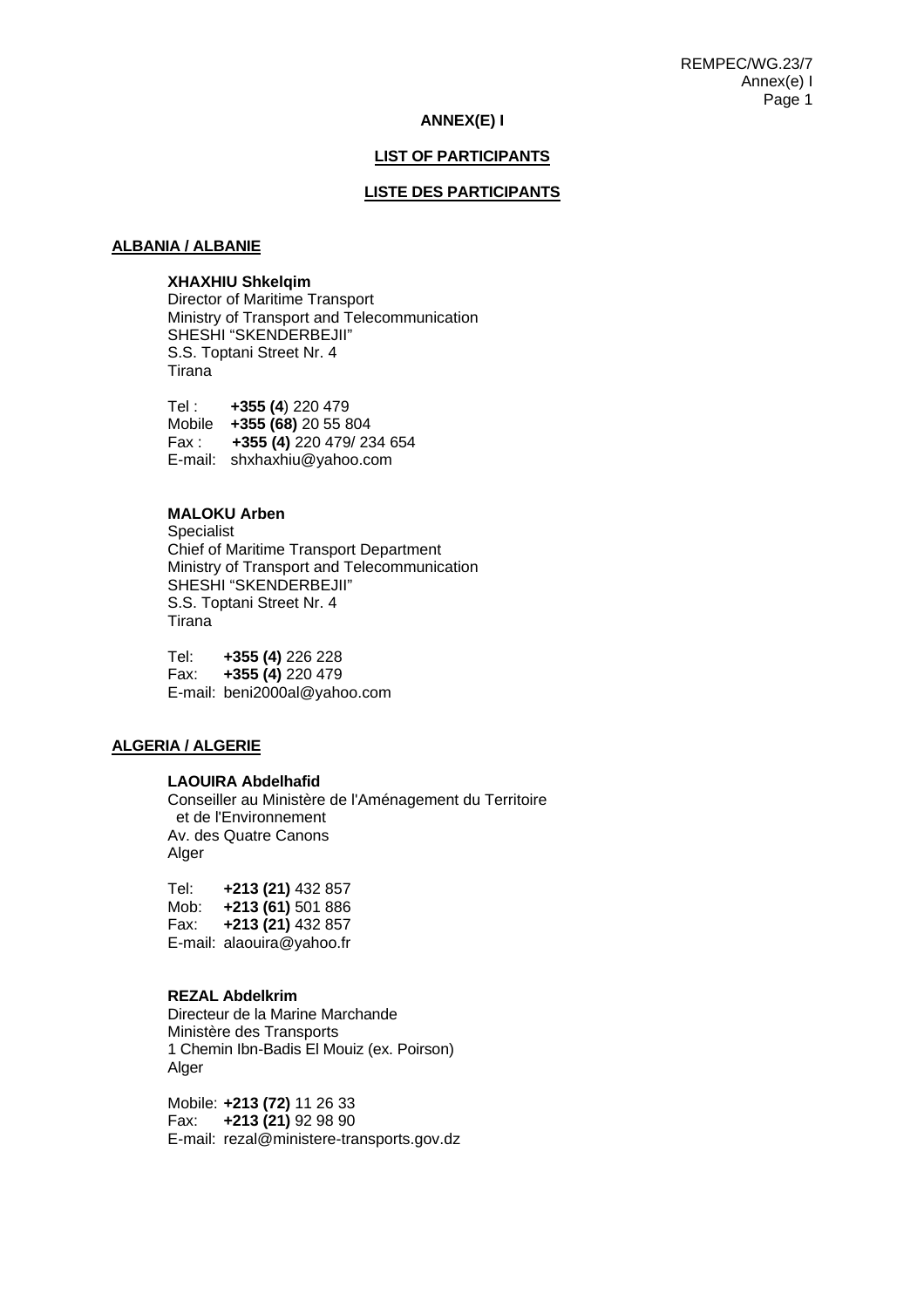**ANNEX(E) I**

**LIST OF PARTICIPANTS**

**LISTE DES PARTICIPANTS**

**ALBANIA / ALBANIE**

**XHAXHIU Shkelqim**
Director of Maritime Transport
Ministry of Transport and Telecommunication
SHESHI "SKENDERBEJII"
S.S. Toptani Street Nr. 4
Tirana

Tel : **+355 (4**) 220 479
Mobile **+355 (68)** 20 55 804
Fax : **+355 (4)** 220 479/ 234 654
E-mail: shxhaxhiu@yahoo.com

**MALOKU Arben**
Specialist
Chief of Maritime Transport Department
Ministry of Transport and Telecommunication
SHESHI "SKENDERBEJII"
S.S. Toptani Street Nr. 4
Tirana

Tel: **+355 (4)** 226 228
Fax: **+355 (4)** 220 479
E-mail: beni2000al@yahoo.com

**ALGERIA / ALGERIE**

**LAOUIRA Abdelhafid**
Conseiller au Ministère de l'Aménagement du Territoire et de l'Environnement
Av. des Quatre Canons
Alger

Tel: **+213 (21)** 432 857
Mob: **+213 (61)** 501 886
Fax: **+213 (21)** 432 857
E-mail: alaouira@yahoo.fr

**REZAL Abdelkrim**
Directeur de la Marine Marchande
Ministère des Transports
1 Chemin Ibn-Badis El Mouiz (ex. Poirson)
Alger

Mobile: **+213 (72)** 11 26 33
Fax: **+213 (21)** 92 98 90
E-mail: rezal@ministere-transports.gov.dz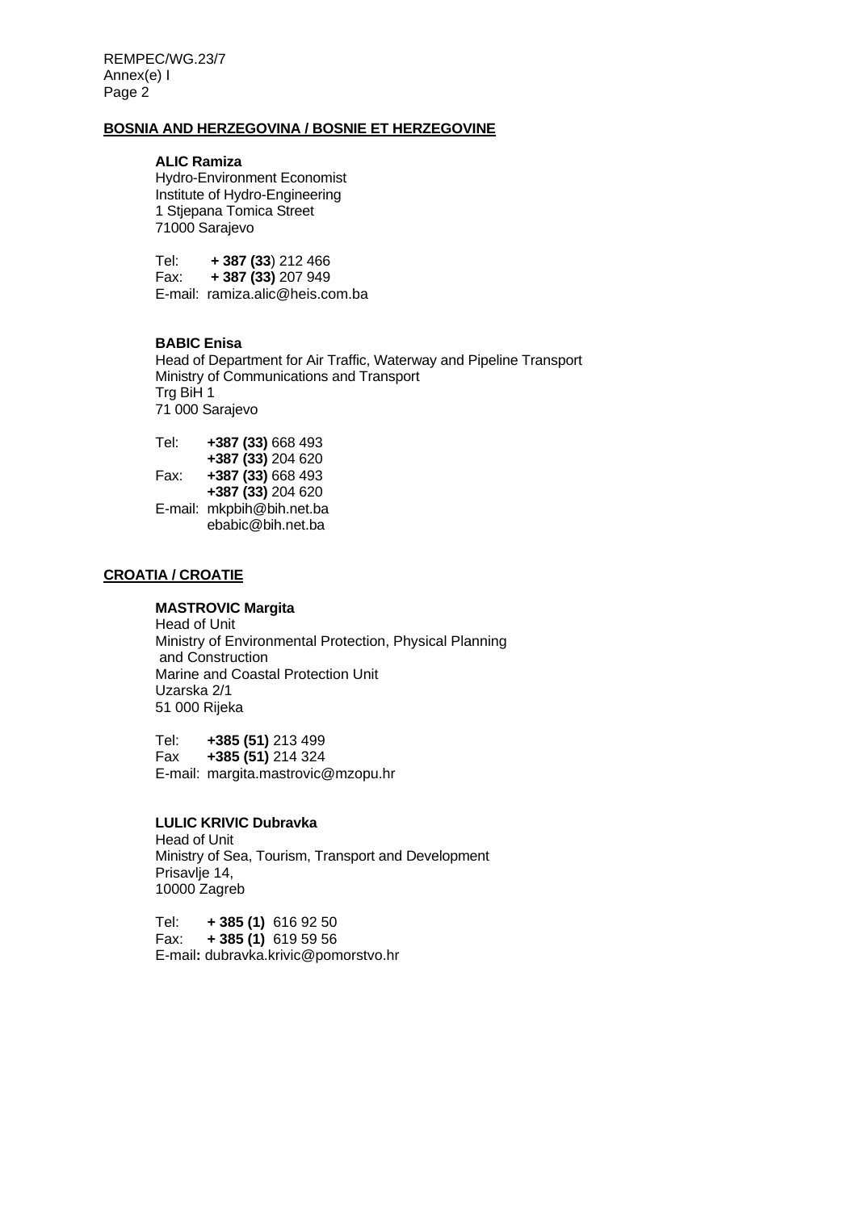**BOSNIA AND HERZEGOVINA / BOSNIE ET HERZEGOVINE**

**ALIC Ramiza**
Hydro-Environment Economist
Institute of Hydro-Engineering
1 Stjepana Tomica Street
71000 Sarajevo

Tel: **+ 387 (33**) 212 466
Fax: **+ 387 (33)** 207 949
E-mail: ramiza.alic@heis.com.ba

**BABIC Enisa**
Head of Department for Air Traffic, Waterway and Pipeline Transport
Ministry of Communications and Transport
Trg BiH 1
71 000 Sarajevo

Tel: **+387 (33)** 668 493
**+387 (33)** 204 620
Fax: **+387 (33)** 668 493
**+387 (33)** 204 620
E-mail: mkpbih@bih.net.ba
ebabic@bih.net.ba

**CROATIA / CROATIE**

**MASTROVIC Margita**
Head of Unit
Ministry of Environmental Protection, Physical Planning
and Construction
Marine and Coastal Protection Unit
Uzarska 2/1
51 000 Rijeka

Tel: **+385 (51)** 213 499
Fax **+385 (51)** 214 324
E-mail: margita.mastrovic@mzopu.hr

**LULIC KRIVIC Dubravka**
Head of Unit
Ministry of Sea, Tourism, Transport and Development
Prisavlje 14,
10000 Zagreb

Tel: **+ 385 (1)** 616 92 50
Fax: **+ 385 (1)** 619 59 56
E-mail**:** dubravka.krivic@pomorstvo.hr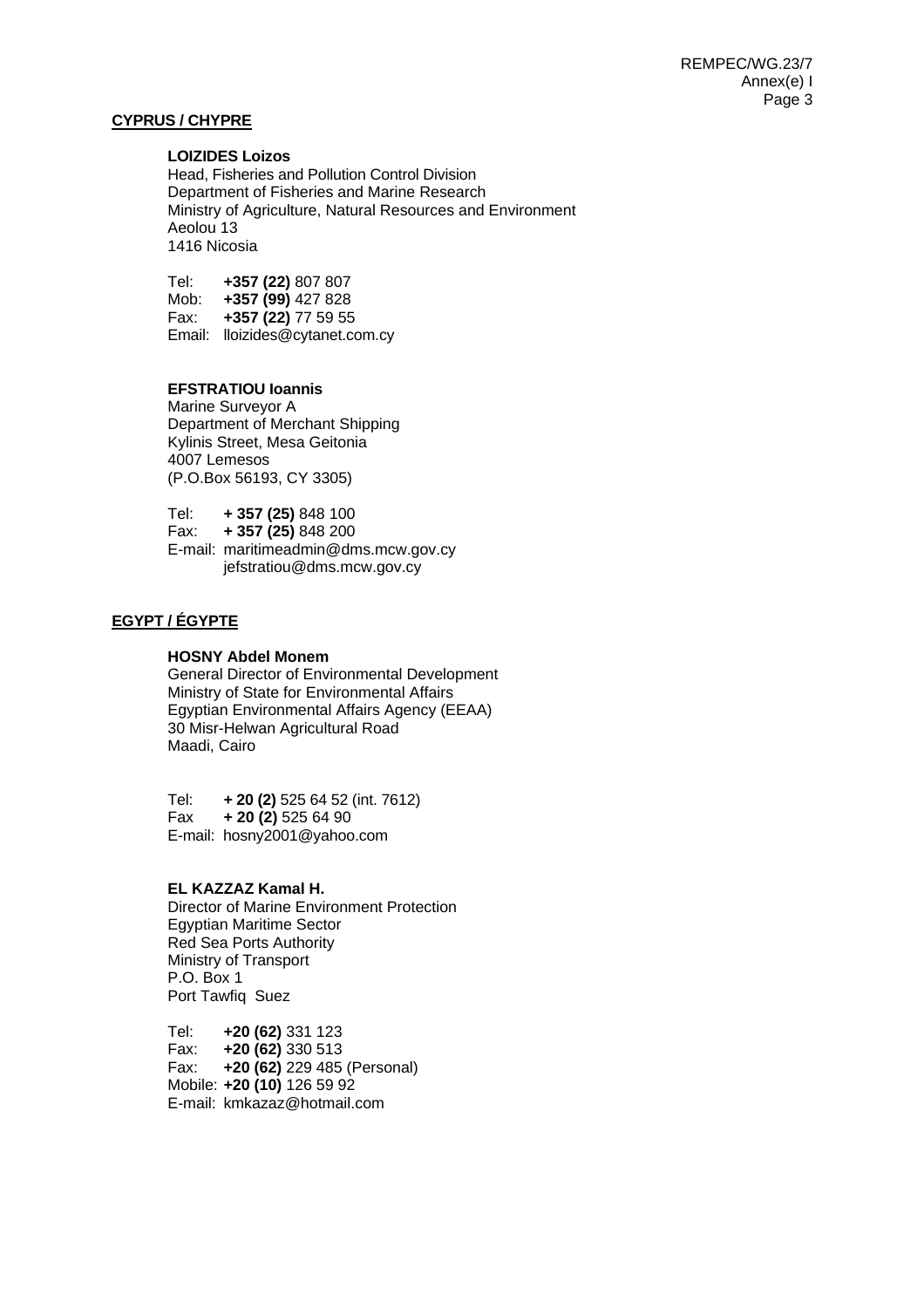**CYPRUS / CHYPRE**

**LOIZIDES Loizos**
Head, Fisheries and Pollution Control Division
Department of Fisheries and Marine Research
Ministry of Agriculture, Natural Resources and Environment
Aeolou 13
1416 Nicosia

Tel: **+357 (22)** 807 807
Mob: **+357 (99)** 427 828
Fax: **+357 (22)** 77 59 55
Email: lloizides@cytanet.com.cy

**EFSTRATIOU Ioannis**
Marine Surveyor A
Department of Merchant Shipping
Kylinis Street, Mesa Geitonia
4007 Lemesos
(P.O.Box 56193, CY 3305)

Tel: **+ 357 (25)** 848 100
Fax: **+ 357 (25)** 848 200
E-mail: maritimeadmin@dms.mcw.gov.cy
jefstratiou@dms.mcw.gov.cy

**EGYPT / ÉGYPTE**

**HOSNY Abdel Monem**
General Director of Environmental Development
Ministry of State for Environmental Affairs
Egyptian Environmental Affairs Agency (EEAA)
30 Misr-Helwan Agricultural Road
Maadi, Cairo

Tel: **+ 20 (2)** 525 64 52 (int. 7612)
Fax **+ 20 (2)** 525 64 90
E-mail: hosny2001@yahoo.com

**EL KAZZAZ Kamal H.**
Director of Marine Environment Protection
Egyptian Maritime Sector
Red Sea Ports Authority
Ministry of Transport
P.O. Box 1
Port Tawfiq Suez

Tel: **+20 (62)** 331 123
Fax: **+20 (62)** 330 513
Fax: **+20 (62)** 229 485 (Personal)
Mobile: **+20 (10)** 126 59 92
E-mail: kmkazaz@hotmail.com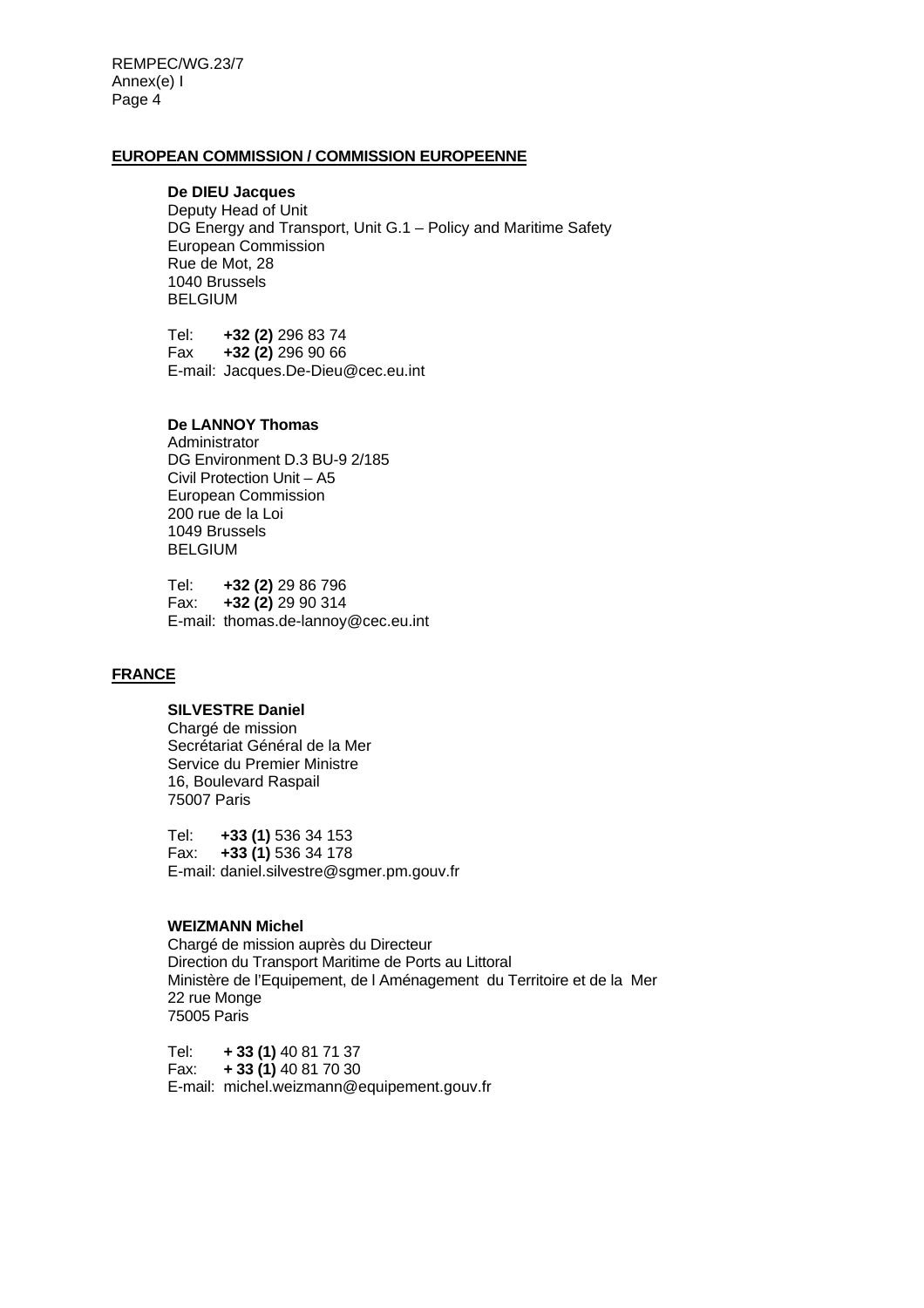**EUROPEAN COMMISSION / COMMISSION EUROPEENNE**

**De DIEU Jacques**
Deputy Head of Unit
DG Energy and Transport, Unit G.1 – Policy and Maritime Safety
European Commission
Rue de Mot, 28
1040 Brussels
BELGIUM

Tel: **+32 (2)** 296 83 74
Fax **+32 (2)** 296 90 66
E-mail: Jacques.De-Dieu@cec.eu.int

**De LANNOY Thomas**
Administrator
DG Environment D.3 BU-9 2/185
Civil Protection Unit – A5
European Commission
200 rue de la Loi
1049 Brussels
BELGIUM

Tel: **+32 (2)** 29 86 796
Fax: **+32 (2)** 29 90 314
E-mail: thomas.de-lannoy@cec.eu.int

**FRANCE**

**SILVESTRE Daniel**
Chargé de mission
Secrétariat Général de la Mer
Service du Premier Ministre
16, Boulevard Raspail
75007 Paris

Tel: **+33 (1)** 536 34 153
Fax: **+33 (1)** 536 34 178
E-mail: daniel.silvestre@sgmer.pm.gouv.fr

**WEIZMANN Michel**
Chargé de mission auprès du Directeur
Direction du Transport Maritime de Ports au Littoral
Ministère de l'Equipement, de l Aménagement du Territoire et de la Mer
22 rue Monge
75005 Paris

Tel: **+ 33 (1)** 40 81 71 37
Fax: **+ 33 (1)** 40 81 70 30
E-mail: michel.weizmann@equipement.gouv.fr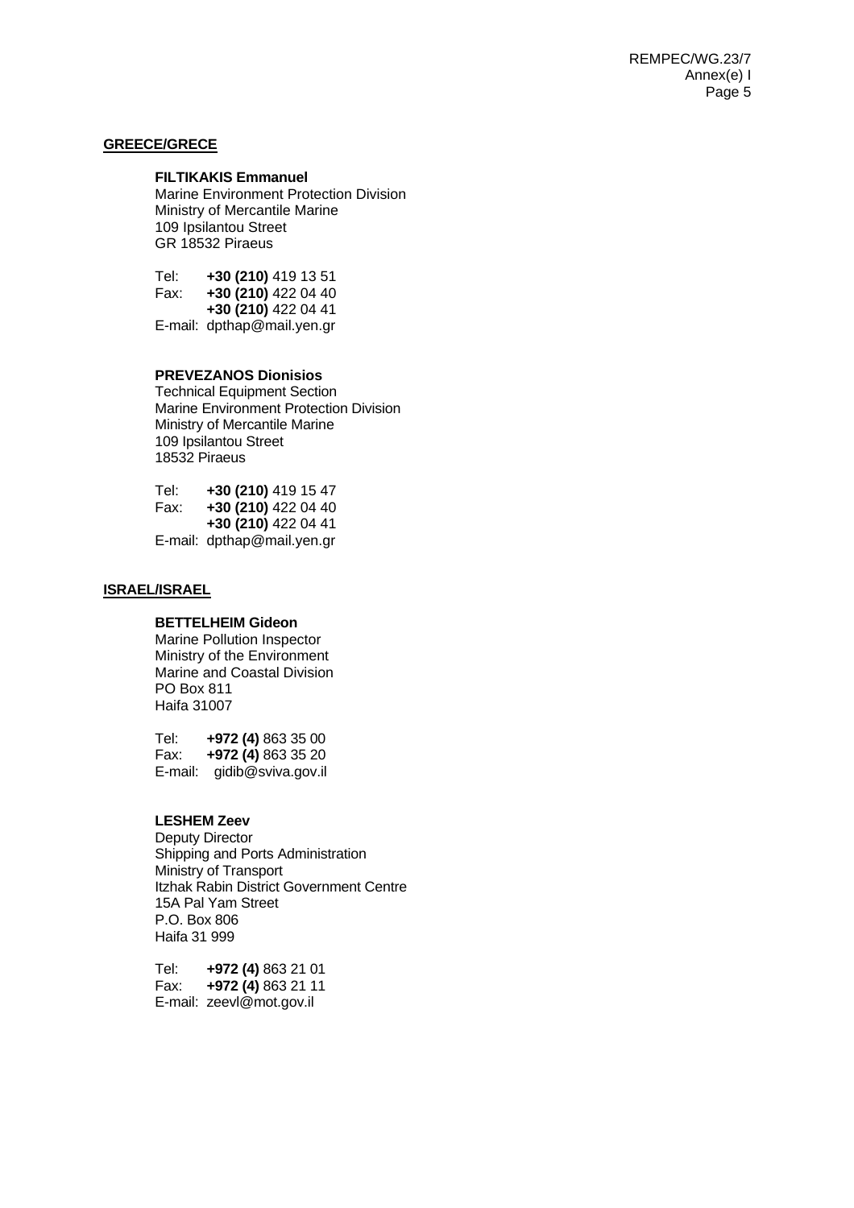**GREECE/GRECE**

**FILTIKAKIS Emmanuel**
Marine Environment Protection Division
Ministry of Mercantile Marine
109 Ipsilantou Street
GR 18532 Piraeus

Tel: **+30 (210)** 419 13 51
Fax: **+30 (210)** 422 04 40
**+30 (210)** 422 04 41
E-mail: dpthap@mail.yen.gr

**PREVEZANOS Dionisios**
Technical Equipment Section
Marine Environment Protection Division
Ministry of Mercantile Marine
109 Ipsilantou Street
18532 Piraeus

Tel: **+30 (210)** 419 15 47
Fax: **+30 (210)** 422 04 40
**+30 (210)** 422 04 41
E-mail: dpthap@mail.yen.gr

**ISRAEL/ISRAEL**

**BETTELHEIM Gideon**
Marine Pollution Inspector
Ministry of the Environment
Marine and Coastal Division
PO Box 811
Haifa 31007

Tel: **+972 (4)** 863 35 00
Fax: **+972 (4)** 863 35 20
E-mail: gidib@sviva.gov.il

**LESHEM Zeev**
Deputy Director
Shipping and Ports Administration
Ministry of Transport
Itzhak Rabin District Government Centre
15A Pal Yam Street
P.O. Box 806
Haifa 31 999

Tel: **+972 (4)** 863 21 01
Fax: **+972 (4)** 863 21 11
E-mail: zeevl@mot.gov.il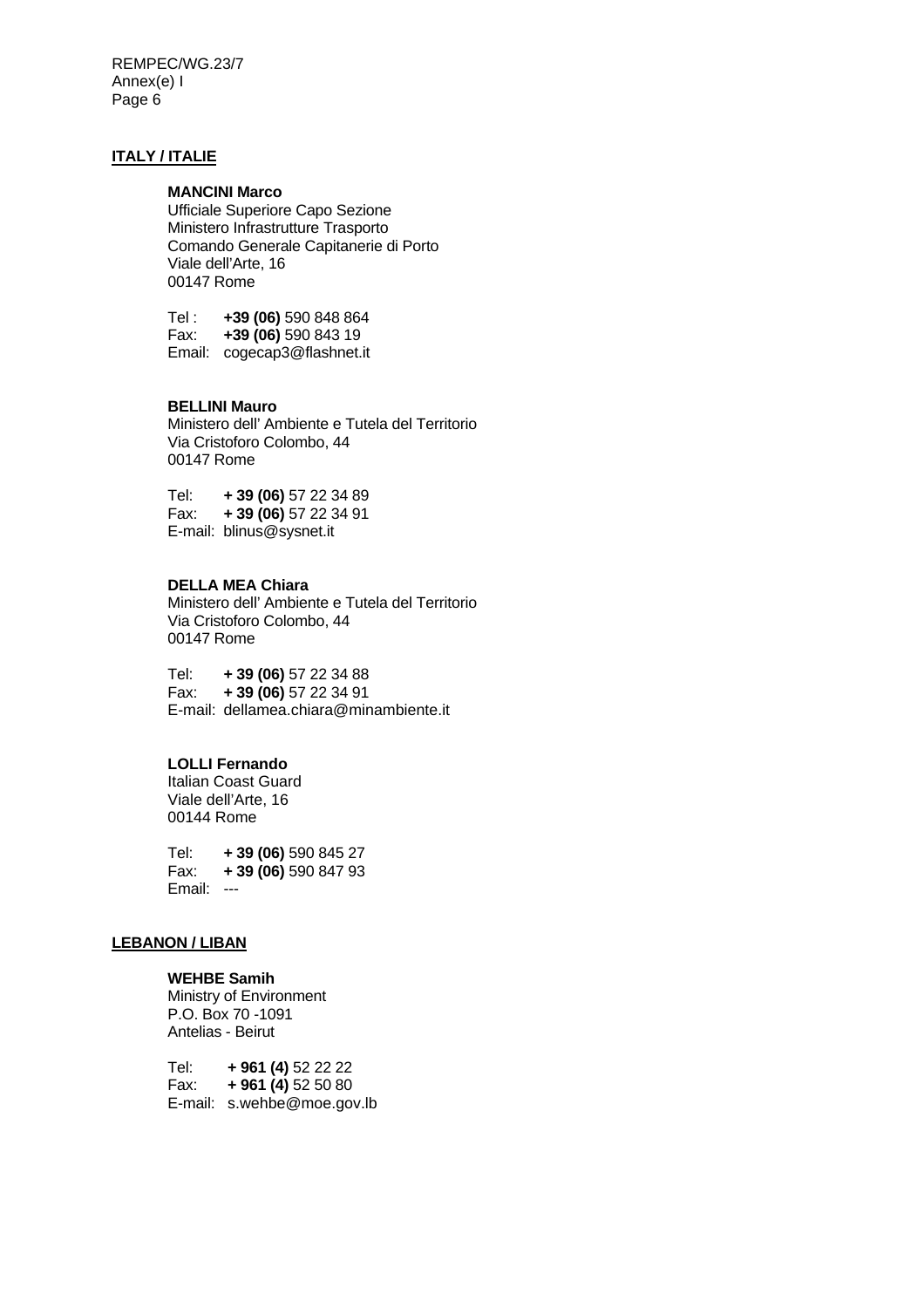**ITALY / ITALIE**

**MANCINI Marco**
Ufficiale Superiore Capo Sezione
Ministero Infrastrutture Trasporto
Comando Generale Capitanerie di Porto
Viale dell'Arte, 16
00147 Rome

Tel : **+39 (06)** 590 848 864
Fax: **+39 (06)** 590 843 19
Email: cogecap3@flashnet.it

**BELLINI Mauro**
Ministero dell' Ambiente e Tutela del Territorio
Via Cristoforo Colombo, 44
00147 Rome

Tel: **+ 39 (06)** 57 22 34 89
Fax: **+ 39 (06)** 57 22 34 91
E-mail: blinus@sysnet.it

**DELLA MEA Chiara**
Ministero dell' Ambiente e Tutela del Territorio
Via Cristoforo Colombo, 44
00147 Rome

Tel: **+ 39 (06)** 57 22 34 88
Fax: **+ 39 (06)** 57 22 34 91
E-mail: dellamea.chiara@minambiente.it

**LOLLI Fernando**
Italian Coast Guard
Viale dell'Arte, 16
00144 Rome

Tel: **+ 39 (06)** 590 845 27
Fax: **+ 39 (06)** 590 847 93
Email: ---

**LEBANON / LIBAN**

**WEHBE Samih**
Ministry of Environment
P.O. Box 70 -1091
Antelias - Beirut

Tel: **+ 961 (4)** 52 22 22
Fax: **+ 961 (4)** 52 50 80
E-mail: s.wehbe@moe.gov.lb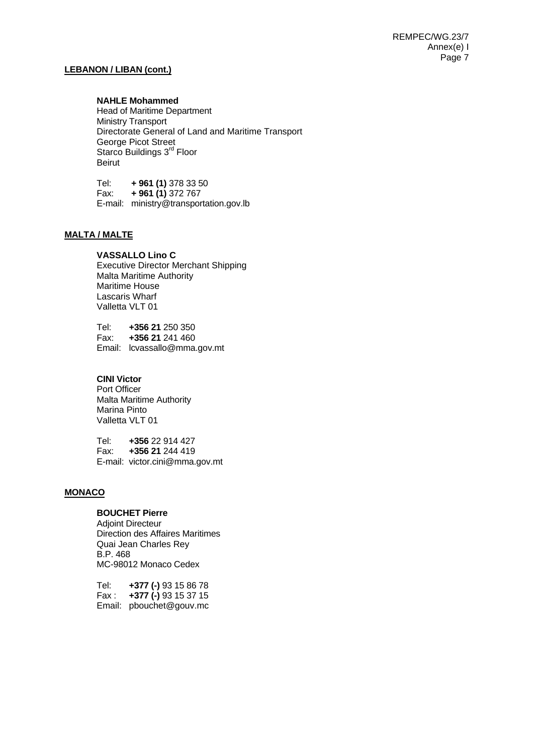**LEBANON / LIBAN (cont.)**

**NAHLE Mohammed**
Head of Maritime Department
Ministry Transport
Directorate General of Land and Maritime Transport
George Picot Street
Starco Buildings 3rd Floor
Beirut

Tel: **+ 961 (1)** 378 33 50
Fax: **+ 961 (1)** 372 767
E-mail: ministry@transportation.gov.lb

**MALTA / MALTE**

**VASSALLO Lino C**
Executive Director Merchant Shipping
Malta Maritime Authority
Maritime House
Lascaris Wharf
Valletta VLT 01

Tel: **+356 21** 250 350
Fax: **+356 21** 241 460
Email: lcvassallo@mma.gov.mt

**CINI Victor**
Port Officer
Malta Maritime Authority
Marina Pinto
Valletta VLT 01

Tel: **+356** 22 914 427
Fax: **+356 21** 244 419
E-mail: victor.cini@mma.gov.mt

**MONACO**

**BOUCHET Pierre**
Adjoint Directeur
Direction des Affaires Maritimes
Quai Jean Charles Rey
B.P. 468
MC-98012 Monaco Cedex

Tel: **+377 (-)** 93 15 86 78
Fax : **+377 (-)** 93 15 37 15
Email: pbouchet@gouv.mc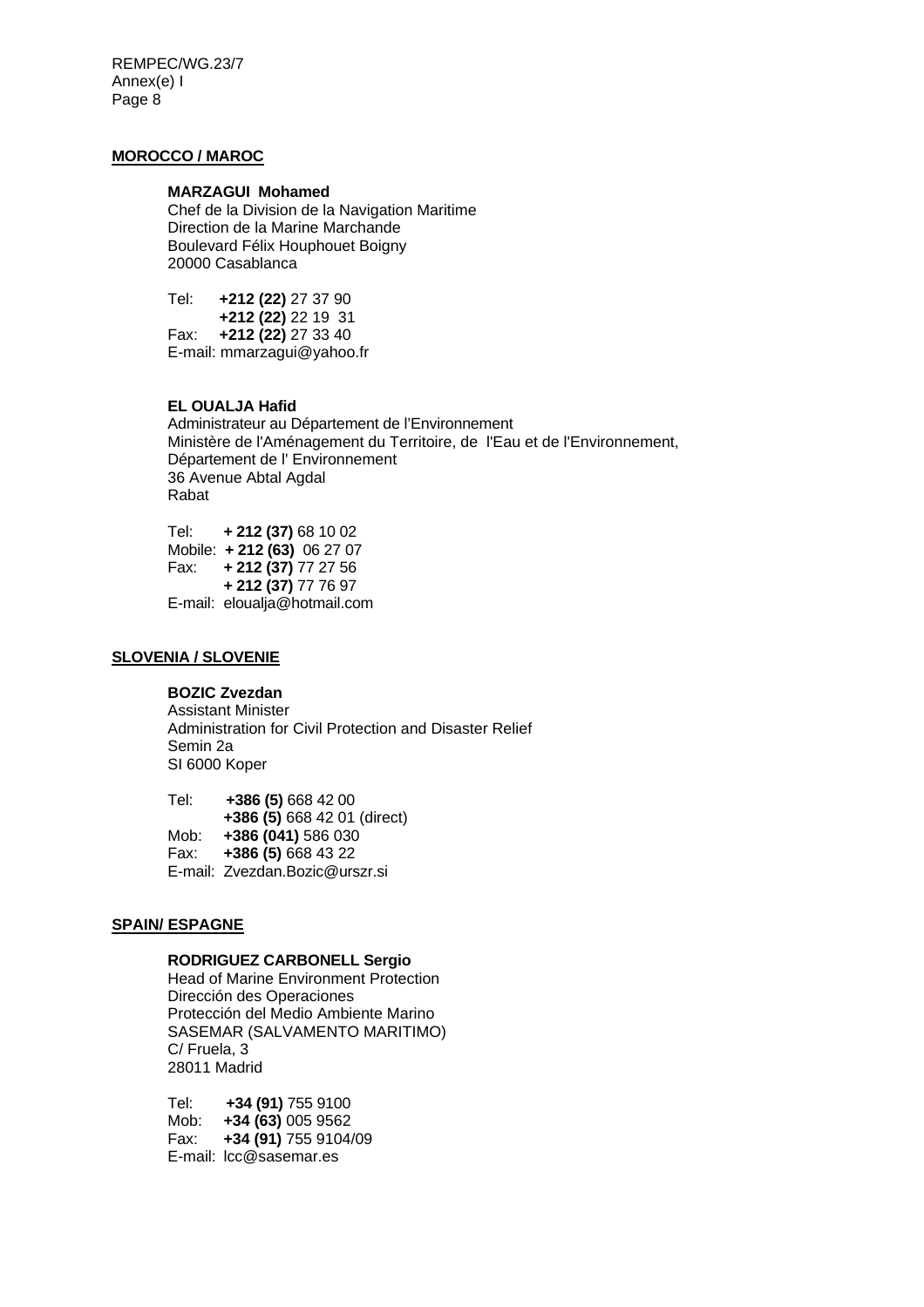**MOROCCO / MAROC**

**MARZAGUI Mohamed**
Chef de la Division de la Navigation Maritime
Direction de la Marine Marchande
Boulevard Félix Houphouet Boigny
20000 Casablanca

Tel: **+212 (22)** 27 37 90
**+212 (22)** 22 19 31
Fax: **+212 (22)** 27 33 40
E-mail: mmarzagui@yahoo.fr

**EL OUALJA Hafid**
Administrateur au Département de l'Environnement
Ministère de l'Aménagement du Territoire, de l'Eau et de l'Environnement,
Département de l' Environnement
36 Avenue Abtal Agdal
Rabat

Tel: **+ 212 (37)** 68 10 02
Mobile: **+ 212 (63)** 06 27 07
Fax: **+ 212 (37)** 77 27 56
**+ 212 (37)** 77 76 97
E-mail: eloualja@hotmail.com

**SLOVENIA / SLOVENIE**

**BOZIC Zvezdan**
Assistant Minister
Administration for Civil Protection and Disaster Relief
Semin 2a
SI 6000 Koper

Tel: **+386 (5)** 668 42 00
**+386 (5)** 668 42 01 (direct)
Mob: **+386 (041)** 586 030
Fax: **+386 (5)** 668 43 22
E-mail: Zvezdan.Bozic@urszr.si

**SPAIN/ ESPAGNE**

**RODRIGUEZ CARBONELL Sergio**
Head of Marine Environment Protection
Dirección des Operaciones
Protección del Medio Ambiente Marino
SASEMAR (SALVAMENTO MARITIMO)
C/ Fruela, 3
28011 Madrid

Tel: **+34 (91)** 755 9100
Mob: **+34 (63)** 005 9562
Fax: **+34 (91)** 755 9104/09
E-mail: lcc@sasemar.es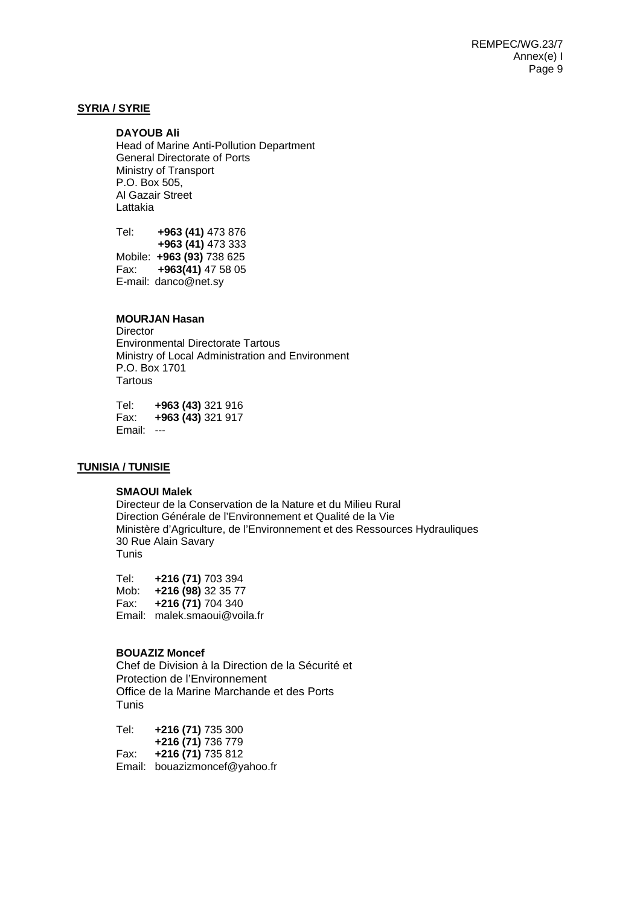## SYRIA / SYRIE

**DAYOUB Ali**
Head of Marine Anti-Pollution Department
General Directorate of Ports
Ministry of Transport
P.O. Box 505,
Al Gazair Street
Lattakia

Tel: **+963 (41)** 473 876
**+963 (41)** 473 333
Mobile: **+963 (93)** 738 625
Fax: **+963(41)** 47 58 05
E-mail: danco@net.sy

**MOURJAN Hasan**
Director
Environmental Directorate Tartous
Ministry of Local Administration and Environment
P.O. Box 1701
Tartous

Tel: **+963 (43)** 321 916
Fax: **+963 (43)** 321 917
Email: ---

## TUNISIA / TUNISIE

**SMAOUI Malek**
Directeur de la Conservation de la Nature et du Milieu Rural
Direction Générale de l'Environnement et Qualité de la Vie
Ministère d'Agriculture, de l'Environnement et des Ressources Hydrauliques
30 Rue Alain Savary
Tunis

Tel: **+216 (71)** 703 394
Mob: **+216 (98)** 32 35 77
Fax: **+216 (71)** 704 340
Email: malek.smaoui@voila.fr

**BOUAZIZ Moncef**
Chef de Division à la Direction de la Sécurité et
Protection de l'Environnement
Office de la Marine Marchande et des Ports
Tunis

Tel: **+216 (71)** 735 300
**+216 (71)** 736 779
Fax: **+216 (71)** 735 812
Email: bouazizmoncef@yahoo.fr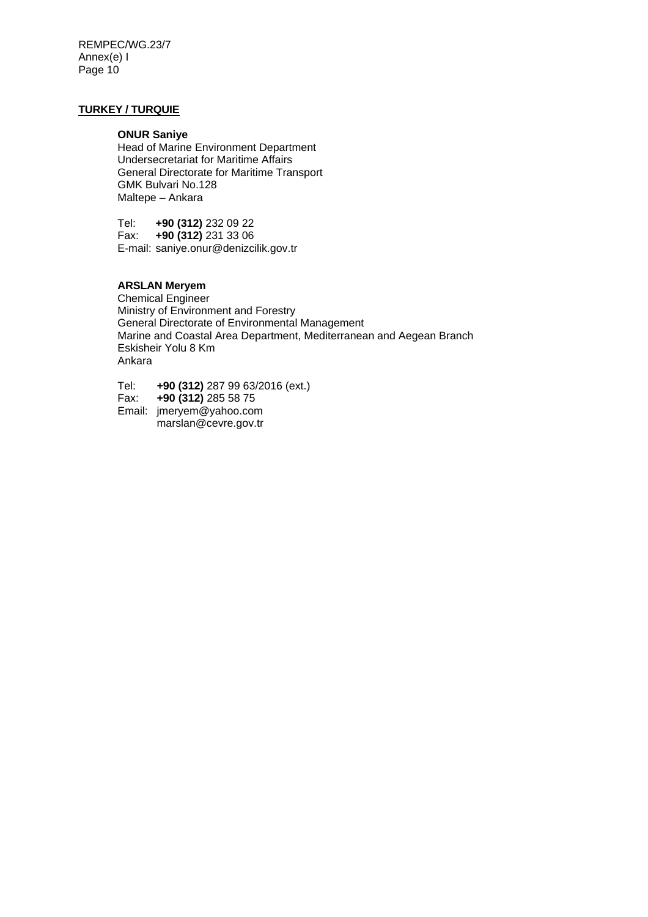**TURKEY / TURQUIE**

**ONUR Saniye**
Head of Marine Environment Department
Undersecretariat for Maritime Affairs
General Directorate for Maritime Transport
GMK Bulvari No.128
Maltepe – Ankara

Tel: **+90 (312)** 232 09 22
Fax: **+90 (312)** 231 33 06
E-mail: saniye.onur@denizcilik.gov.tr

**ARSLAN Meryem**
Chemical Engineer
Ministry of Environment and Forestry
General Directorate of Environmental Management
Marine and Coastal Area Department, Mediterranean and Aegean Branch
Eskisheir Yolu 8 Km
Ankara

Tel: **+90 (312)** 287 99 63/2016 (ext.)
Fax: **+90 (312)** 285 58 75
Email: jmeryem@yahoo.com
marslan@cevre.gov.tr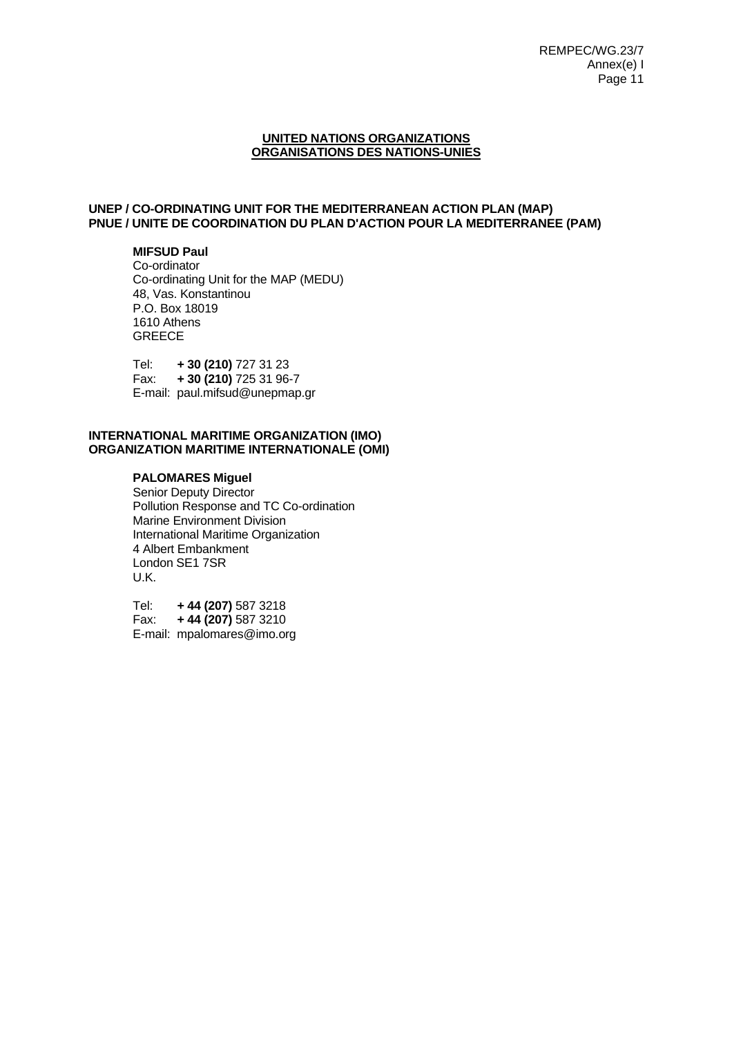## UNITED NATIONS ORGANIZATIONS
## ORGANISATIONS DES NATIONS-UNIES

### UNEP / CO-ORDINATING UNIT FOR THE MEDITERRANEAN ACTION PLAN (MAP)
### PNUE / UNITE DE COORDINATION DU PLAN D'ACTION POUR LA MEDITERRANEE (PAM)

**MIFSUD Paul**
Co-ordinator
Co-ordinating Unit for the MAP (MEDU)
48, Vas. Konstantinou
P.O. Box 18019
1610 Athens
GREECE

Tel: **+ 30 (210)** 727 31 23
Fax: **+ 30 (210)** 725 31 96-7
E-mail: paul.mifsud@unepmap.gr

### INTERNATIONAL MARITIME ORGANIZATION (IMO)
### ORGANIZATION MARITIME INTERNATIONALE (OMI)

**PALOMARES Miguel**
Senior Deputy Director
Pollution Response and TC Co-ordination
Marine Environment Division
International Maritime Organization
4 Albert Embankment
London SE1 7SR
U.K.

Tel: **+ 44 (207)** 587 3218
Fax: **+ 44 (207)** 587 3210
E-mail: mpalomares@imo.org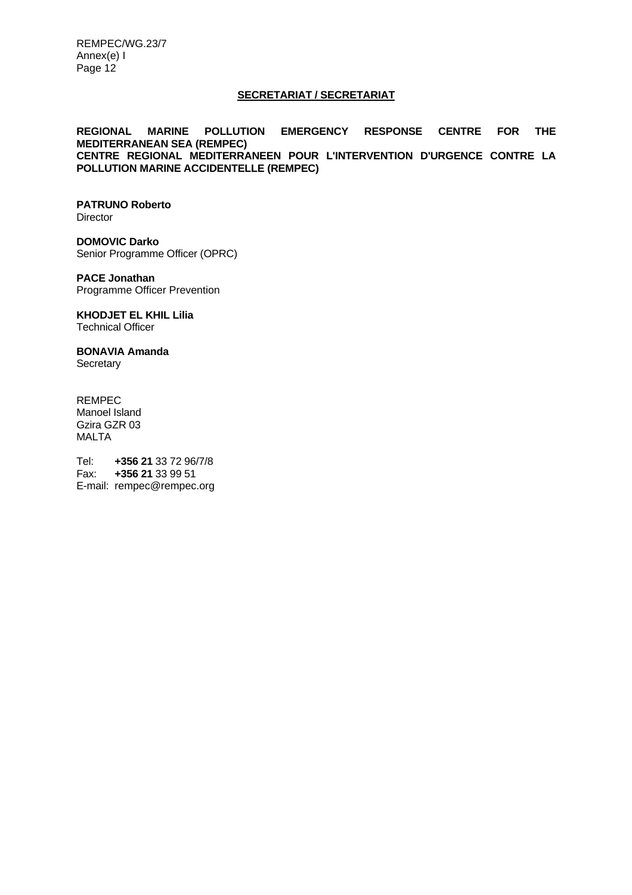## SECRETARIAT / SECRETARIAT

**REGIONAL MARINE POLLUTION EMERGENCY RESPONSE CENTRE FOR THE MEDITERRANEAN SEA (REMPEC)**
**CENTRE REGIONAL MEDITERRANEEN POUR L'INTERVENTION D'URGENCE CONTRE LA POLLUTION MARINE ACCIDENTELLE (REMPEC)**

**PATRUNO Roberto**
Director

**DOMOVIC Darko**
Senior Programme Officer (OPRC)

**PACE Jonathan**
Programme Officer Prevention

**KHODJET EL KHIL Lilia**
Technical Officer

**BONAVIA Amanda**
Secretary

REMPEC
Manoel Island
Gzira GZR 03
MALTA

Tel: **+356 21** 33 72 96/7/8
Fax: **+356 21** 33 99 51
E-mail: rempec@rempec.org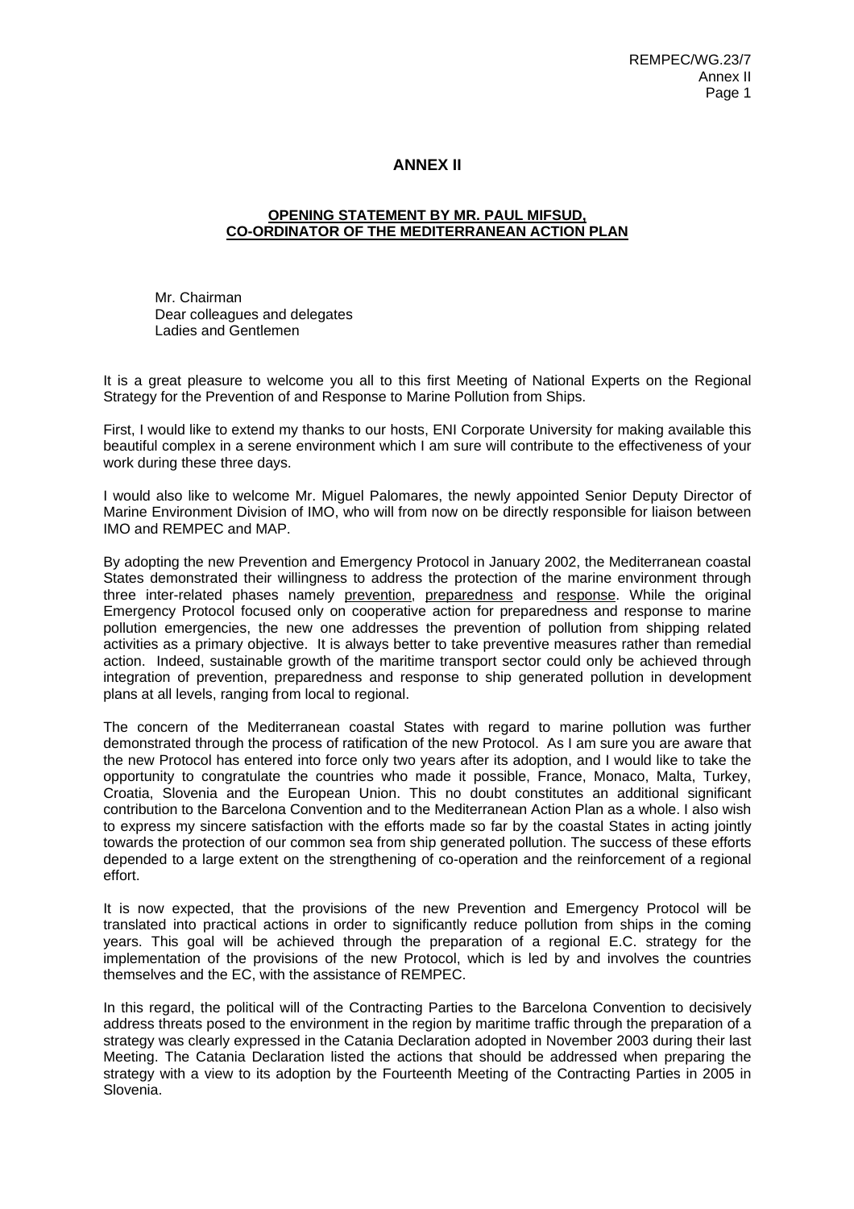# ANNEX II

## OPENING STATEMENT BY MR. PAUL MIFSUD, CO-ORDINATOR OF THE MEDITERRANEAN ACTION PLAN

Mr. Chairman
Dear colleagues and delegates
Ladies and Gentlemen

It is a great pleasure to welcome you all to this first Meeting of National Experts on the Regional Strategy for the Prevention of and Response to Marine Pollution from Ships.

First, I would like to extend my thanks to our hosts, ENI Corporate University for making available this beautiful complex in a serene environment which I am sure will contribute to the effectiveness of your work during these three days.

I would also like to welcome Mr. Miguel Palomares, the newly appointed Senior Deputy Director of Marine Environment Division of IMO, who will from now on be directly responsible for liaison between IMO and REMPEC and MAP.

By adopting the new Prevention and Emergency Protocol in January 2002, the Mediterranean coastal States demonstrated their willingness to address the protection of the marine environment through three inter-related phases namely <u>prevention</u>, <u>preparedness</u> and <u>response</u>. While the original Emergency Protocol focused only on cooperative action for preparedness and response to marine pollution emergencies, the new one addresses the prevention of pollution from shipping related activities as a primary objective. It is always better to take preventive measures rather than remedial action. Indeed, sustainable growth of the maritime transport sector could only be achieved through integration of prevention, preparedness and response to ship generated pollution in development plans at all levels, ranging from local to regional.

The concern of the Mediterranean coastal States with regard to marine pollution was further demonstrated through the process of ratification of the new Protocol. As I am sure you are aware that the new Protocol has entered into force only two years after its adoption, and I would like to take the opportunity to congratulate the countries who made it possible, France, Monaco, Malta, Turkey, Croatia, Slovenia and the European Union. This no doubt constitutes an additional significant contribution to the Barcelona Convention and to the Mediterranean Action Plan as a whole. I also wish to express my sincere satisfaction with the efforts made so far by the coastal States in acting jointly towards the protection of our common sea from ship generated pollution. The success of these efforts depended to a large extent on the strengthening of co-operation and the reinforcement of a regional effort.

It is now expected, that the provisions of the new Prevention and Emergency Protocol will be translated into practical actions in order to significantly reduce pollution from ships in the coming years. This goal will be achieved through the preparation of a regional E.C. strategy for the implementation of the provisions of the new Protocol, which is led by and involves the countries themselves and the EC, with the assistance of REMPEC.

In this regard, the political will of the Contracting Parties to the Barcelona Convention to decisively address threats posed to the environment in the region by maritime traffic through the preparation of a strategy was clearly expressed in the Catania Declaration adopted in November 2003 during their last Meeting. The Catania Declaration listed the actions that should be addressed when preparing the strategy with a view to its adoption by the Fourteenth Meeting of the Contracting Parties in 2005 in Slovenia.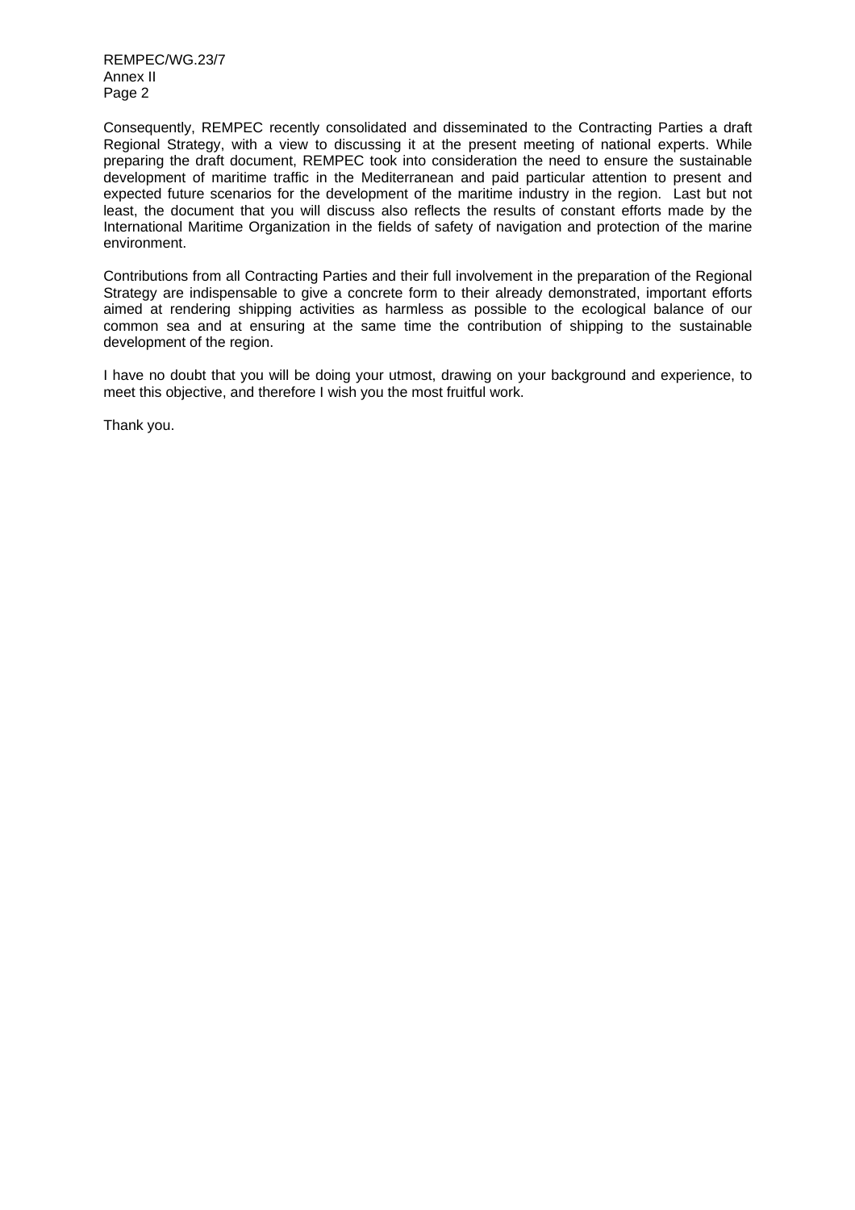Consequently, REMPEC recently consolidated and disseminated to the Contracting Parties a draft Regional Strategy, with a view to discussing it at the present meeting of national experts. While preparing the draft document, REMPEC took into consideration the need to ensure the sustainable development of maritime traffic in the Mediterranean and paid particular attention to present and expected future scenarios for the development of the maritime industry in the region. Last but not least, the document that you will discuss also reflects the results of constant efforts made by the International Maritime Organization in the fields of safety of navigation and protection of the marine environment.

Contributions from all Contracting Parties and their full involvement in the preparation of the Regional Strategy are indispensable to give a concrete form to their already demonstrated, important efforts aimed at rendering shipping activities as harmless as possible to the ecological balance of our common sea and at ensuring at the same time the contribution of shipping to the sustainable development of the region.

I have no doubt that you will be doing your utmost, drawing on your background and experience, to meet this objective, and therefore I wish you the most fruitful work.

Thank you.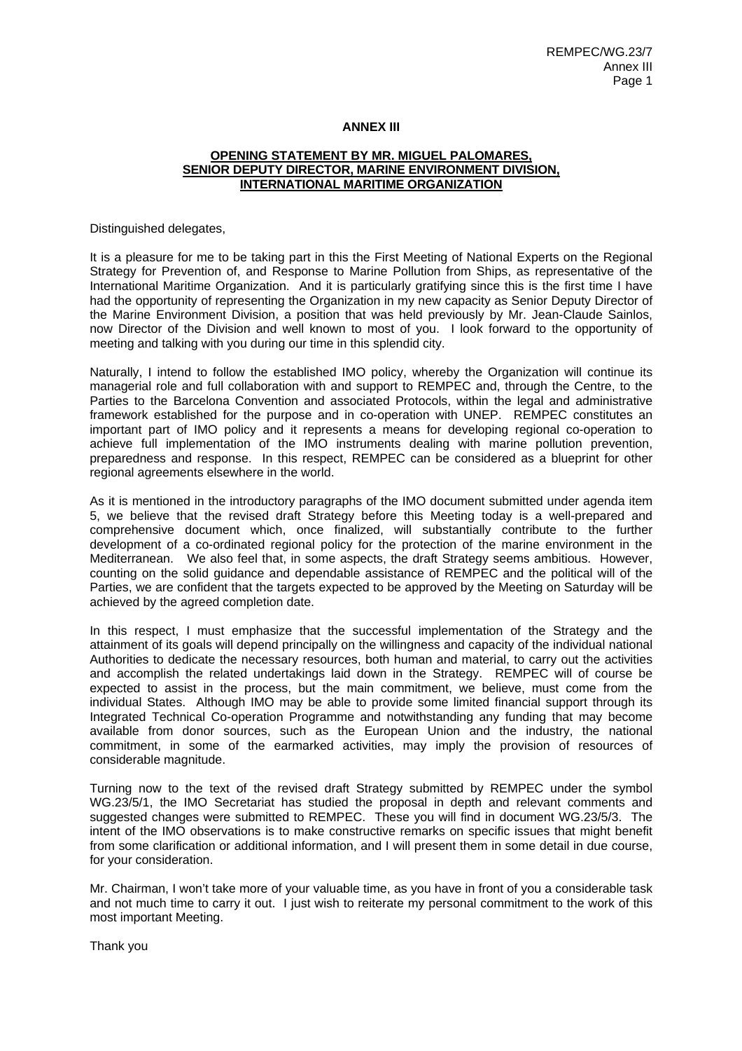# ANNEX III

## OPENING STATEMENT BY MR. MIGUEL PALOMARES, SENIOR DEPUTY DIRECTOR, MARINE ENVIRONMENT DIVISION, INTERNATIONAL MARITIME ORGANIZATION

Distinguished delegates,

It is a pleasure for me to be taking part in this the First Meeting of National Experts on the Regional Strategy for Prevention of, and Response to Marine Pollution from Ships, as representative of the International Maritime Organization. And it is particularly gratifying since this is the first time I have had the opportunity of representing the Organization in my new capacity as Senior Deputy Director of the Marine Environment Division, a position that was held previously by Mr. Jean-Claude Sainlos, now Director of the Division and well known to most of you. I look forward to the opportunity of meeting and talking with you during our time in this splendid city.

Naturally, I intend to follow the established IMO policy, whereby the Organization will continue its managerial role and full collaboration with and support to REMPEC and, through the Centre, to the Parties to the Barcelona Convention and associated Protocols, within the legal and administrative framework established for the purpose and in co-operation with UNEP. REMPEC constitutes an important part of IMO policy and it represents a means for developing regional co-operation to achieve full implementation of the IMO instruments dealing with marine pollution prevention, preparedness and response. In this respect, REMPEC can be considered as a blueprint for other regional agreements elsewhere in the world.

As it is mentioned in the introductory paragraphs of the IMO document submitted under agenda item 5, we believe that the revised draft Strategy before this Meeting today is a well-prepared and comprehensive document which, once finalized, will substantially contribute to the further development of a co-ordinated regional policy for the protection of the marine environment in the Mediterranean. We also feel that, in some aspects, the draft Strategy seems ambitious. However, counting on the solid guidance and dependable assistance of REMPEC and the political will of the Parties, we are confident that the targets expected to be approved by the Meeting on Saturday will be achieved by the agreed completion date.

In this respect, I must emphasize that the successful implementation of the Strategy and the attainment of its goals will depend principally on the willingness and capacity of the individual national Authorities to dedicate the necessary resources, both human and material, to carry out the activities and accomplish the related undertakings laid down in the Strategy. REMPEC will of course be expected to assist in the process, but the main commitment, we believe, must come from the individual States. Although IMO may be able to provide some limited financial support through its Integrated Technical Co-operation Programme and notwithstanding any funding that may become available from donor sources, such as the European Union and the industry, the national commitment, in some of the earmarked activities, may imply the provision of resources of considerable magnitude.

Turning now to the text of the revised draft Strategy submitted by REMPEC under the symbol WG.23/5/1, the IMO Secretariat has studied the proposal in depth and relevant comments and suggested changes were submitted to REMPEC. These you will find in document WG.23/5/3. The intent of the IMO observations is to make constructive remarks on specific issues that might benefit from some clarification or additional information, and I will present them in some detail in due course, for your consideration.

Mr. Chairman, I won't take more of your valuable time, as you have in front of you a considerable task and not much time to carry it out. I just wish to reiterate my personal commitment to the work of this most important Meeting.

Thank you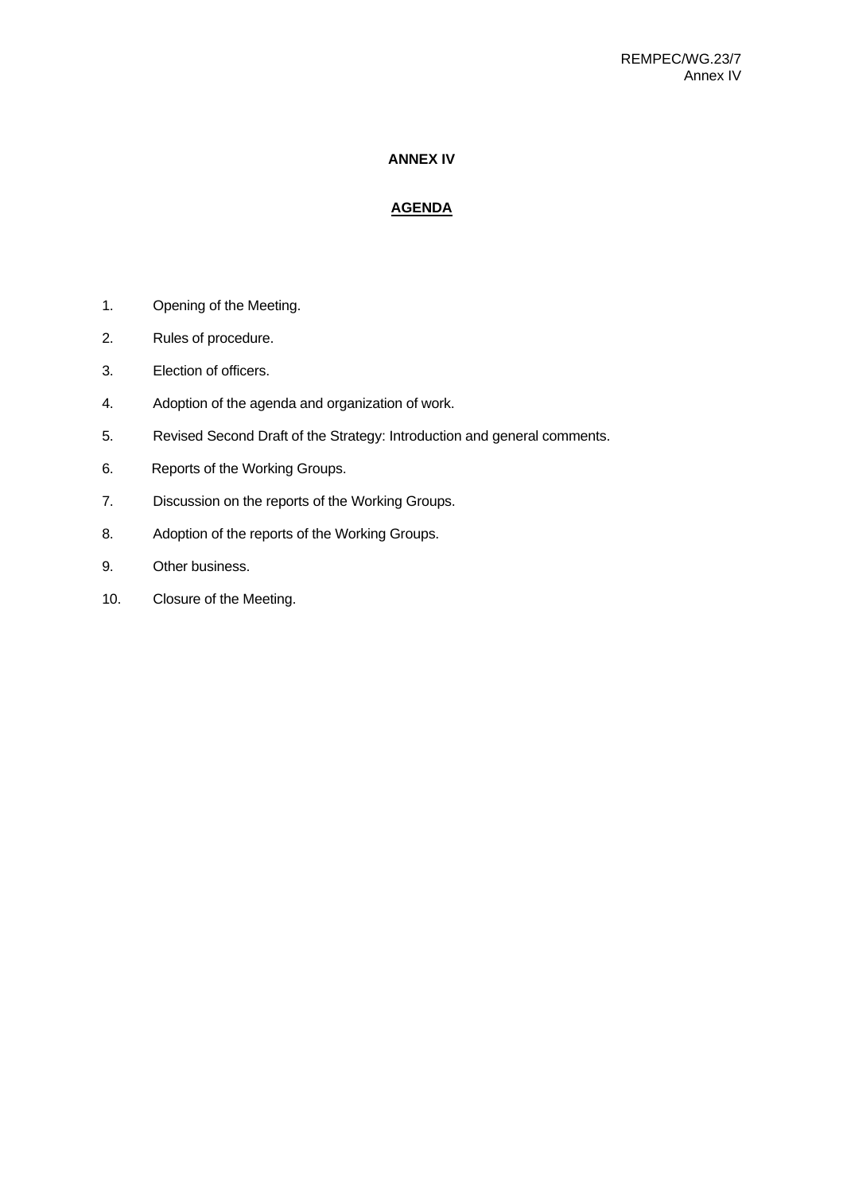# ANNEX IV

## AGENDA

1. Opening of the Meeting.
2. Rules of procedure.
3. Election of officers.
4. Adoption of the agenda and organization of work.
5. Revised Second Draft of the Strategy: Introduction and general comments.
6. Reports of the Working Groups.
7. Discussion on the reports of the Working Groups.
8. Adoption of the reports of the Working Groups.
9. Other business.
10. Closure of the Meeting.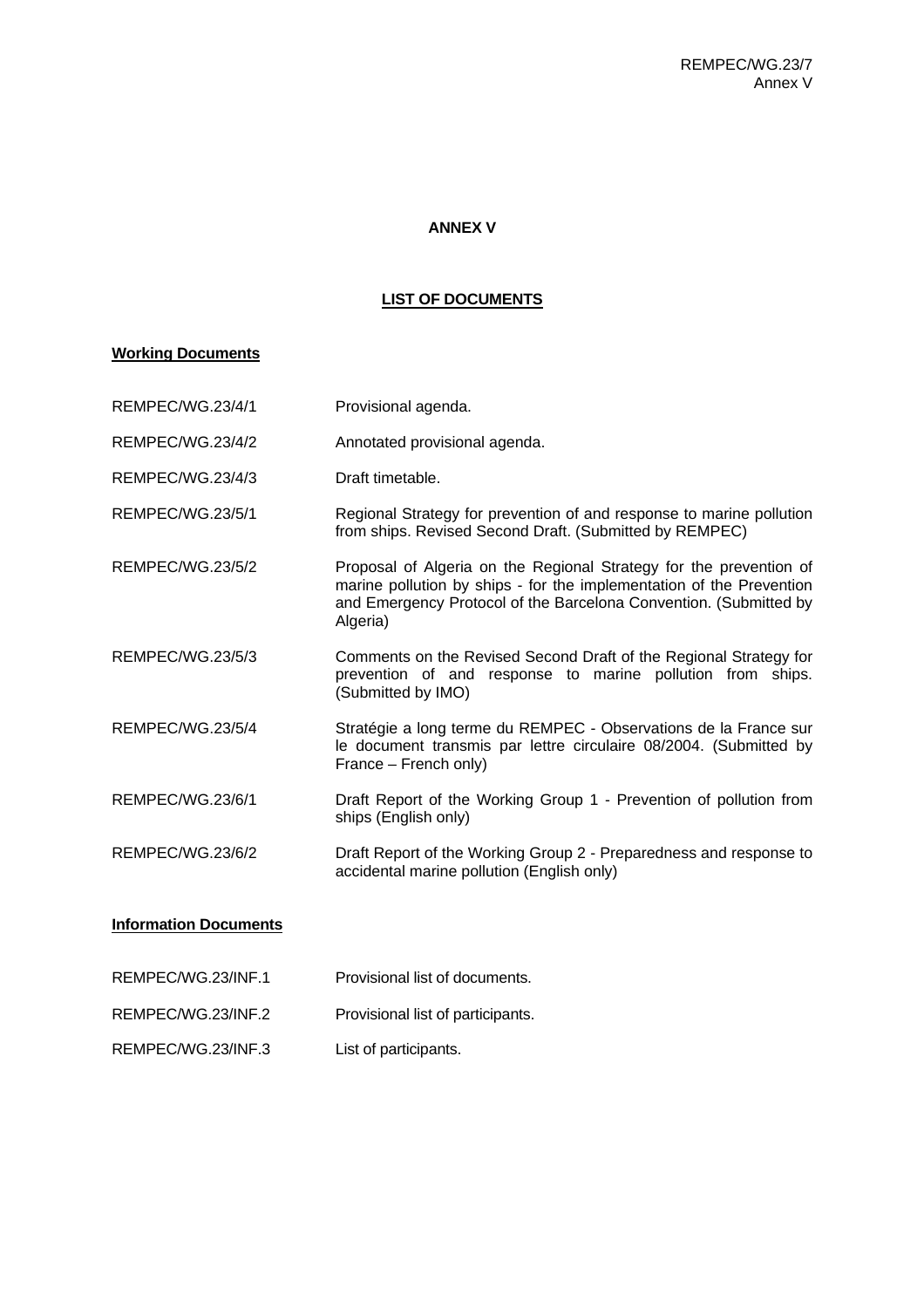# ANNEX V

## LIST OF DOCUMENTS

**Working Documents**

| | |
|---|---|
| REMPEC/WG.23/4/1 | Provisional agenda. |
| REMPEC/WG.23/4/2 | Annotated provisional agenda. |
| REMPEC/WG.23/4/3 | Draft timetable. |
| REMPEC/WG.23/5/1 | Regional Strategy for prevention of and response to marine pollution from ships. Revised Second Draft. (Submitted by REMPEC) |
| REMPEC/WG.23/5/2 | Proposal of Algeria on the Regional Strategy for the prevention of marine pollution by ships - for the implementation of the Prevention and Emergency Protocol of the Barcelona Convention. (Submitted by Algeria) |
| REMPEC/WG.23/5/3 | Comments on the Revised Second Draft of the Regional Strategy for prevention of and response to marine pollution from ships. (Submitted by IMO) |
| REMPEC/WG.23/5/4 | Stratégie a long terme du REMPEC - Observations de la France sur le document transmis par lettre circulaire 08/2004. (Submitted by France – French only) |
| REMPEC/WG.23/6/1 | Draft Report of the Working Group 1 - Prevention of pollution from ships (English only) |
| REMPEC/WG.23/6/2 | Draft Report of the Working Group 2 - Preparedness and response to accidental marine pollution (English only) |

**Information Documents**

| | |
|---|---|
| REMPEC/WG.23/INF.1 | Provisional list of documents. |
| REMPEC/WG.23/INF.2 | Provisional list of participants. |
| REMPEC/WG.23/INF.3 | List of participants. |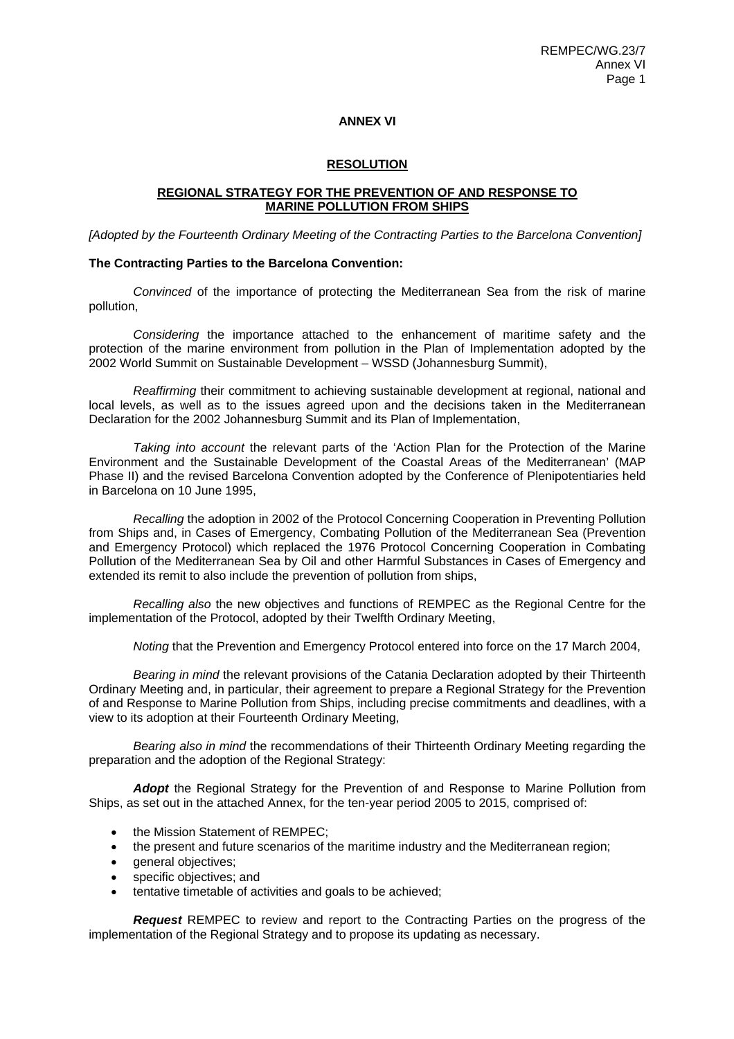# ANNEX VI

## RESOLUTION

## REGIONAL STRATEGY FOR THE PREVENTION OF AND RESPONSE TO MARINE POLLUTION FROM SHIPS

*[Adopted by the Fourteenth Ordinary Meeting of the Contracting Parties to the Barcelona Convention]*

**The Contracting Parties to the Barcelona Convention:**

*Convinced* of the importance of protecting the Mediterranean Sea from the risk of marine pollution,

*Considering* the importance attached to the enhancement of maritime safety and the protection of the marine environment from pollution in the Plan of Implementation adopted by the 2002 World Summit on Sustainable Development – WSSD (Johannesburg Summit),

*Reaffirming* their commitment to achieving sustainable development at regional, national and local levels, as well as to the issues agreed upon and the decisions taken in the Mediterranean Declaration for the 2002 Johannesburg Summit and its Plan of Implementation,

*Taking into account* the relevant parts of the 'Action Plan for the Protection of the Marine Environment and the Sustainable Development of the Coastal Areas of the Mediterranean' (MAP Phase II) and the revised Barcelona Convention adopted by the Conference of Plenipotentiaries held in Barcelona on 10 June 1995,

*Recalling* the adoption in 2002 of the Protocol Concerning Cooperation in Preventing Pollution from Ships and, in Cases of Emergency, Combating Pollution of the Mediterranean Sea (Prevention and Emergency Protocol) which replaced the 1976 Protocol Concerning Cooperation in Combating Pollution of the Mediterranean Sea by Oil and other Harmful Substances in Cases of Emergency and extended its remit to also include the prevention of pollution from ships,

*Recalling also* the new objectives and functions of REMPEC as the Regional Centre for the implementation of the Protocol, adopted by their Twelfth Ordinary Meeting,

*Noting* that the Prevention and Emergency Protocol entered into force on the 17 March 2004,

*Bearing in mind* the relevant provisions of the Catania Declaration adopted by their Thirteenth Ordinary Meeting and, in particular, their agreement to prepare a Regional Strategy for the Prevention of and Response to Marine Pollution from Ships, including precise commitments and deadlines, with a view to its adoption at their Fourteenth Ordinary Meeting,

*Bearing also in mind* the recommendations of their Thirteenth Ordinary Meeting regarding the preparation and the adoption of the Regional Strategy:

***Adopt*** the Regional Strategy for the Prevention of and Response to Marine Pollution from Ships, as set out in the attached Annex, for the ten-year period 2005 to 2015, comprised of:

- the Mission Statement of REMPEC;
- the present and future scenarios of the maritime industry and the Mediterranean region;
- general objectives;
- specific objectives; and
- tentative timetable of activities and goals to be achieved;

***Request*** REMPEC to review and report to the Contracting Parties on the progress of the implementation of the Regional Strategy and to propose its updating as necessary.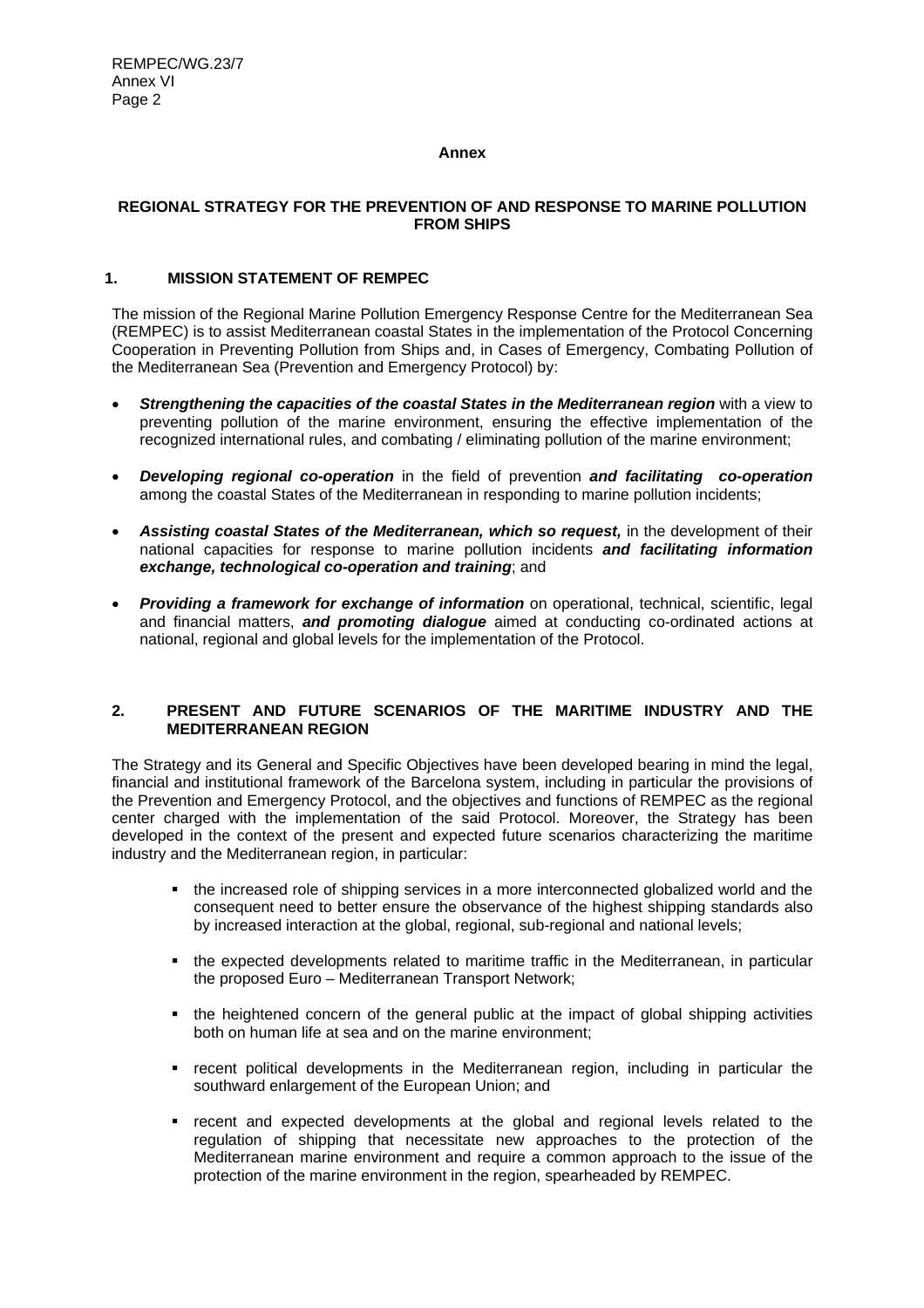**Annex**

## REGIONAL STRATEGY FOR THE PREVENTION OF AND RESPONSE TO MARINE POLLUTION FROM SHIPS

### 1. MISSION STATEMENT OF REMPEC

The mission of the Regional Marine Pollution Emergency Response Centre for the Mediterranean Sea (REMPEC) is to assist Mediterranean coastal States in the implementation of the Protocol Concerning Cooperation in Preventing Pollution from Ships and, in Cases of Emergency, Combating Pollution of the Mediterranean Sea (Prevention and Emergency Protocol) by:

- ***Strengthening the capacities of the coastal States in the Mediterranean region*** with a view to preventing pollution of the marine environment, ensuring the effective implementation of the recognized international rules, and combating / eliminating pollution of the marine environment;
- ***Developing regional co-operation*** in the field of prevention ***and facilitating co-operation*** among the coastal States of the Mediterranean in responding to marine pollution incidents;
- ***Assisting coastal States of the Mediterranean, which so request,*** in the development of their national capacities for response to marine pollution incidents ***and facilitating information exchange, technological co-operation and training***; and
- ***Providing a framework for exchange of information*** on operational, technical, scientific, legal and financial matters, ***and promoting dialogue*** aimed at conducting co-ordinated actions at national, regional and global levels for the implementation of the Protocol.

### 2. PRESENT AND FUTURE SCENARIOS OF THE MARITIME INDUSTRY AND THE MEDITERRANEAN REGION

The Strategy and its General and Specific Objectives have been developed bearing in mind the legal, financial and institutional framework of the Barcelona system, including in particular the provisions of the Prevention and Emergency Protocol, and the objectives and functions of REMPEC as the regional center charged with the implementation of the said Protocol. Moreover, the Strategy has been developed in the context of the present and expected future scenarios characterizing the maritime industry and the Mediterranean region, in particular:

- the increased role of shipping services in a more interconnected globalized world and the consequent need to better ensure the observance of the highest shipping standards also by increased interaction at the global, regional, sub-regional and national levels;
- the expected developments related to maritime traffic in the Mediterranean, in particular the proposed Euro – Mediterranean Transport Network;
- the heightened concern of the general public at the impact of global shipping activities both on human life at sea and on the marine environment;
- recent political developments in the Mediterranean region, including in particular the southward enlargement of the European Union; and
- recent and expected developments at the global and regional levels related to the regulation of shipping that necessitate new approaches to the protection of the Mediterranean marine environment and require a common approach to the issue of the protection of the marine environment in the region, spearheaded by REMPEC.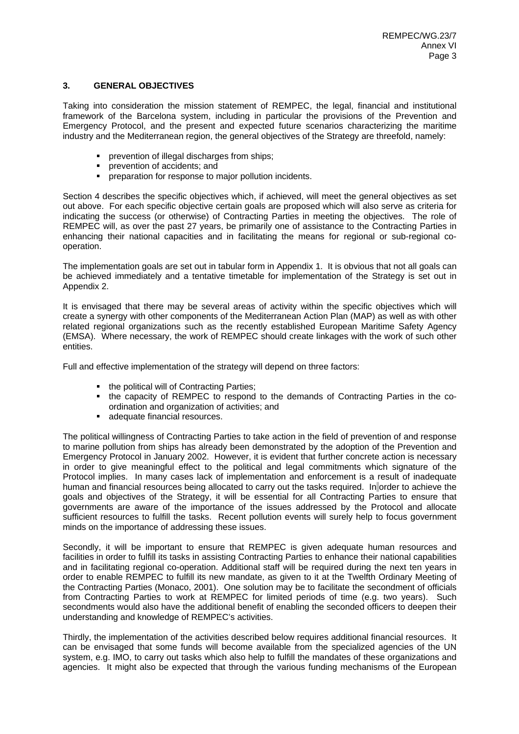## 3. GENERAL OBJECTIVES

Taking into consideration the mission statement of REMPEC, the legal, financial and institutional framework of the Barcelona system, including in particular the provisions of the Prevention and Emergency Protocol, and the present and expected future scenarios characterizing the maritime industry and the Mediterranean region, the general objectives of the Strategy are threefold, namely:

- prevention of illegal discharges from ships;
- prevention of accidents; and
- preparation for response to major pollution incidents.

Section 4 describes the specific objectives which, if achieved, will meet the general objectives as set out above. For each specific objective certain goals are proposed which will also serve as criteria for indicating the success (or otherwise) of Contracting Parties in meeting the objectives. The role of REMPEC will, as over the past 27 years, be primarily one of assistance to the Contracting Parties in enhancing their national capacities and in facilitating the means for regional or sub-regional co-operation.

The implementation goals are set out in tabular form in Appendix 1. It is obvious that not all goals can be achieved immediately and a tentative timetable for implementation of the Strategy is set out in Appendix 2.

It is envisaged that there may be several areas of activity within the specific objectives which will create a synergy with other components of the Mediterranean Action Plan (MAP) as well as with other related regional organizations such as the recently established European Maritime Safety Agency (EMSA). Where necessary, the work of REMPEC should create linkages with the work of such other entities.

Full and effective implementation of the strategy will depend on three factors:

- the political will of Contracting Parties;
- the capacity of REMPEC to respond to the demands of Contracting Parties in the co-ordination and organization of activities; and
- adequate financial resources.

The political willingness of Contracting Parties to take action in the field of prevention of and response to marine pollution from ships has already been demonstrated by the adoption of the Prevention and Emergency Protocol in January 2002. However, it is evident that further concrete action is necessary in order to give meaningful effect to the political and legal commitments which signature of the Protocol implies. In many cases lack of implementation and enforcement is a result of inadequate human and financial resources being allocated to carry out the tasks required. In order to achieve the goals and objectives of the Strategy, it will be essential for all Contracting Parties to ensure that governments are aware of the importance of the issues addressed by the Protocol and allocate sufficient resources to fulfill the tasks. Recent pollution events will surely help to focus government minds on the importance of addressing these issues.

Secondly, it will be important to ensure that REMPEC is given adequate human resources and facilities in order to fulfill its tasks in assisting Contracting Parties to enhance their national capabilities and in facilitating regional co-operation. Additional staff will be required during the next ten years in order to enable REMPEC to fulfill its new mandate, as given to it at the Twelfth Ordinary Meeting of the Contracting Parties (Monaco, 2001). One solution may be to facilitate the secondment of officials from Contracting Parties to work at REMPEC for limited periods of time (e.g. two years). Such secondments would also have the additional benefit of enabling the seconded officers to deepen their understanding and knowledge of REMPEC's activities.

Thirdly, the implementation of the activities described below requires additional financial resources. It can be envisaged that some funds will become available from the specialized agencies of the UN system, e.g. IMO, to carry out tasks which also help to fulfill the mandates of these organizations and agencies. It might also be expected that through the various funding mechanisms of the European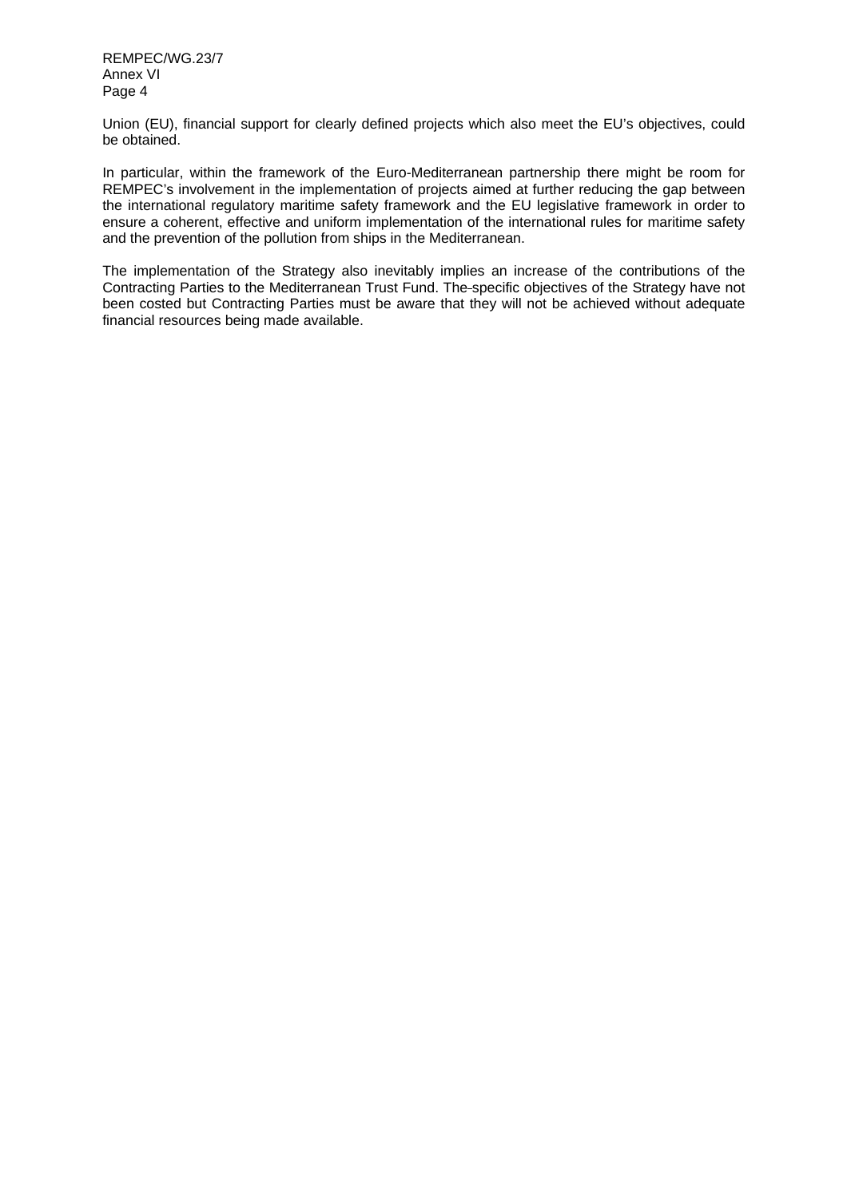Union (EU), financial support for clearly defined projects which also meet the EU's objectives, could be obtained.

In particular, within the framework of the Euro-Mediterranean partnership there might be room for REMPEC's involvement in the implementation of projects aimed at further reducing the gap between the international regulatory maritime safety framework and the EU legislative framework in order to ensure a coherent, effective and uniform implementation of the international rules for maritime safety and the prevention of the pollution from ships in the Mediterranean.

The implementation of the Strategy also inevitably implies an increase of the contributions of the Contracting Parties to the Mediterranean Trust Fund. The specific objectives of the Strategy have not been costed but Contracting Parties must be aware that they will not be achieved without adequate financial resources being made available.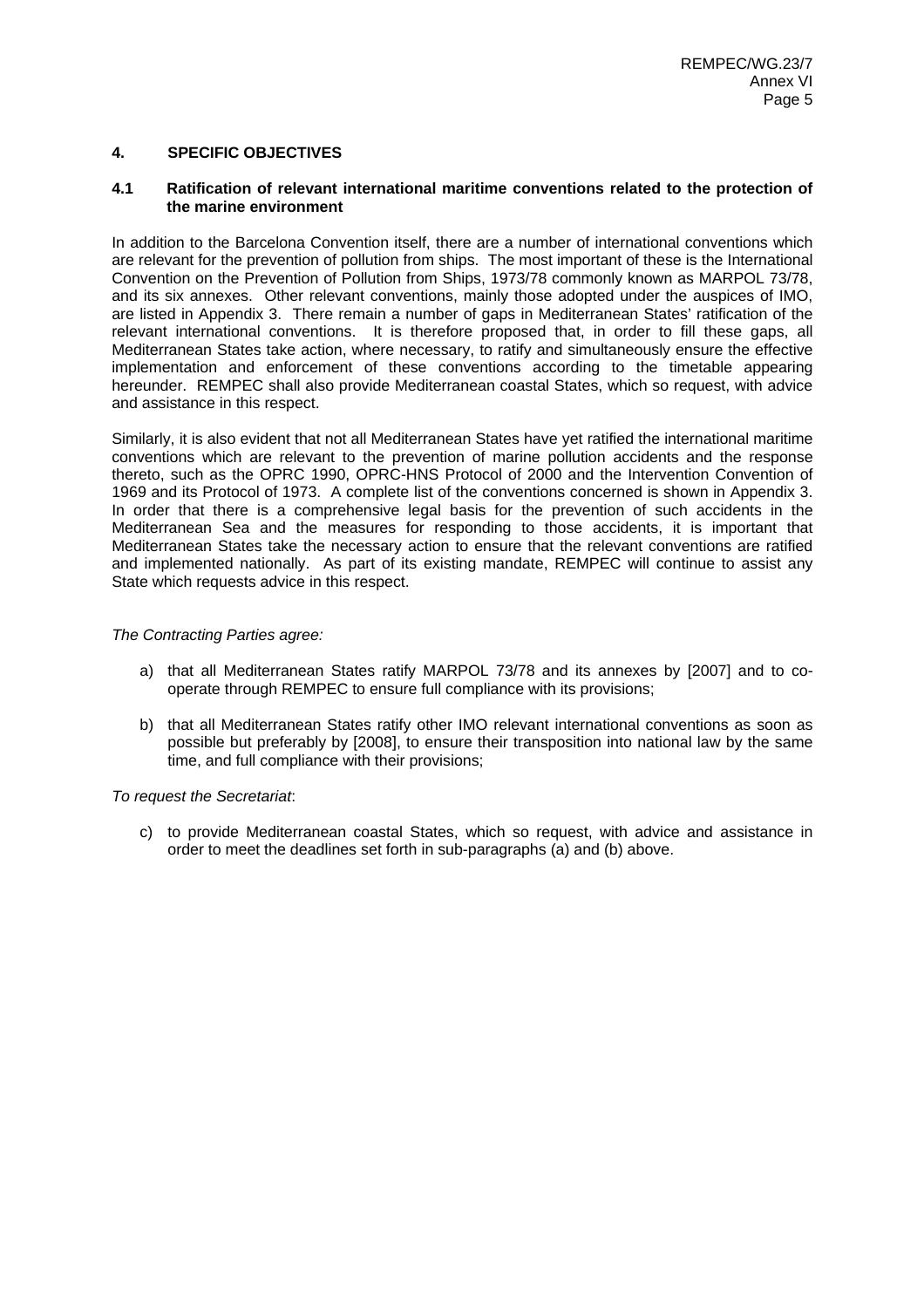## 4. SPECIFIC OBJECTIVES

### 4.1 Ratification of relevant international maritime conventions related to the protection of the marine environment

In addition to the Barcelona Convention itself, there are a number of international conventions which are relevant for the prevention of pollution from ships. The most important of these is the International Convention on the Prevention of Pollution from Ships, 1973/78 commonly known as MARPOL 73/78, and its six annexes. Other relevant conventions, mainly those adopted under the auspices of IMO, are listed in Appendix 3. There remain a number of gaps in Mediterranean States' ratification of the relevant international conventions. It is therefore proposed that, in order to fill these gaps, all Mediterranean States take action, where necessary, to ratify and simultaneously ensure the effective implementation and enforcement of these conventions according to the timetable appearing hereunder. REMPEC shall also provide Mediterranean coastal States, which so request, with advice and assistance in this respect.

Similarly, it is also evident that not all Mediterranean States have yet ratified the international maritime conventions which are relevant to the prevention of marine pollution accidents and the response thereto, such as the OPRC 1990, OPRC-HNS Protocol of 2000 and the Intervention Convention of 1969 and its Protocol of 1973. A complete list of the conventions concerned is shown in Appendix 3. In order that there is a comprehensive legal basis for the prevention of such accidents in the Mediterranean Sea and the measures for responding to those accidents, it is important that Mediterranean States take the necessary action to ensure that the relevant conventions are ratified and implemented nationally. As part of its existing mandate, REMPEC will continue to assist any State which requests advice in this respect.

*The Contracting Parties agree:*

a) that all Mediterranean States ratify MARPOL 73/78 and its annexes by [2007] and to co-operate through REMPEC to ensure full compliance with its provisions;

b) that all Mediterranean States ratify other IMO relevant international conventions as soon as possible but preferably by [2008], to ensure their transposition into national law by the same time, and full compliance with their provisions;

*To request the Secretariat*:

c) to provide Mediterranean coastal States, which so request, with advice and assistance in order to meet the deadlines set forth in sub-paragraphs (a) and (b) above.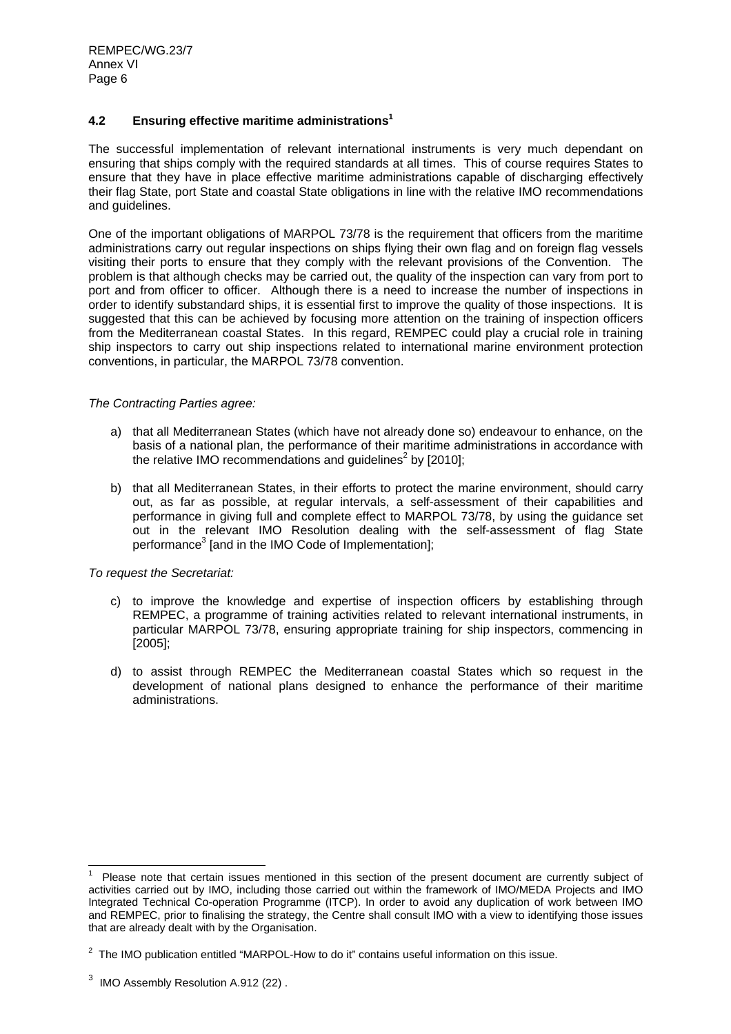### 4.2 Ensuring effective maritime administrations[1]

The successful implementation of relevant international instruments is very much dependant on ensuring that ships comply with the required standards at all times. This of course requires States to ensure that they have in place effective maritime administrations capable of discharging effectively their flag State, port State and coastal State obligations in line with the relative IMO recommendations and guidelines.

One of the important obligations of MARPOL 73/78 is the requirement that officers from the maritime administrations carry out regular inspections on ships flying their own flag and on foreign flag vessels visiting their ports to ensure that they comply with the relevant provisions of the Convention. The problem is that although checks may be carried out, the quality of the inspection can vary from port to port and from officer to officer. Although there is a need to increase the number of inspections in order to identify substandard ships, it is essential first to improve the quality of those inspections. It is suggested that this can be achieved by focusing more attention on the training of inspection officers from the Mediterranean coastal States. In this regard, REMPEC could play a crucial role in training ship inspectors to carry out ship inspections related to international marine environment protection conventions, in particular, the MARPOL 73/78 convention.

*The Contracting Parties agree:*

a) that all Mediterranean States (which have not already done so) endeavour to enhance, on the basis of a national plan, the performance of their maritime administrations in accordance with the relative IMO recommendations and guidelines[2] by [2010];

b) that all Mediterranean States, in their efforts to protect the marine environment, should carry out, as far as possible, at regular intervals, a self-assessment of their capabilities and performance in giving full and complete effect to MARPOL 73/78, by using the guidance set out in the relevant IMO Resolution dealing with the self-assessment of flag State performance[3] [and in the IMO Code of Implementation];

*To request the Secretariat:*

c) to improve the knowledge and expertise of inspection officers by establishing through REMPEC, a programme of training activities related to relevant international instruments, in particular MARPOL 73/78, ensuring appropriate training for ship inspectors, commencing in [2005];

d) to assist through REMPEC the Mediterranean coastal States which so request in the development of national plans designed to enhance the performance of their maritime administrations.

---

[1] Please note that certain issues mentioned in this section of the present document are currently subject of activities carried out by IMO, including those carried out within the framework of IMO/MEDA Projects and IMO Integrated Technical Co-operation Programme (ITCP). In order to avoid any duplication of work between IMO and REMPEC, prior to finalising the strategy, the Centre shall consult IMO with a view to identifying those issues that are already dealt with by the Organisation.

[2] The IMO publication entitled "MARPOL-How to do it" contains useful information on this issue.

[3] IMO Assembly Resolution A.912 (22) .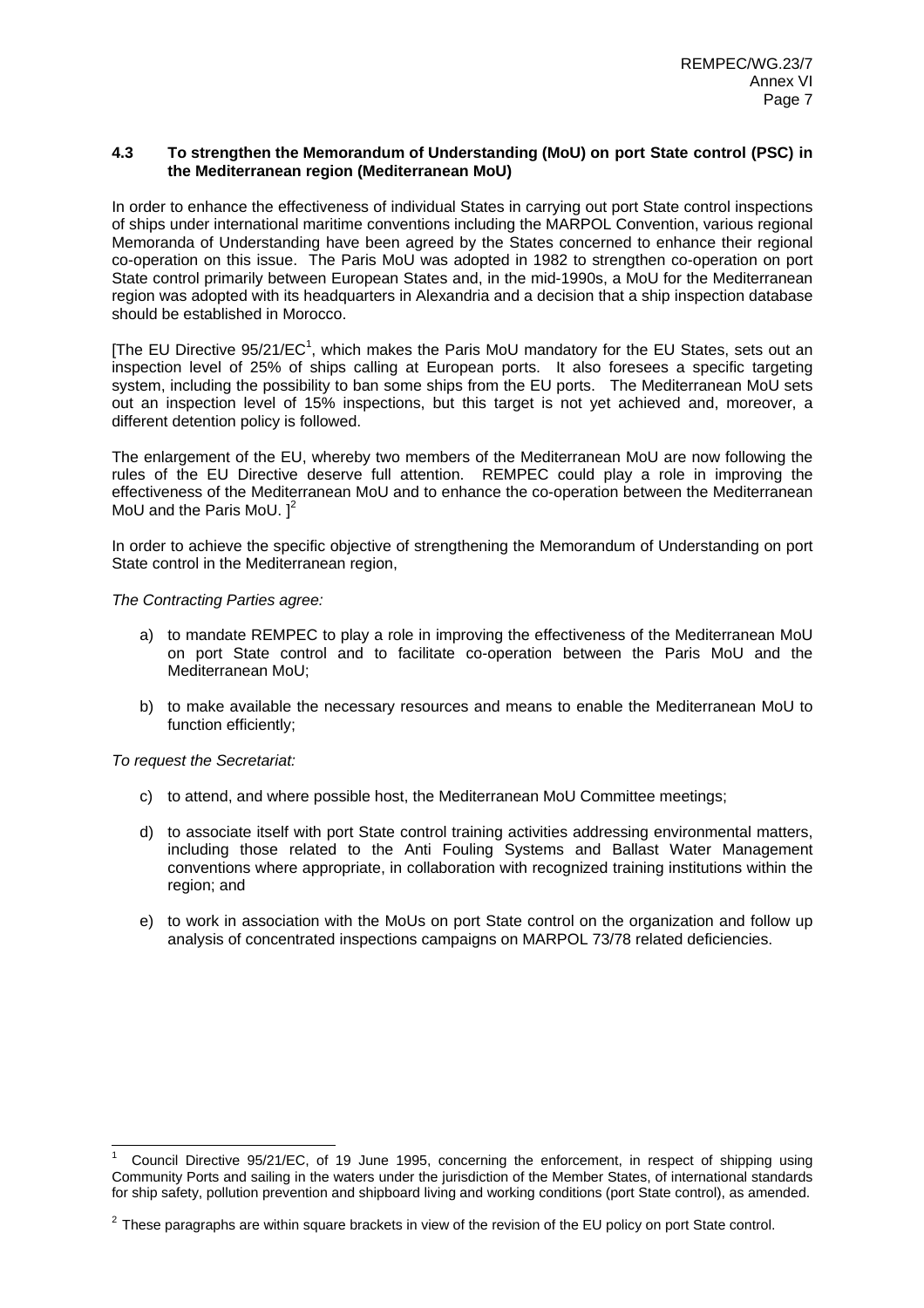### 4.3 To strengthen the Memorandum of Understanding (MoU) on port State control (PSC) in the Mediterranean region (Mediterranean MoU)

In order to enhance the effectiveness of individual States in carrying out port State control inspections of ships under international maritime conventions including the MARPOL Convention, various regional Memoranda of Understanding have been agreed by the States concerned to enhance their regional co-operation on this issue. The Paris MoU was adopted in 1982 to strengthen co-operation on port State control primarily between European States and, in the mid-1990s, a MoU for the Mediterranean region was adopted with its headquarters in Alexandria and a decision that a ship inspection database should be established in Morocco.

[The EU Directive 95/21/EC[1], which makes the Paris MoU mandatory for the EU States, sets out an inspection level of 25% of ships calling at European ports. It also foresees a specific targeting system, including the possibility to ban some ships from the EU ports. The Mediterranean MoU sets out an inspection level of 15% inspections, but this target is not yet achieved and, moreover, a different detention policy is followed.

The enlargement of the EU, whereby two members of the Mediterranean MoU are now following the rules of the EU Directive deserve full attention. REMPEC could play a role in improving the effectiveness of the Mediterranean MoU and to enhance the co-operation between the Mediterranean MoU and the Paris MoU. ][2]

In order to achieve the specific objective of strengthening the Memorandum of Understanding on port State control in the Mediterranean region,

*The Contracting Parties agree:*

a) to mandate REMPEC to play a role in improving the effectiveness of the Mediterranean MoU on port State control and to facilitate co-operation between the Paris MoU and the Mediterranean MoU;

b) to make available the necessary resources and means to enable the Mediterranean MoU to function efficiently;

*To request the Secretariat:*

c) to attend, and where possible host, the Mediterranean MoU Committee meetings;

d) to associate itself with port State control training activities addressing environmental matters, including those related to the Anti Fouling Systems and Ballast Water Management conventions where appropriate, in collaboration with recognized training institutions within the region; and

e) to work in association with the MoUs on port State control on the organization and follow up analysis of concentrated inspections campaigns on MARPOL 73/78 related deficiencies.

---

[1] Council Directive 95/21/EC, of 19 June 1995, concerning the enforcement, in respect of shipping using Community Ports and sailing in the waters under the jurisdiction of the Member States, of international standards for ship safety, pollution prevention and shipboard living and working conditions (port State control), as amended.

[2] These paragraphs are within square brackets in view of the revision of the EU policy on port State control.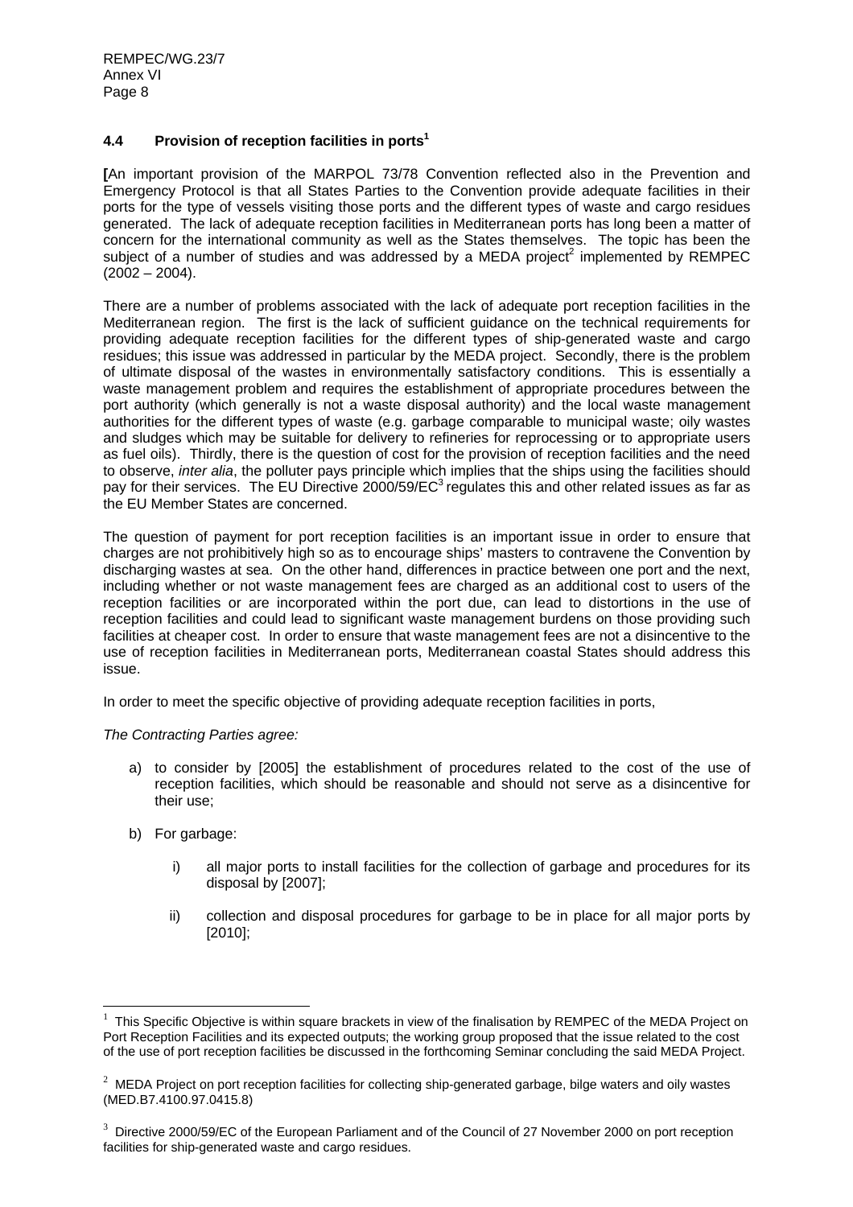### 4.4 Provision of reception facilities in ports[1]

**[**An important provision of the MARPOL 73/78 Convention reflected also in the Prevention and Emergency Protocol is that all States Parties to the Convention provide adequate facilities in their ports for the type of vessels visiting those ports and the different types of waste and cargo residues generated. The lack of adequate reception facilities in Mediterranean ports has long been a matter of concern for the international community as well as the States themselves. The topic has been the subject of a number of studies and was addressed by a MEDA project[2] implemented by REMPEC (2002 – 2004).

There are a number of problems associated with the lack of adequate port reception facilities in the Mediterranean region. The first is the lack of sufficient guidance on the technical requirements for providing adequate reception facilities for the different types of ship-generated waste and cargo residues; this issue was addressed in particular by the MEDA project. Secondly, there is the problem of ultimate disposal of the wastes in environmentally satisfactory conditions. This is essentially a waste management problem and requires the establishment of appropriate procedures between the port authority (which generally is not a waste disposal authority) and the local waste management authorities for the different types of waste (e.g. garbage comparable to municipal waste; oily wastes and sludges which may be suitable for delivery to refineries for reprocessing or to appropriate users as fuel oils). Thirdly, there is the question of cost for the provision of reception facilities and the need to observe, *inter alia*, the polluter pays principle which implies that the ships using the facilities should pay for their services. The EU Directive 2000/59/EC[3] regulates this and other related issues as far as the EU Member States are concerned.

The question of payment for port reception facilities is an important issue in order to ensure that charges are not prohibitively high so as to encourage ships' masters to contravene the Convention by discharging wastes at sea. On the other hand, differences in practice between one port and the next, including whether or not waste management fees are charged as an additional cost to users of the reception facilities or are incorporated within the port due, can lead to distortions in the use of reception facilities and could lead to significant waste management burdens on those providing such facilities at cheaper cost. In order to ensure that waste management fees are not a disincentive to the use of reception facilities in Mediterranean ports, Mediterranean coastal States should address this issue.

In order to meet the specific objective of providing adequate reception facilities in ports,

*The Contracting Parties agree:*

a) to consider by [2005] the establishment of procedures related to the cost of the use of reception facilities, which should be reasonable and should not serve as a disincentive for their use;

b) For garbage:

   i) all major ports to install facilities for the collection of garbage and procedures for its disposal by [2007];

   ii) collection and disposal procedures for garbage to be in place for all major ports by [2010];

---

[1] This Specific Objective is within square brackets in view of the finalisation by REMPEC of the MEDA Project on Port Reception Facilities and its expected outputs; the working group proposed that the issue related to the cost of the use of port reception facilities be discussed in the forthcoming Seminar concluding the said MEDA Project.

[2] MEDA Project on port reception facilities for collecting ship-generated garbage, bilge waters and oily wastes (MED.B7.4100.97.0415.8)

[3] Directive 2000/59/EC of the European Parliament and of the Council of 27 November 2000 on port reception facilities for ship-generated waste and cargo residues.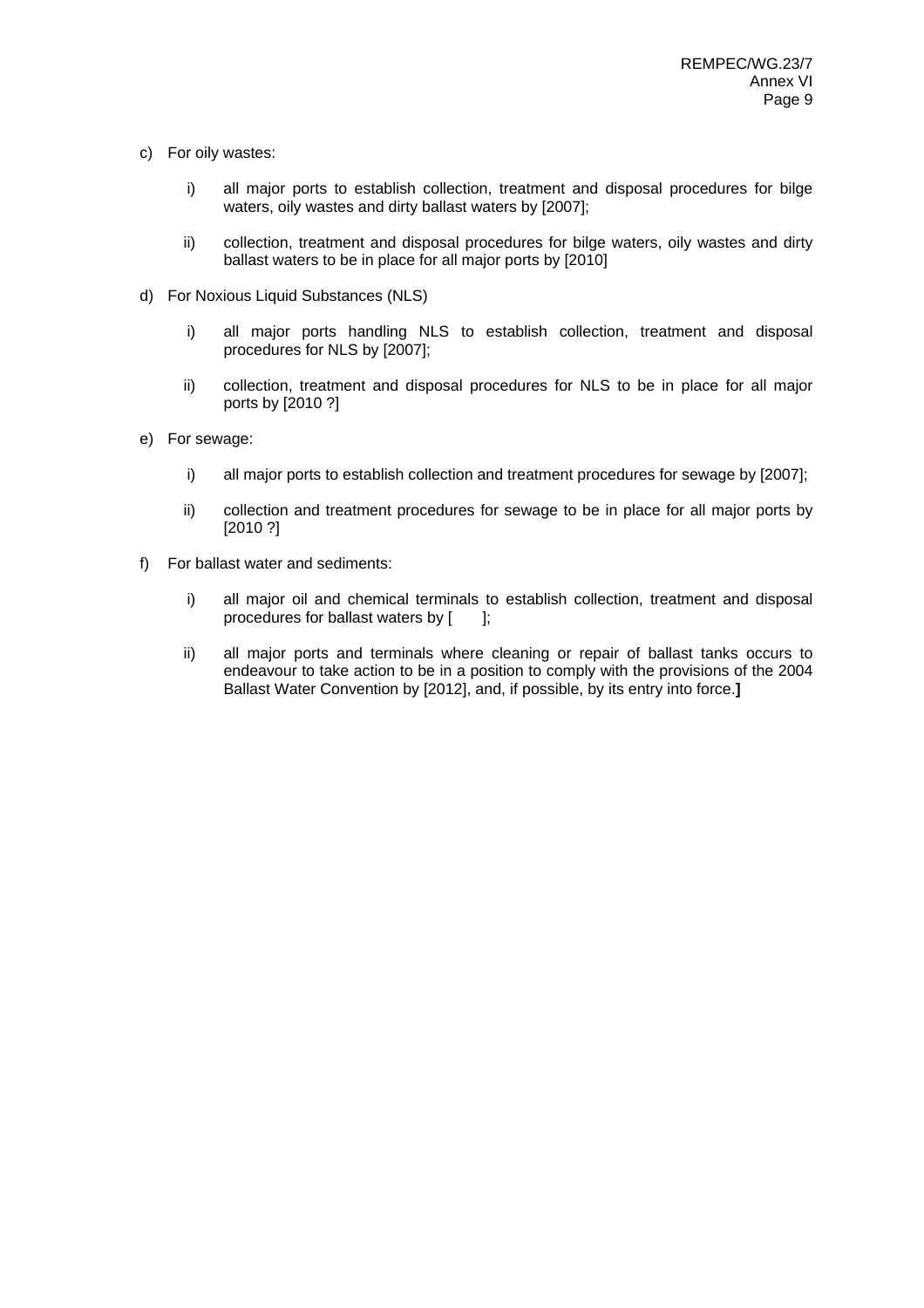c) For oily wastes:

   i) all major ports to establish collection, treatment and disposal procedures for bilge waters, oily wastes and dirty ballast waters by [2007];

   ii) collection, treatment and disposal procedures for bilge waters, oily wastes and dirty ballast waters to be in place for all major ports by [2010]

d) For Noxious Liquid Substances (NLS)

   i) all major ports handling NLS to establish collection, treatment and disposal procedures for NLS by [2007];

   ii) collection, treatment and disposal procedures for NLS to be in place for all major ports by [2010 ?]

e) For sewage:

   i) all major ports to establish collection and treatment procedures for sewage by [2007];

   ii) collection and treatment procedures for sewage to be in place for all major ports by [2010 ?]

f) For ballast water and sediments:

   i) all major oil and chemical terminals to establish collection, treatment and disposal procedures for ballast waters by [       ];

   ii) all major ports and terminals where cleaning or repair of ballast tanks occurs to endeavour to take action to be in a position to comply with the provisions of the 2004 Ballast Water Convention by [2012], and, if possible, by its entry into force.**]**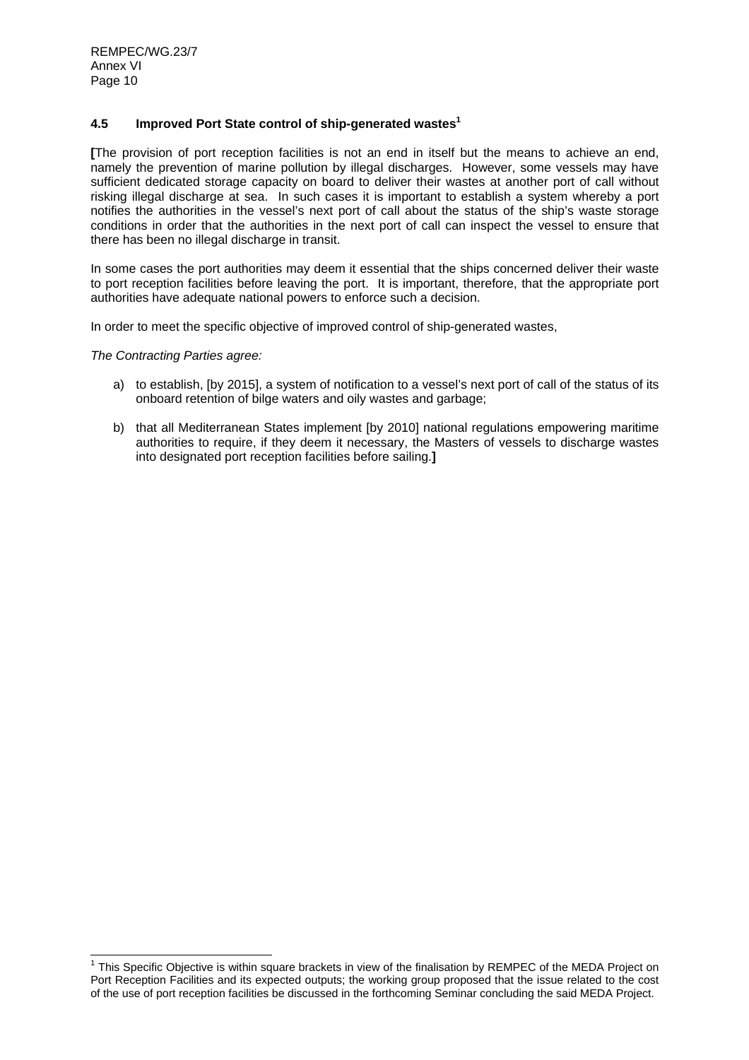### 4.5 Improved Port State control of ship-generated wastes[1]

**[**The provision of port reception facilities is not an end in itself but the means to achieve an end, namely the prevention of marine pollution by illegal discharges. However, some vessels may have sufficient dedicated storage capacity on board to deliver their wastes at another port of call without risking illegal discharge at sea. In such cases it is important to establish a system whereby a port notifies the authorities in the vessel's next port of call about the status of the ship's waste storage conditions in order that the authorities in the next port of call can inspect the vessel to ensure that there has been no illegal discharge in transit.

In some cases the port authorities may deem it essential that the ships concerned deliver their waste to port reception facilities before leaving the port. It is important, therefore, that the appropriate port authorities have adequate national powers to enforce such a decision.

In order to meet the specific objective of improved control of ship-generated wastes,

*The Contracting Parties agree:*

a) to establish, [by 2015], a system of notification to a vessel's next port of call of the status of its onboard retention of bilge waters and oily wastes and garbage;

b) that all Mediterranean States implement [by 2010] national regulations empowering maritime authorities to require, if they deem it necessary, the Masters of vessels to discharge wastes into designated port reception facilities before sailing.**]**

---

[1] This Specific Objective is within square brackets in view of the finalisation by REMPEC of the MEDA Project on Port Reception Facilities and its expected outputs; the working group proposed that the issue related to the cost of the use of port reception facilities be discussed in the forthcoming Seminar concluding the said MEDA Project.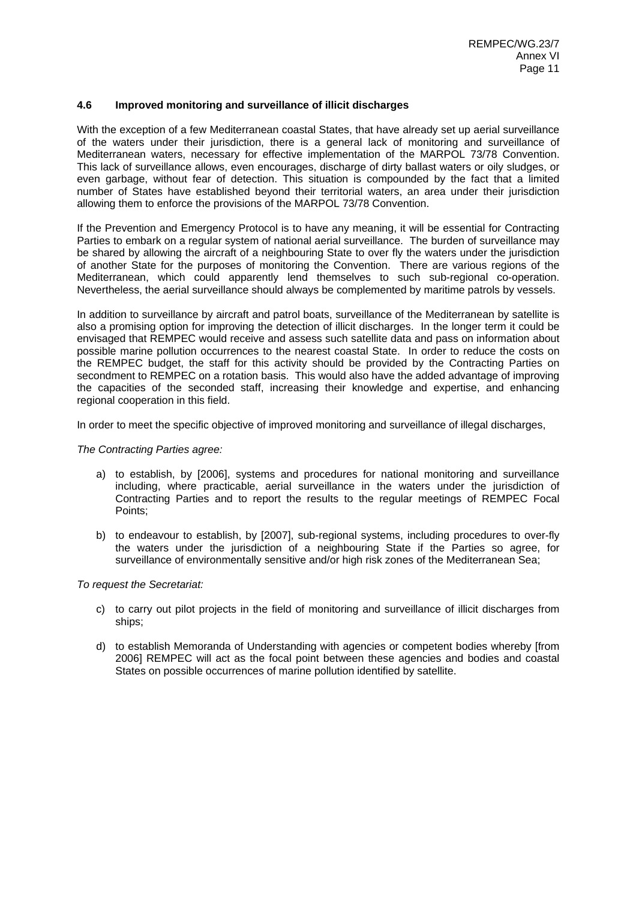### 4.6 Improved monitoring and surveillance of illicit discharges

With the exception of a few Mediterranean coastal States, that have already set up aerial surveillance of the waters under their jurisdiction, there is a general lack of monitoring and surveillance of Mediterranean waters, necessary for effective implementation of the MARPOL 73/78 Convention. This lack of surveillance allows, even encourages, discharge of dirty ballast waters or oily sludges, or even garbage, without fear of detection. This situation is compounded by the fact that a limited number of States have established beyond their territorial waters, an area under their jurisdiction allowing them to enforce the provisions of the MARPOL 73/78 Convention.

If the Prevention and Emergency Protocol is to have any meaning, it will be essential for Contracting Parties to embark on a regular system of national aerial surveillance. The burden of surveillance may be shared by allowing the aircraft of a neighbouring State to over fly the waters under the jurisdiction of another State for the purposes of monitoring the Convention. There are various regions of the Mediterranean, which could apparently lend themselves to such sub-regional co-operation. Nevertheless, the aerial surveillance should always be complemented by maritime patrols by vessels.

In addition to surveillance by aircraft and patrol boats, surveillance of the Mediterranean by satellite is also a promising option for improving the detection of illicit discharges. In the longer term it could be envisaged that REMPEC would receive and assess such satellite data and pass on information about possible marine pollution occurrences to the nearest coastal State. In order to reduce the costs on the REMPEC budget, the staff for this activity should be provided by the Contracting Parties on secondment to REMPEC on a rotation basis. This would also have the added advantage of improving the capacities of the seconded staff, increasing their knowledge and expertise, and enhancing regional cooperation in this field.

In order to meet the specific objective of improved monitoring and surveillance of illegal discharges,

*The Contracting Parties agree:*

a) to establish, by [2006], systems and procedures for national monitoring and surveillance including, where practicable, aerial surveillance in the waters under the jurisdiction of Contracting Parties and to report the results to the regular meetings of REMPEC Focal Points;

b) to endeavour to establish, by [2007], sub-regional systems, including procedures to over-fly the waters under the jurisdiction of a neighbouring State if the Parties so agree, for surveillance of environmentally sensitive and/or high risk zones of the Mediterranean Sea;

*To request the Secretariat:*

c) to carry out pilot projects in the field of monitoring and surveillance of illicit discharges from ships;

d) to establish Memoranda of Understanding with agencies or competent bodies whereby [from 2006] REMPEC will act as the focal point between these agencies and bodies and coastal States on possible occurrences of marine pollution identified by satellite.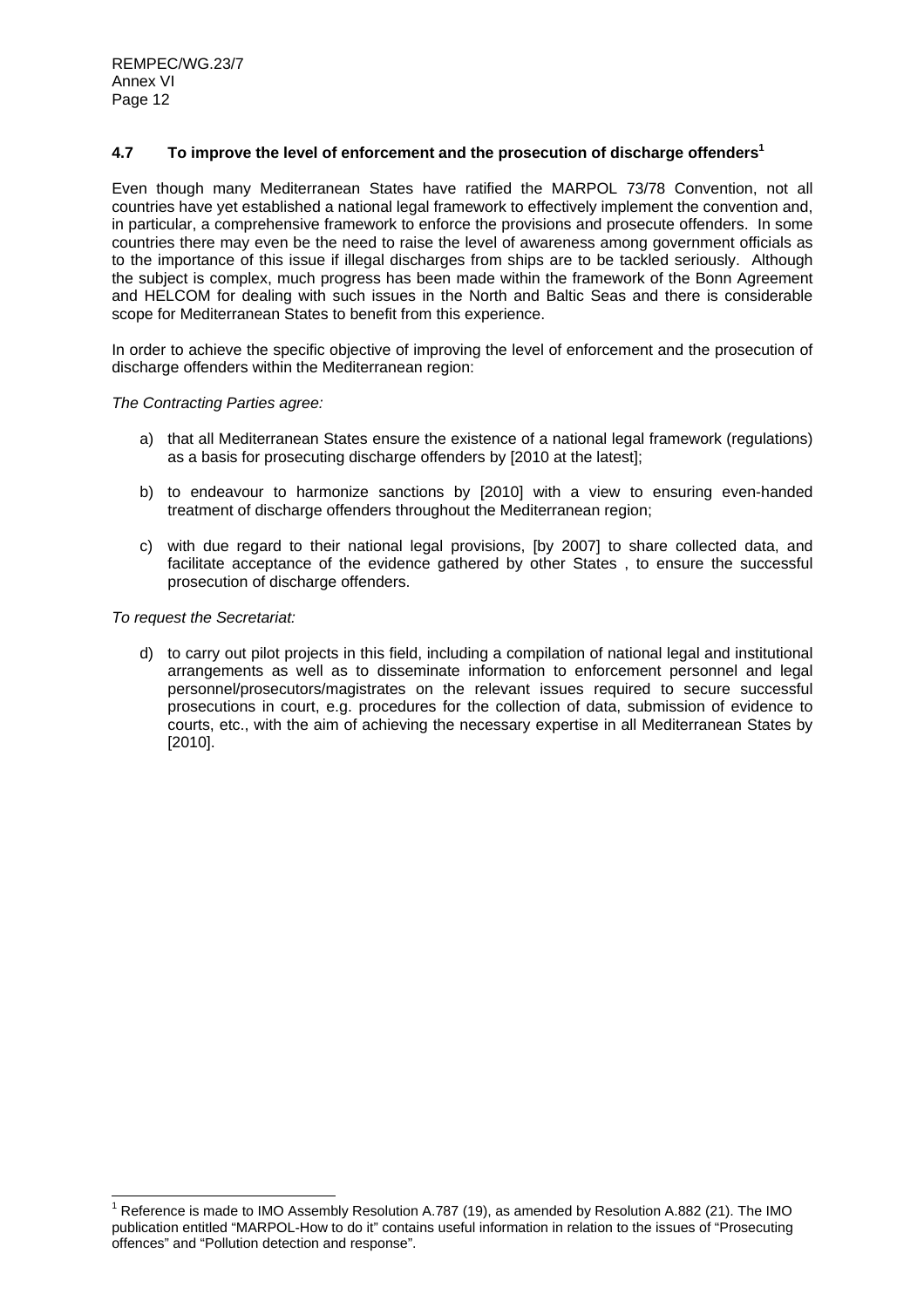### 4.7 To improve the level of enforcement and the prosecution of discharge offenders[1]

Even though many Mediterranean States have ratified the MARPOL 73/78 Convention, not all countries have yet established a national legal framework to effectively implement the convention and, in particular, a comprehensive framework to enforce the provisions and prosecute offenders. In some countries there may even be the need to raise the level of awareness among government officials as to the importance of this issue if illegal discharges from ships are to be tackled seriously. Although the subject is complex, much progress has been made within the framework of the Bonn Agreement and HELCOM for dealing with such issues in the North and Baltic Seas and there is considerable scope for Mediterranean States to benefit from this experience.

In order to achieve the specific objective of improving the level of enforcement and the prosecution of discharge offenders within the Mediterranean region:

*The Contracting Parties agree:*

a) that all Mediterranean States ensure the existence of a national legal framework (regulations) as a basis for prosecuting discharge offenders by [2010 at the latest];

b) to endeavour to harmonize sanctions by [2010] with a view to ensuring even-handed treatment of discharge offenders throughout the Mediterranean region;

c) with due regard to their national legal provisions, [by 2007] to share collected data, and facilitate acceptance of the evidence gathered by other States , to ensure the successful prosecution of discharge offenders.

*To request the Secretariat:*

d) to carry out pilot projects in this field, including a compilation of national legal and institutional arrangements as well as to disseminate information to enforcement personnel and legal personnel/prosecutors/magistrates on the relevant issues required to secure successful prosecutions in court, e.g. procedures for the collection of data, submission of evidence to courts, etc., with the aim of achieving the necessary expertise in all Mediterranean States by [2010].

---

[1] Reference is made to IMO Assembly Resolution A.787 (19), as amended by Resolution A.882 (21). The IMO publication entitled "MARPOL-How to do it" contains useful information in relation to the issues of "Prosecuting offences" and "Pollution detection and response".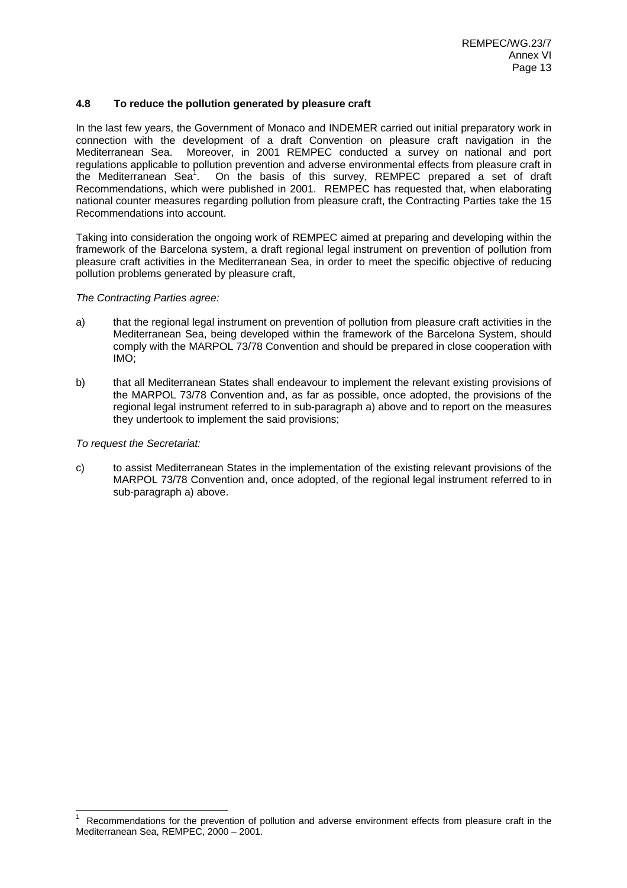### 4.8 To reduce the pollution generated by pleasure craft

In the last few years, the Government of Monaco and INDEMER carried out initial preparatory work in connection with the development of a draft Convention on pleasure craft navigation in the Mediterranean Sea. Moreover, in 2001 REMPEC conducted a survey on national and port regulations applicable to pollution prevention and adverse environmental effects from pleasure craft in the Mediterranean Sea[1]. On the basis of this survey, REMPEC prepared a set of draft Recommendations, which were published in 2001. REMPEC has requested that, when elaborating national counter measures regarding pollution from pleasure craft, the Contracting Parties take the 15 Recommendations into account.

Taking into consideration the ongoing work of REMPEC aimed at preparing and developing within the framework of the Barcelona system, a draft regional legal instrument on prevention of pollution from pleasure craft activities in the Mediterranean Sea, in order to meet the specific objective of reducing pollution problems generated by pleasure craft,

*The Contracting Parties agree:*

a) that the regional legal instrument on prevention of pollution from pleasure craft activities in the Mediterranean Sea, being developed within the framework of the Barcelona System, should comply with the MARPOL 73/78 Convention and should be prepared in close cooperation with IMO;

b) that all Mediterranean States shall endeavour to implement the relevant existing provisions of the MARPOL 73/78 Convention and, as far as possible, once adopted, the provisions of the regional legal instrument referred to in sub-paragraph a) above and to report on the measures they undertook to implement the said provisions;

*To request the Secretariat:*

c) to assist Mediterranean States in the implementation of the existing relevant provisions of the MARPOL 73/78 Convention and, once adopted, of the regional legal instrument referred to in sub-paragraph a) above.

---

[1] Recommendations for the prevention of pollution and adverse environment effects from pleasure craft in the Mediterranean Sea, REMPEC, 2000 – 2001.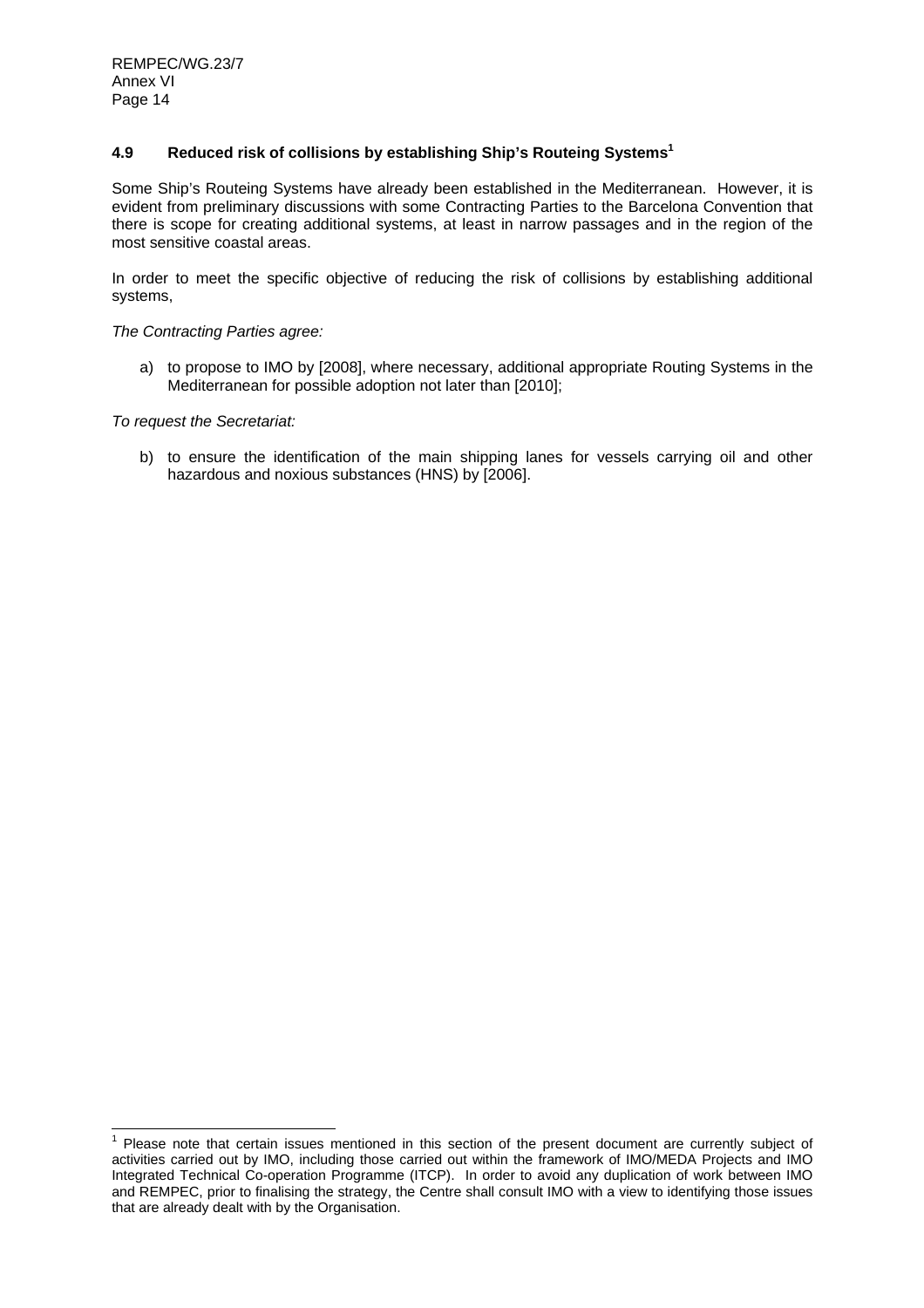### 4.9 Reduced risk of collisions by establishing Ship's Routeing Systems[1]

Some Ship's Routeing Systems have already been established in the Mediterranean. However, it is evident from preliminary discussions with some Contracting Parties to the Barcelona Convention that there is scope for creating additional systems, at least in narrow passages and in the region of the most sensitive coastal areas.

In order to meet the specific objective of reducing the risk of collisions by establishing additional systems,

*The Contracting Parties agree:*

a) to propose to IMO by [2008], where necessary, additional appropriate Routing Systems in the Mediterranean for possible adoption not later than [2010];

*To request the Secretariat:*

b) to ensure the identification of the main shipping lanes for vessels carrying oil and other hazardous and noxious substances (HNS) by [2006].

---

[1] Please note that certain issues mentioned in this section of the present document are currently subject of activities carried out by IMO, including those carried out within the framework of IMO/MEDA Projects and IMO Integrated Technical Co-operation Programme (ITCP). In order to avoid any duplication of work between IMO and REMPEC, prior to finalising the strategy, the Centre shall consult IMO with a view to identifying those issues that are already dealt with by the Organisation.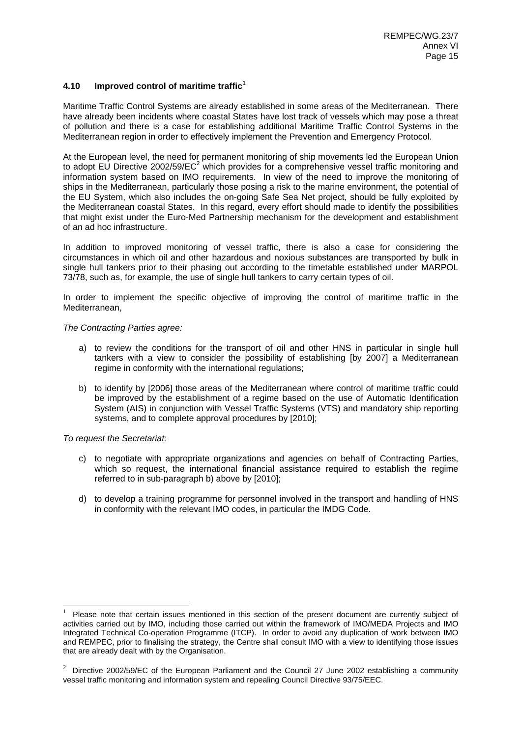### 4.10 Improved control of maritime traffic[1]

Maritime Traffic Control Systems are already established in some areas of the Mediterranean. There have already been incidents where coastal States have lost track of vessels which may pose a threat of pollution and there is a case for establishing additional Maritime Traffic Control Systems in the Mediterranean region in order to effectively implement the Prevention and Emergency Protocol.

At the European level, the need for permanent monitoring of ship movements led the European Union to adopt EU Directive 2002/59/EC[2] which provides for a comprehensive vessel traffic monitoring and information system based on IMO requirements. In view of the need to improve the monitoring of ships in the Mediterranean, particularly those posing a risk to the marine environment, the potential of the EU System, which also includes the on-going Safe Sea Net project, should be fully exploited by the Mediterranean coastal States. In this regard, every effort should made to identify the possibilities that might exist under the Euro-Med Partnership mechanism for the development and establishment of an ad hoc infrastructure.

In addition to improved monitoring of vessel traffic, there is also a case for considering the circumstances in which oil and other hazardous and noxious substances are transported by bulk in single hull tankers prior to their phasing out according to the timetable established under MARPOL 73/78, such as, for example, the use of single hull tankers to carry certain types of oil.

In order to implement the specific objective of improving the control of maritime traffic in the Mediterranean,

*The Contracting Parties agree:*

a) to review the conditions for the transport of oil and other HNS in particular in single hull tankers with a view to consider the possibility of establishing [by 2007] a Mediterranean regime in conformity with the international regulations;

b) to identify by [2006] those areas of the Mediterranean where control of maritime traffic could be improved by the establishment of a regime based on the use of Automatic Identification System (AIS) in conjunction with Vessel Traffic Systems (VTS) and mandatory ship reporting systems, and to complete approval procedures by [2010];

*To request the Secretariat:*

c) to negotiate with appropriate organizations and agencies on behalf of Contracting Parties, which so request, the international financial assistance required to establish the regime referred to in sub-paragraph b) above by [2010];

d) to develop a training programme for personnel involved in the transport and handling of HNS in conformity with the relevant IMO codes, in particular the IMDG Code.

---

[1] Please note that certain issues mentioned in this section of the present document are currently subject of activities carried out by IMO, including those carried out within the framework of IMO/MEDA Projects and IMO Integrated Technical Co-operation Programme (ITCP). In order to avoid any duplication of work between IMO and REMPEC, prior to finalising the strategy, the Centre shall consult IMO with a view to identifying those issues that are already dealt with by the Organisation.

[2] Directive 2002/59/EC of the European Parliament and the Council 27 June 2002 establishing a community vessel traffic monitoring and information system and repealing Council Directive 93/75/EEC.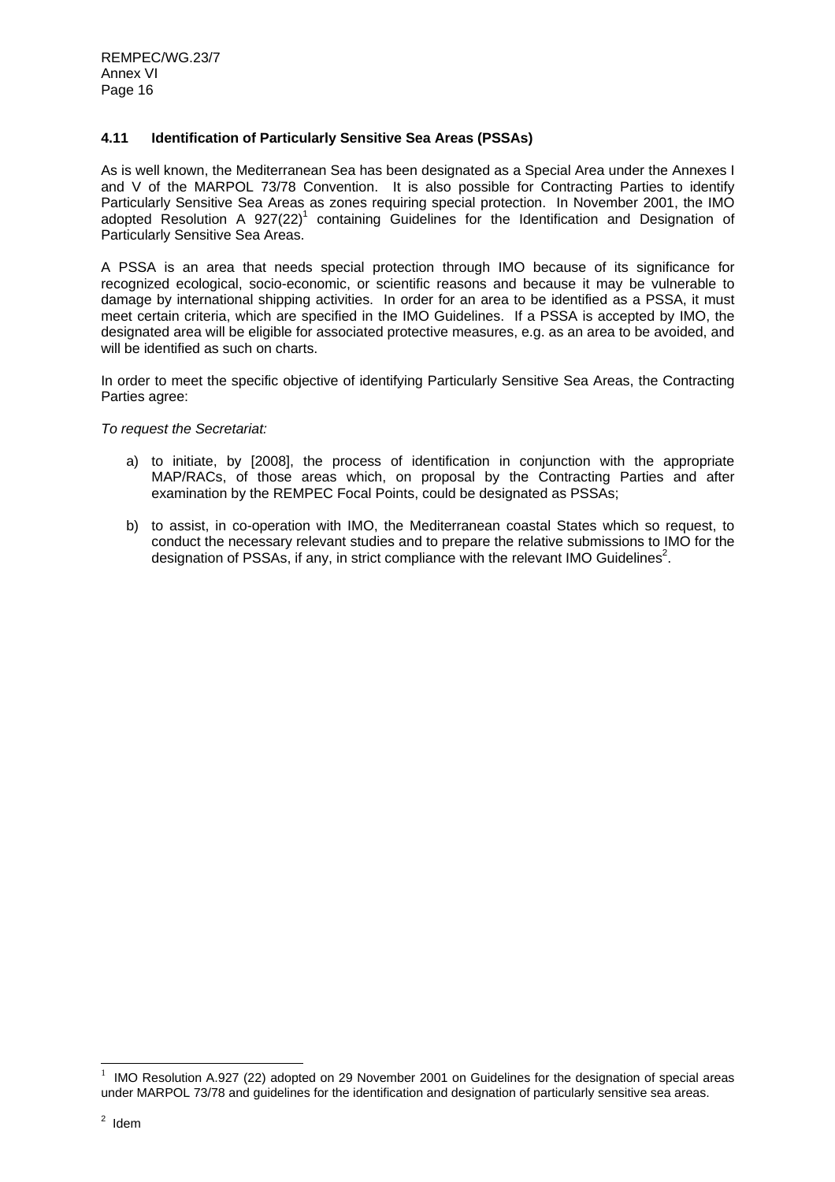### 4.11 Identification of Particularly Sensitive Sea Areas (PSSAs)

As is well known, the Mediterranean Sea has been designated as a Special Area under the Annexes I and V of the MARPOL 73/78 Convention. It is also possible for Contracting Parties to identify Particularly Sensitive Sea Areas as zones requiring special protection. In November 2001, the IMO adopted Resolution A 927(22)[1] containing Guidelines for the Identification and Designation of Particularly Sensitive Sea Areas.

A PSSA is an area that needs special protection through IMO because of its significance for recognized ecological, socio-economic, or scientific reasons and because it may be vulnerable to damage by international shipping activities. In order for an area to be identified as a PSSA, it must meet certain criteria, which are specified in the IMO Guidelines. If a PSSA is accepted by IMO, the designated area will be eligible for associated protective measures, e.g. as an area to be avoided, and will be identified as such on charts.

In order to meet the specific objective of identifying Particularly Sensitive Sea Areas, the Contracting Parties agree:

*To request the Secretariat:*

a) to initiate, by [2008], the process of identification in conjunction with the appropriate MAP/RACs, of those areas which, on proposal by the Contracting Parties and after examination by the REMPEC Focal Points, could be designated as PSSAs;

b) to assist, in co-operation with IMO, the Mediterranean coastal States which so request, to conduct the necessary relevant studies and to prepare the relative submissions to IMO for the designation of PSSAs, if any, in strict compliance with the relevant IMO Guidelines[2].

---

[1] IMO Resolution A.927 (22) adopted on 29 November 2001 on Guidelines for the designation of special areas under MARPOL 73/78 and guidelines for the identification and designation of particularly sensitive sea areas.

[2] Idem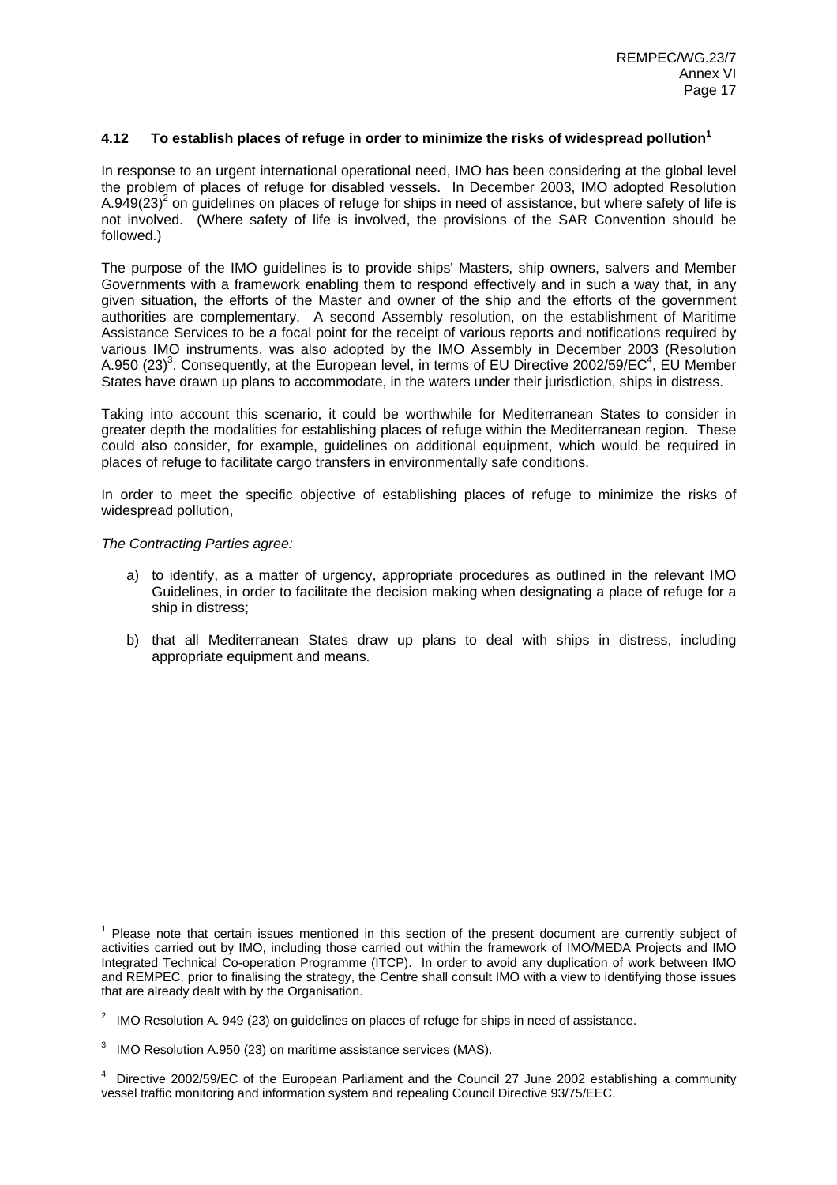### 4.12 To establish places of refuge in order to minimize the risks of widespread pollution[1]

In response to an urgent international operational need, IMO has been considering at the global level the problem of places of refuge for disabled vessels. In December 2003, IMO adopted Resolution A.949(23)[2] on guidelines on places of refuge for ships in need of assistance, but where safety of life is not involved. (Where safety of life is involved, the provisions of the SAR Convention should be followed.)

The purpose of the IMO guidelines is to provide ships' Masters, ship owners, salvers and Member Governments with a framework enabling them to respond effectively and in such a way that, in any given situation, the efforts of the Master and owner of the ship and the efforts of the government authorities are complementary. A second Assembly resolution, on the establishment of Maritime Assistance Services to be a focal point for the receipt of various reports and notifications required by various IMO instruments, was also adopted by the IMO Assembly in December 2003 (Resolution A.950 (23)[3]. Consequently, at the European level, in terms of EU Directive 2002/59/EC[4], EU Member States have drawn up plans to accommodate, in the waters under their jurisdiction, ships in distress.

Taking into account this scenario, it could be worthwhile for Mediterranean States to consider in greater depth the modalities for establishing places of refuge within the Mediterranean region. These could also consider, for example, guidelines on additional equipment, which would be required in places of refuge to facilitate cargo transfers in environmentally safe conditions.

In order to meet the specific objective of establishing places of refuge to minimize the risks of widespread pollution,

*The Contracting Parties agree:*

a) to identify, as a matter of urgency, appropriate procedures as outlined in the relevant IMO Guidelines, in order to facilitate the decision making when designating a place of refuge for a ship in distress;

b) that all Mediterranean States draw up plans to deal with ships in distress, including appropriate equipment and means.

---

[1] Please note that certain issues mentioned in this section of the present document are currently subject of activities carried out by IMO, including those carried out within the framework of IMO/MEDA Projects and IMO Integrated Technical Co-operation Programme (ITCP). In order to avoid any duplication of work between IMO and REMPEC, prior to finalising the strategy, the Centre shall consult IMO with a view to identifying those issues that are already dealt with by the Organisation.

[2] IMO Resolution A. 949 (23) on guidelines on places of refuge for ships in need of assistance.

[3] IMO Resolution A.950 (23) on maritime assistance services (MAS).

[4] Directive 2002/59/EC of the European Parliament and the Council 27 June 2002 establishing a community vessel traffic monitoring and information system and repealing Council Directive 93/75/EEC.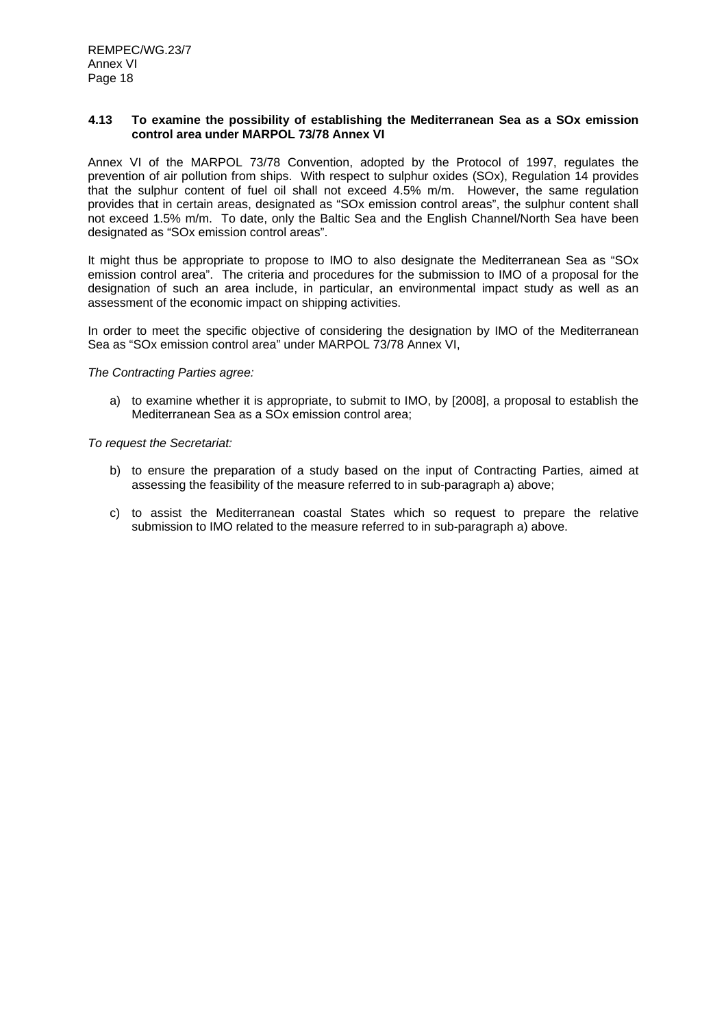### 4.13 To examine the possibility of establishing the Mediterranean Sea as a SOx emission control area under MARPOL 73/78 Annex VI

Annex VI of the MARPOL 73/78 Convention, adopted by the Protocol of 1997, regulates the prevention of air pollution from ships. With respect to sulphur oxides (SOx), Regulation 14 provides that the sulphur content of fuel oil shall not exceed 4.5% m/m. However, the same regulation provides that in certain areas, designated as "SOx emission control areas", the sulphur content shall not exceed 1.5% m/m. To date, only the Baltic Sea and the English Channel/North Sea have been designated as "SOx emission control areas".

It might thus be appropriate to propose to IMO to also designate the Mediterranean Sea as "SOx emission control area". The criteria and procedures for the submission to IMO of a proposal for the designation of such an area include, in particular, an environmental impact study as well as an assessment of the economic impact on shipping activities.

In order to meet the specific objective of considering the designation by IMO of the Mediterranean Sea as "SOx emission control area" under MARPOL 73/78 Annex VI,

*The Contracting Parties agree:*

a) to examine whether it is appropriate, to submit to IMO, by [2008], a proposal to establish the Mediterranean Sea as a SOx emission control area;

*To request the Secretariat:*

b) to ensure the preparation of a study based on the input of Contracting Parties, aimed at assessing the feasibility of the measure referred to in sub-paragraph a) above;

c) to assist the Mediterranean coastal States which so request to prepare the relative submission to IMO related to the measure referred to in sub-paragraph a) above.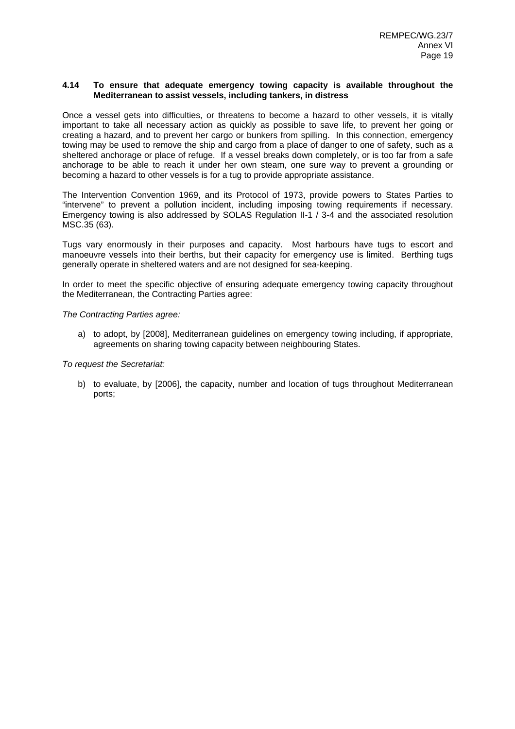### 4.14 To ensure that adequate emergency towing capacity is available throughout the Mediterranean to assist vessels, including tankers, in distress

Once a vessel gets into difficulties, or threatens to become a hazard to other vessels, it is vitally important to take all necessary action as quickly as possible to save life, to prevent her going or creating a hazard, and to prevent her cargo or bunkers from spilling. In this connection, emergency towing may be used to remove the ship and cargo from a place of danger to one of safety, such as a sheltered anchorage or place of refuge. If a vessel breaks down completely, or is too far from a safe anchorage to be able to reach it under her own steam, one sure way to prevent a grounding or becoming a hazard to other vessels is for a tug to provide appropriate assistance.

The Intervention Convention 1969, and its Protocol of 1973, provide powers to States Parties to "intervene" to prevent a pollution incident, including imposing towing requirements if necessary. Emergency towing is also addressed by SOLAS Regulation II-1 / 3-4 and the associated resolution MSC.35 (63).

Tugs vary enormously in their purposes and capacity. Most harbours have tugs to escort and manoeuvre vessels into their berths, but their capacity for emergency use is limited. Berthing tugs generally operate in sheltered waters and are not designed for sea-keeping.

In order to meet the specific objective of ensuring adequate emergency towing capacity throughout the Mediterranean, the Contracting Parties agree:

*The Contracting Parties agree:*

a) to adopt, by [2008], Mediterranean guidelines on emergency towing including, if appropriate, agreements on sharing towing capacity between neighbouring States.

*To request the Secretariat:*

b) to evaluate, by [2006], the capacity, number and location of tugs throughout Mediterranean ports;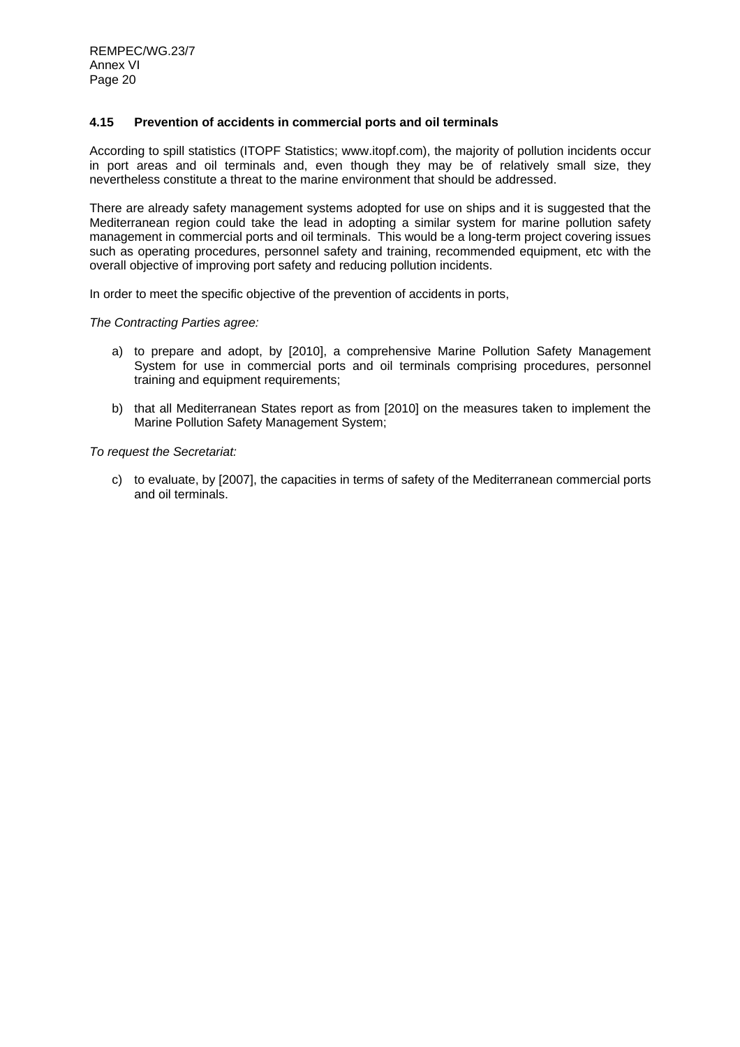### 4.15 Prevention of accidents in commercial ports and oil terminals

According to spill statistics (ITOPF Statistics; www.itopf.com), the majority of pollution incidents occur in port areas and oil terminals and, even though they may be of relatively small size, they nevertheless constitute a threat to the marine environment that should be addressed.

There are already safety management systems adopted for use on ships and it is suggested that the Mediterranean region could take the lead in adopting a similar system for marine pollution safety management in commercial ports and oil terminals. This would be a long-term project covering issues such as operating procedures, personnel safety and training, recommended equipment, etc with the overall objective of improving port safety and reducing pollution incidents.

In order to meet the specific objective of the prevention of accidents in ports,

*The Contracting Parties agree:*

a) to prepare and adopt, by [2010], a comprehensive Marine Pollution Safety Management System for use in commercial ports and oil terminals comprising procedures, personnel training and equipment requirements;

b) that all Mediterranean States report as from [2010] on the measures taken to implement the Marine Pollution Safety Management System;

*To request the Secretariat:*

c) to evaluate, by [2007], the capacities in terms of safety of the Mediterranean commercial ports and oil terminals.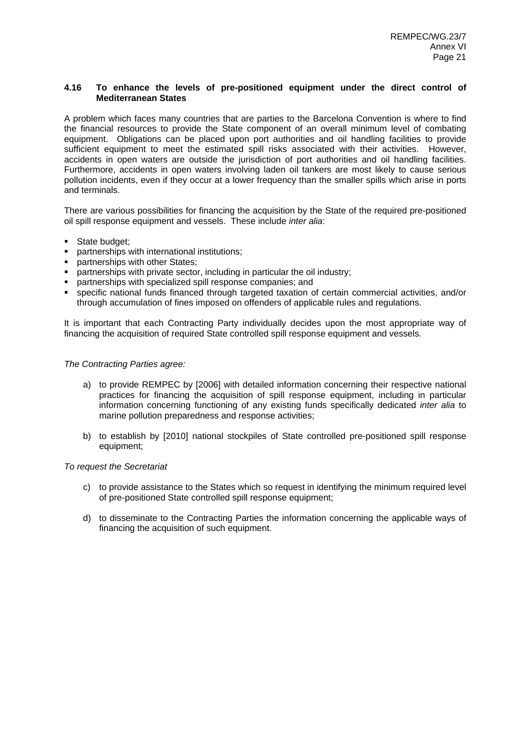### 4.16 To enhance the levels of pre-positioned equipment under the direct control of Mediterranean States

A problem which faces many countries that are parties to the Barcelona Convention is where to find the financial resources to provide the State component of an overall minimum level of combating equipment. Obligations can be placed upon port authorities and oil handling facilities to provide sufficient equipment to meet the estimated spill risks associated with their activities. However, accidents in open waters are outside the jurisdiction of port authorities and oil handling facilities. Furthermore, accidents in open waters involving laden oil tankers are most likely to cause serious pollution incidents, even if they occur at a lower frequency than the smaller spills which arise in ports and terminals.

There are various possibilities for financing the acquisition by the State of the required pre-positioned oil spill response equipment and vessels. These include *inter alia*:

- State budget;
- partnerships with international institutions;
- partnerships with other States;
- partnerships with private sector, including in particular the oil industry;
- partnerships with specialized spill response companies; and
- specific national funds financed through targeted taxation of certain commercial activities, and/or through accumulation of fines imposed on offenders of applicable rules and regulations.

It is important that each Contracting Party individually decides upon the most appropriate way of financing the acquisition of required State controlled spill response equipment and vessels.

*The Contracting Parties agree:*

a) to provide REMPEC by [2006] with detailed information concerning their respective national practices for financing the acquisition of spill response equipment, including in particular information concerning functioning of any existing funds specifically dedicated *inter alia* to marine pollution preparedness and response activities;

b) to establish by [2010] national stockpiles of State controlled pre-positioned spill response equipment;

*To request the Secretariat*

c) to provide assistance to the States which so request in identifying the minimum required level of pre-positioned State controlled spill response equipment;

d) to disseminate to the Contracting Parties the information concerning the applicable ways of financing the acquisition of such equipment.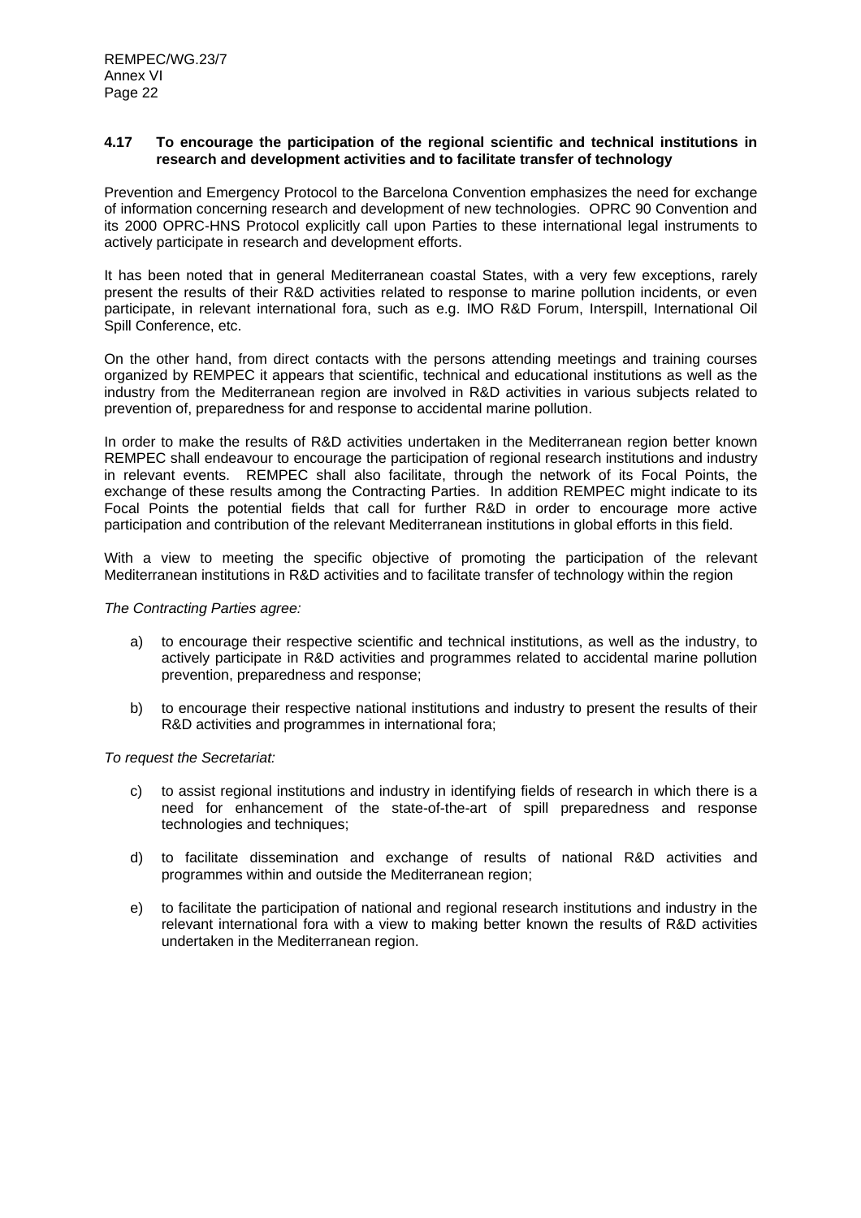### 4.17 To encourage the participation of the regional scientific and technical institutions in research and development activities and to facilitate transfer of technology

Prevention and Emergency Protocol to the Barcelona Convention emphasizes the need for exchange of information concerning research and development of new technologies. OPRC 90 Convention and its 2000 OPRC-HNS Protocol explicitly call upon Parties to these international legal instruments to actively participate in research and development efforts.

It has been noted that in general Mediterranean coastal States, with a very few exceptions, rarely present the results of their R&D activities related to response to marine pollution incidents, or even participate, in relevant international fora, such as e.g. IMO R&D Forum, Interspill, International Oil Spill Conference, etc.

On the other hand, from direct contacts with the persons attending meetings and training courses organized by REMPEC it appears that scientific, technical and educational institutions as well as the industry from the Mediterranean region are involved in R&D activities in various subjects related to prevention of, preparedness for and response to accidental marine pollution.

In order to make the results of R&D activities undertaken in the Mediterranean region better known REMPEC shall endeavour to encourage the participation of regional research institutions and industry in relevant events. REMPEC shall also facilitate, through the network of its Focal Points, the exchange of these results among the Contracting Parties. In addition REMPEC might indicate to its Focal Points the potential fields that call for further R&D in order to encourage more active participation and contribution of the relevant Mediterranean institutions in global efforts in this field.

With a view to meeting the specific objective of promoting the participation of the relevant Mediterranean institutions in R&D activities and to facilitate transfer of technology within the region

*The Contracting Parties agree:*

a) to encourage their respective scientific and technical institutions, as well as the industry, to actively participate in R&D activities and programmes related to accidental marine pollution prevention, preparedness and response;

b) to encourage their respective national institutions and industry to present the results of their R&D activities and programmes in international fora;

*To request the Secretariat:*

c) to assist regional institutions and industry in identifying fields of research in which there is a need for enhancement of the state-of-the-art of spill preparedness and response technologies and techniques;

d) to facilitate dissemination and exchange of results of national R&D activities and programmes within and outside the Mediterranean region;

e) to facilitate the participation of national and regional research institutions and industry in the relevant international fora with a view to making better known the results of R&D activities undertaken in the Mediterranean region.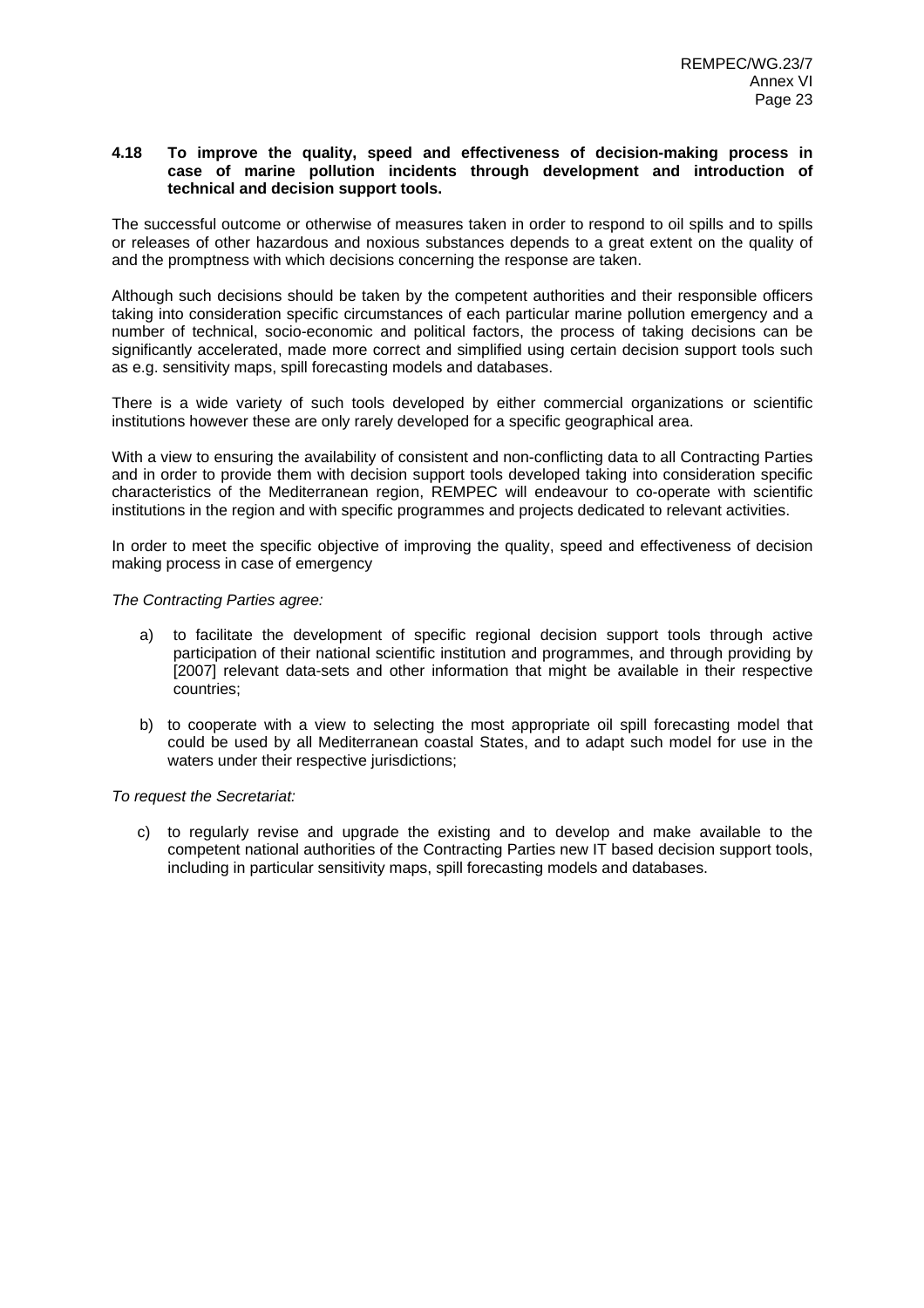**4.18 To improve the quality, speed and effectiveness of decision-making process in case of marine pollution incidents through development and introduction of technical and decision support tools.**

The successful outcome or otherwise of measures taken in order to respond to oil spills and to spills or releases of other hazardous and noxious substances depends to a great extent on the quality of and the promptness with which decisions concerning the response are taken.

Although such decisions should be taken by the competent authorities and their responsible officers taking into consideration specific circumstances of each particular marine pollution emergency and a number of technical, socio-economic and political factors, the process of taking decisions can be significantly accelerated, made more correct and simplified using certain decision support tools such as e.g. sensitivity maps, spill forecasting models and databases.

There is a wide variety of such tools developed by either commercial organizations or scientific institutions however these are only rarely developed for a specific geographical area.

With a view to ensuring the availability of consistent and non-conflicting data to all Contracting Parties and in order to provide them with decision support tools developed taking into consideration specific characteristics of the Mediterranean region, REMPEC will endeavour to co-operate with scientific institutions in the region and with specific programmes and projects dedicated to relevant activities.

In order to meet the specific objective of improving the quality, speed and effectiveness of decision making process in case of emergency

*The Contracting Parties agree:*

a) to facilitate the development of specific regional decision support tools through active participation of their national scientific institution and programmes, and through providing by [2007] relevant data-sets and other information that might be available in their respective countries;

b) to cooperate with a view to selecting the most appropriate oil spill forecasting model that could be used by all Mediterranean coastal States, and to adapt such model for use in the waters under their respective jurisdictions;

*To request the Secretariat:*

c) to regularly revise and upgrade the existing and to develop and make available to the competent national authorities of the Contracting Parties new IT based decision support tools, including in particular sensitivity maps, spill forecasting models and databases.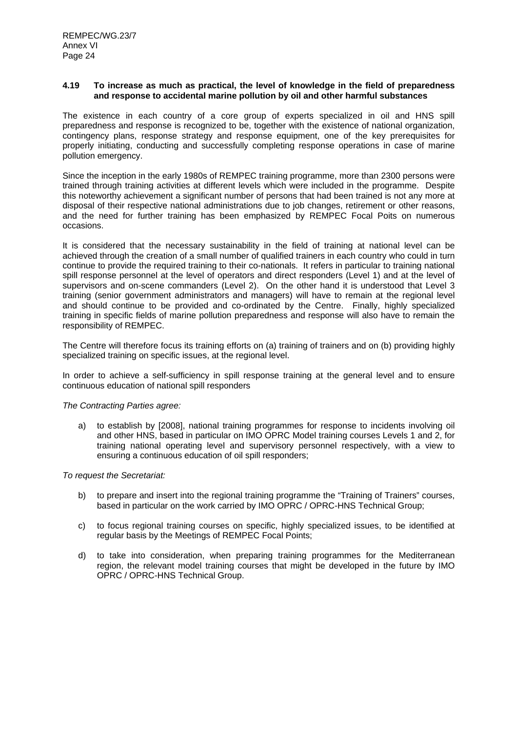### 4.19 To increase as much as practical, the level of knowledge in the field of preparedness and response to accidental marine pollution by oil and other harmful substances

The existence in each country of a core group of experts specialized in oil and HNS spill preparedness and response is recognized to be, together with the existence of national organization, contingency plans, response strategy and response equipment, one of the key prerequisites for properly initiating, conducting and successfully completing response operations in case of marine pollution emergency.

Since the inception in the early 1980s of REMPEC training programme, more than 2300 persons were trained through training activities at different levels which were included in the programme. Despite this noteworthy achievement a significant number of persons that had been trained is not any more at disposal of their respective national administrations due to job changes, retirement or other reasons, and the need for further training has been emphasized by REMPEC Focal Poits on numerous occasions.

It is considered that the necessary sustainability in the field of training at national level can be achieved through the creation of a small number of qualified trainers in each country who could in turn continue to provide the required training to their co-nationals. It refers in particular to training national spill response personnel at the level of operators and direct responders (Level 1) and at the level of supervisors and on-scene commanders (Level 2). On the other hand it is understood that Level 3 training (senior government administrators and managers) will have to remain at the regional level and should continue to be provided and co-ordinated by the Centre. Finally, highly specialized training in specific fields of marine pollution preparedness and response will also have to remain the responsibility of REMPEC.

The Centre will therefore focus its training efforts on (a) training of trainers and on (b) providing highly specialized training on specific issues, at the regional level.

In order to achieve a self-sufficiency in spill response training at the general level and to ensure continuous education of national spill responders

*The Contracting Parties agree:*

a) to establish by [2008], national training programmes for response to incidents involving oil and other HNS, based in particular on IMO OPRC Model training courses Levels 1 and 2, for training national operating level and supervisory personnel respectively, with a view to ensuring a continuous education of oil spill responders;

*To request the Secretariat:*

b) to prepare and insert into the regional training programme the "Training of Trainers" courses, based in particular on the work carried by IMO OPRC / OPRC-HNS Technical Group;

c) to focus regional training courses on specific, highly specialized issues, to be identified at regular basis by the Meetings of REMPEC Focal Points;

d) to take into consideration, when preparing training programmes for the Mediterranean region, the relevant model training courses that might be developed in the future by IMO OPRC / OPRC-HNS Technical Group.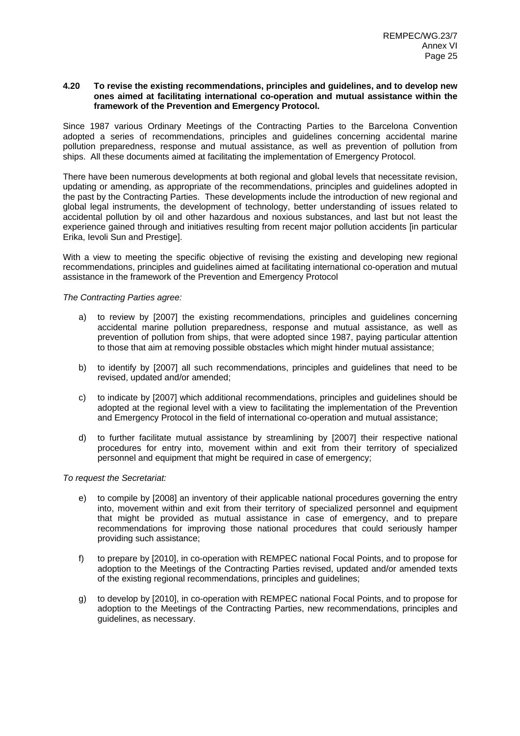**4.20 To revise the existing recommendations, principles and guidelines, and to develop new ones aimed at facilitating international co-operation and mutual assistance within the framework of the Prevention and Emergency Protocol.**

Since 1987 various Ordinary Meetings of the Contracting Parties to the Barcelona Convention adopted a series of recommendations, principles and guidelines concerning accidental marine pollution preparedness, response and mutual assistance, as well as prevention of pollution from ships. All these documents aimed at facilitating the implementation of Emergency Protocol.

There have been numerous developments at both regional and global levels that necessitate revision, updating or amending, as appropriate of the recommendations, principles and guidelines adopted in the past by the Contracting Parties. These developments include the introduction of new regional and global legal instruments, the development of technology, better understanding of issues related to accidental pollution by oil and other hazardous and noxious substances, and last but not least the experience gained through and initiatives resulting from recent major pollution accidents [in particular Erika, Ievoli Sun and Prestige].

With a view to meeting the specific objective of revising the existing and developing new regional recommendations, principles and guidelines aimed at facilitating international co-operation and mutual assistance in the framework of the Prevention and Emergency Protocol

*The Contracting Parties agree:*

a) to review by [2007] the existing recommendations, principles and guidelines concerning accidental marine pollution preparedness, response and mutual assistance, as well as prevention of pollution from ships, that were adopted since 1987, paying particular attention to those that aim at removing possible obstacles which might hinder mutual assistance;

b) to identify by [2007] all such recommendations, principles and guidelines that need to be revised, updated and/or amended;

c) to indicate by [2007] which additional recommendations, principles and guidelines should be adopted at the regional level with a view to facilitating the implementation of the Prevention and Emergency Protocol in the field of international co-operation and mutual assistance;

d) to further facilitate mutual assistance by streamlining by [2007] their respective national procedures for entry into, movement within and exit from their territory of specialized personnel and equipment that might be required in case of emergency;

*To request the Secretariat:*

e) to compile by [2008] an inventory of their applicable national procedures governing the entry into, movement within and exit from their territory of specialized personnel and equipment that might be provided as mutual assistance in case of emergency, and to prepare recommendations for improving those national procedures that could seriously hamper providing such assistance;

f) to prepare by [2010], in co-operation with REMPEC national Focal Points, and to propose for adoption to the Meetings of the Contracting Parties revised, updated and/or amended texts of the existing regional recommendations, principles and guidelines;

g) to develop by [2010], in co-operation with REMPEC national Focal Points, and to propose for adoption to the Meetings of the Contracting Parties, new recommendations, principles and guidelines, as necessary.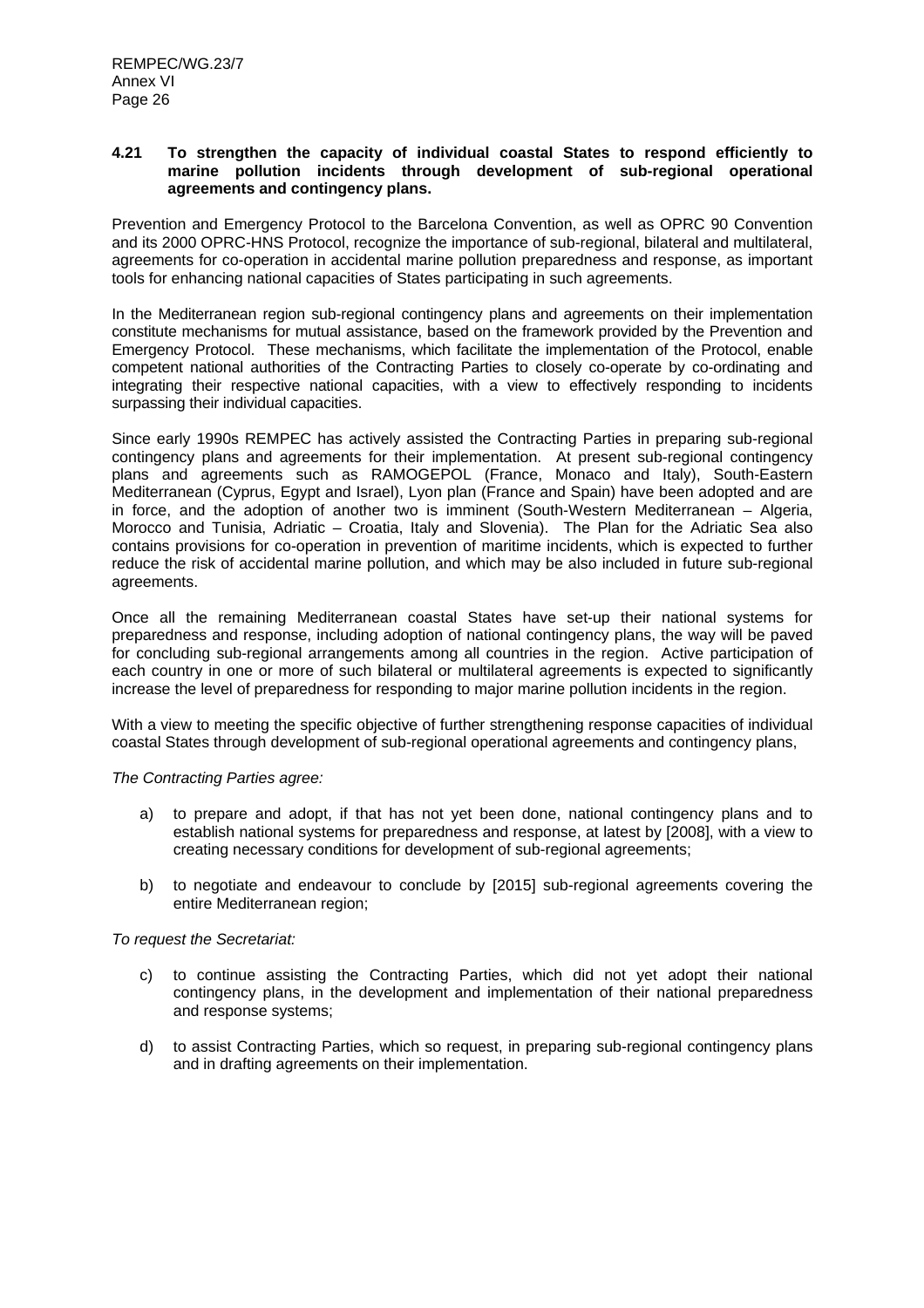### 4.21 To strengthen the capacity of individual coastal States to respond efficiently to marine pollution incidents through development of sub-regional operational agreements and contingency plans.

Prevention and Emergency Protocol to the Barcelona Convention, as well as OPRC 90 Convention and its 2000 OPRC-HNS Protocol, recognize the importance of sub-regional, bilateral and multilateral, agreements for co-operation in accidental marine pollution preparedness and response, as important tools for enhancing national capacities of States participating in such agreements.

In the Mediterranean region sub-regional contingency plans and agreements on their implementation constitute mechanisms for mutual assistance, based on the framework provided by the Prevention and Emergency Protocol. These mechanisms, which facilitate the implementation of the Protocol, enable competent national authorities of the Contracting Parties to closely co-operate by co-ordinating and integrating their respective national capacities, with a view to effectively responding to incidents surpassing their individual capacities.

Since early 1990s REMPEC has actively assisted the Contracting Parties in preparing sub-regional contingency plans and agreements for their implementation. At present sub-regional contingency plans and agreements such as RAMOGEPOL (France, Monaco and Italy), South-Eastern Mediterranean (Cyprus, Egypt and Israel), Lyon plan (France and Spain) have been adopted and are in force, and the adoption of another two is imminent (South-Western Mediterranean – Algeria, Morocco and Tunisia, Adriatic – Croatia, Italy and Slovenia). The Plan for the Adriatic Sea also contains provisions for co-operation in prevention of maritime incidents, which is expected to further reduce the risk of accidental marine pollution, and which may be also included in future sub-regional agreements.

Once all the remaining Mediterranean coastal States have set-up their national systems for preparedness and response, including adoption of national contingency plans, the way will be paved for concluding sub-regional arrangements among all countries in the region. Active participation of each country in one or more of such bilateral or multilateral agreements is expected to significantly increase the level of preparedness for responding to major marine pollution incidents in the region.

With a view to meeting the specific objective of further strengthening response capacities of individual coastal States through development of sub-regional operational agreements and contingency plans,

*The Contracting Parties agree:*

a) to prepare and adopt, if that has not yet been done, national contingency plans and to establish national systems for preparedness and response, at latest by [2008], with a view to creating necessary conditions for development of sub-regional agreements;

b) to negotiate and endeavour to conclude by [2015] sub-regional agreements covering the entire Mediterranean region;

*To request the Secretariat:*

c) to continue assisting the Contracting Parties, which did not yet adopt their national contingency plans, in the development and implementation of their national preparedness and response systems;

d) to assist Contracting Parties, which so request, in preparing sub-regional contingency plans and in drafting agreements on their implementation.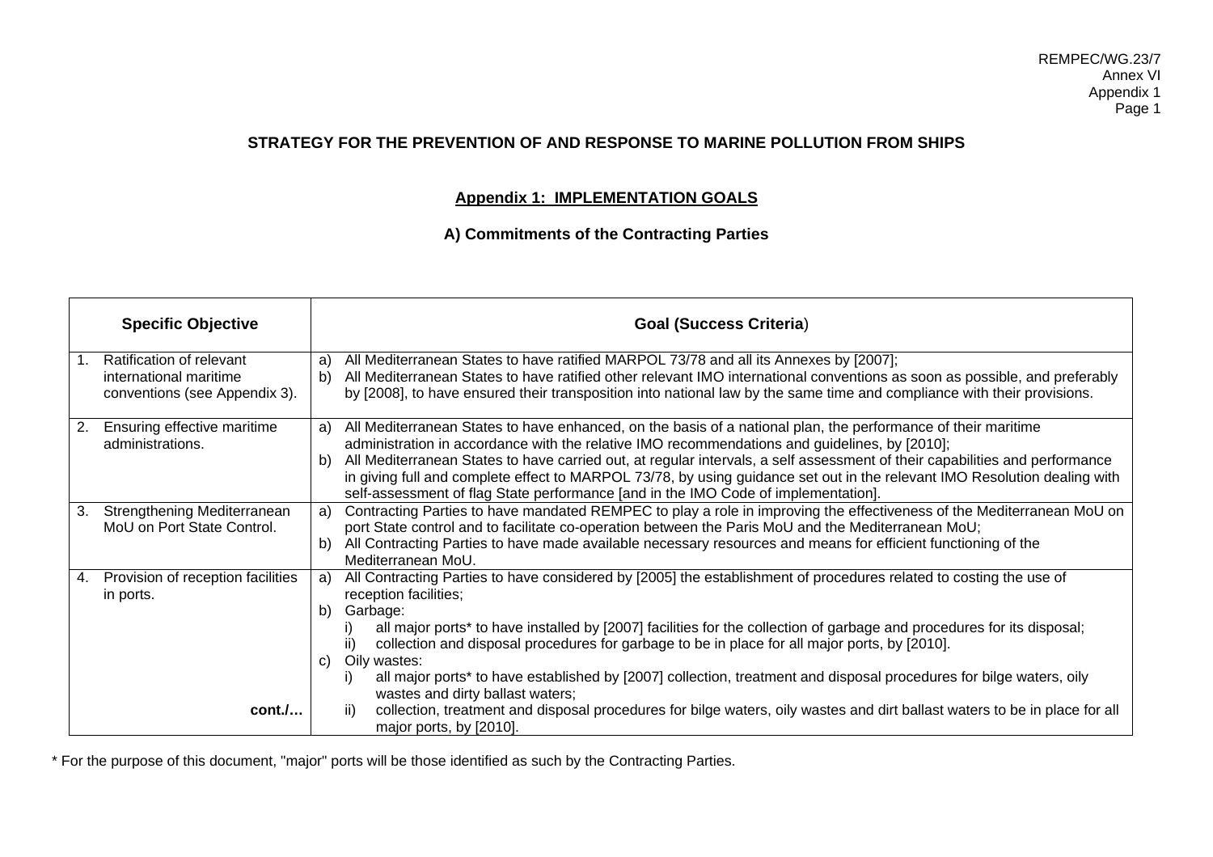### STRATEGY FOR THE PREVENTION OF AND RESPONSE TO MARINE POLLUTION FROM SHIPS

#### Appendix 1: IMPLEMENTATION GOALS

#### A) Commitments of the Contracting Parties

| Specific Objective | Goal (Success Criteria) |
|---|---|
| 1. Ratification of relevant international maritime conventions (see Appendix 3). | a) All Mediterranean States to have ratified MARPOL 73/78 and all its Annexes by [2007];<br>b) All Mediterranean States to have ratified other relevant IMO international conventions as soon as possible, and preferably by [2008], to have ensured their transposition into national law by the same time and compliance with their provisions. |
| 2. Ensuring effective maritime administrations. | a) All Mediterranean States to have enhanced, on the basis of a national plan, the performance of their maritime administration in accordance with the relative IMO recommendations and guidelines, by [2010];<br>b) All Mediterranean States to have carried out, at regular intervals, a self assessment of their capabilities and performance in giving full and complete effect to MARPOL 73/78, by using guidance set out in the relevant IMO Resolution dealing with self-assessment of flag State performance [and in the IMO Code of implementation]. |
| 3. Strengthening Mediterranean MoU on Port State Control. | a) Contracting Parties to have mandated REMPEC to play a role in improving the effectiveness of the Mediterranean MoU on port State control and to facilitate co-operation between the Paris MoU and the Mediterranean MoU;<br>b) All Contracting Parties to have made available necessary resources and means for efficient functioning of the Mediterranean MoU. |
| 4. Provision of reception facilities in ports.<br><br>**cont./…** | a) All Contracting Parties to have considered by [2005] the establishment of procedures related to costing the use of reception facilities;<br>b) Garbage:<br>i) all major ports* to have installed by [2007] facilities for the collection of garbage and procedures for its disposal;<br>ii) collection and disposal procedures for garbage to be in place for all major ports, by [2010].<br>c) Oily wastes:<br>i) all major ports* to have established by [2007] collection, treatment and disposal procedures for bilge waters, oily wastes and dirty ballast waters;<br>ii) collection, treatment and disposal procedures for bilge waters, oily wastes and dirt ballast waters to be in place for all major ports, by [2010]. |

* For the purpose of this document, "major" ports will be those identified as such by the Contracting Parties.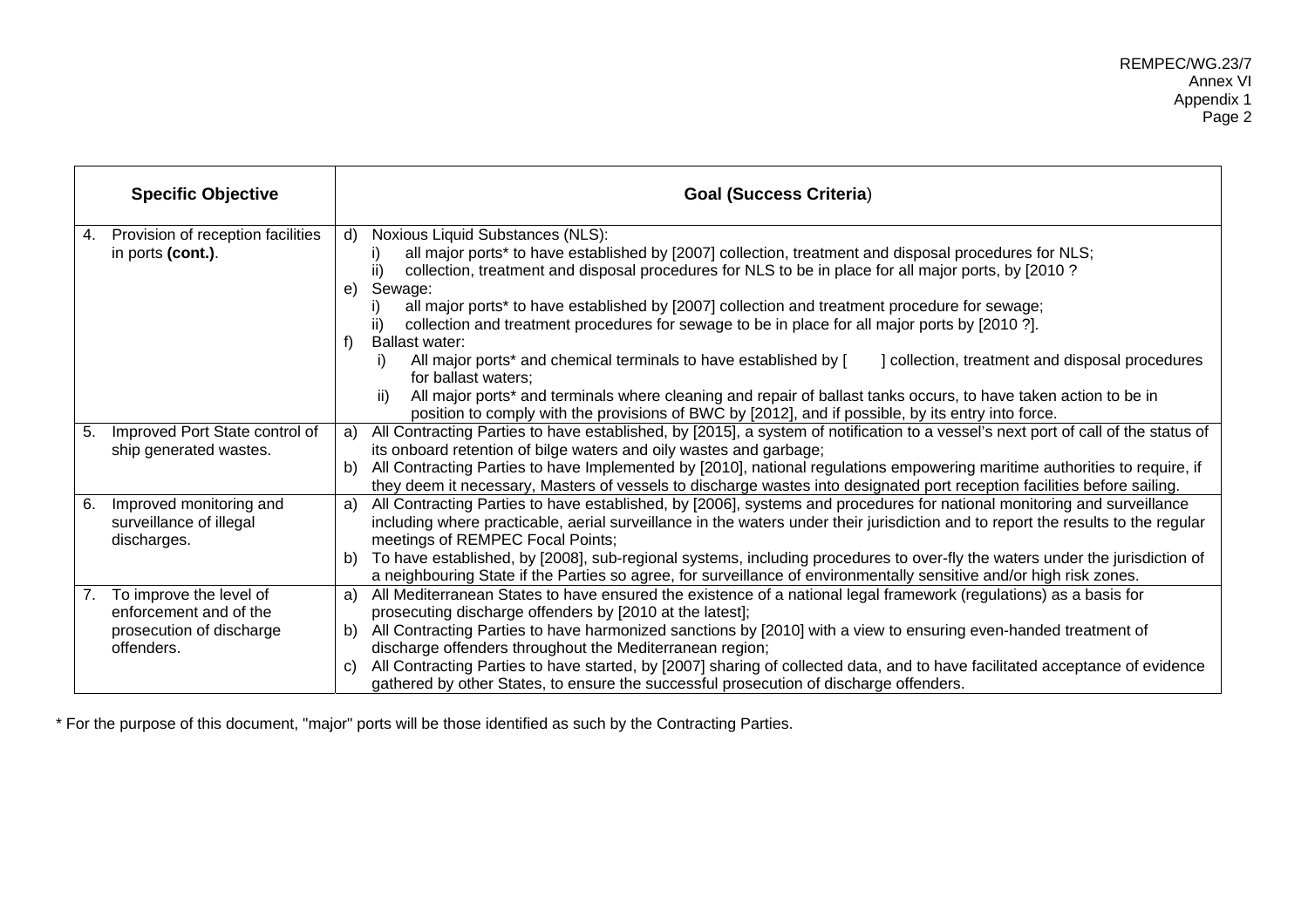| Specific Objective | Goal (Success Criteria) |
|---|---|
| 4. Provision of reception facilities in ports **(cont.)**. | d) Noxious Liquid Substances (NLS):<br>i) all major ports* to have established by [2007] collection, treatment and disposal procedures for NLS;<br>ii) collection, treatment and disposal procedures for NLS to be in place for all major ports, by [2010 ?<br>e) Sewage:<br>i) all major ports* to have established by [2007] collection and treatment procedure for sewage;<br>ii) collection and treatment procedures for sewage to be in place for all major ports by [2010 ?].<br>f) Ballast water:<br>i) All major ports* and chemical terminals to have established by [ ] collection, treatment and disposal procedures for ballast waters;<br>ii) All major ports* and terminals where cleaning and repair of ballast tanks occurs, to have taken action to be in position to comply with the provisions of BWC by [2012], and if possible, by its entry into force. |
| 5. Improved Port State control of ship generated wastes. | a) All Contracting Parties to have established, by [2015], a system of notification to a vessel's next port of call of the status of its onboard retention of bilge waters and oily wastes and garbage;<br>b) All Contracting Parties to have Implemented by [2010], national regulations empowering maritime authorities to require, if they deem it necessary, Masters of vessels to discharge wastes into designated port reception facilities before sailing. |
| 6. Improved monitoring and surveillance of illegal discharges. | a) All Contracting Parties to have established, by [2006], systems and procedures for national monitoring and surveillance including where practicable, aerial surveillance in the waters under their jurisdiction and to report the results to the regular meetings of REMPEC Focal Points;<br>b) To have established, by [2008], sub-regional systems, including procedures to over-fly the waters under the jurisdiction of a neighbouring State if the Parties so agree, for surveillance of environmentally sensitive and/or high risk zones. |
| 7. To improve the level of enforcement and of the prosecution of discharge offenders. | a) All Mediterranean States to have ensured the existence of a national legal framework (regulations) as a basis for prosecuting discharge offenders by [2010 at the latest];<br>b) All Contracting Parties to have harmonized sanctions by [2010] with a view to ensuring even-handed treatment of discharge offenders throughout the Mediterranean region;<br>c) All Contracting Parties to have started, by [2007] sharing of collected data, and to have facilitated acceptance of evidence gathered by other States, to ensure the successful prosecution of discharge offenders. |

* For the purpose of this document, "major" ports will be those identified as such by the Contracting Parties.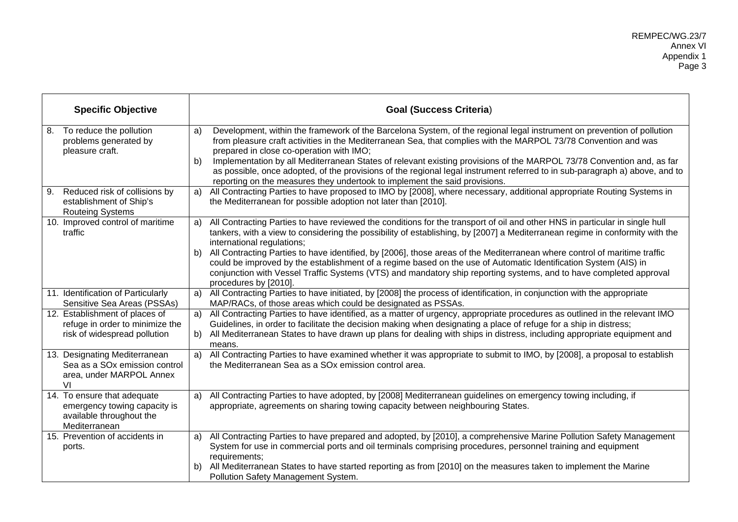| Specific Objective | Goal (Success Criteria) |
|---|---|
| 8. To reduce the pollution problems generated by pleasure craft. | a) Development, within the framework of the Barcelona System, of the regional legal instrument on prevention of pollution from pleasure craft activities in the Mediterranean Sea, that complies with the MARPOL 73/78 Convention and was prepared in close co-operation with IMO;<br>b) Implementation by all Mediterranean States of relevant existing provisions of the MARPOL 73/78 Convention and, as far as possible, once adopted, of the provisions of the regional legal instrument referred to in sub-paragraph a) above, and to reporting on the measures they undertook to implement the said provisions. |
| 9. Reduced risk of collisions by establishment of Ship's Routeing Systems | a) All Contracting Parties to have proposed to IMO by [2008], where necessary, additional appropriate Routing Systems in the Mediterranean for possible adoption not later than [2010]. |
| 10. Improved control of maritime traffic | a) All Contracting Parties to have reviewed the conditions for the transport of oil and other HNS in particular in single hull tankers, with a view to considering the possibility of establishing, by [2007] a Mediterranean regime in conformity with the international regulations;<br>b) All Contracting Parties to have identified, by [2006], those areas of the Mediterranean where control of maritime traffic could be improved by the establishment of a regime based on the use of Automatic Identification System (AIS) in conjunction with Vessel Traffic Systems (VTS) and mandatory ship reporting systems, and to have completed approval procedures by [2010]. |
| 11. Identification of Particularly Sensitive Sea Areas (PSSAs) | a) All Contracting Parties to have initiated, by [2008] the process of identification, in conjunction with the appropriate MAP/RACs, of those areas which could be designated as PSSAs. |
| 12. Establishment of places of refuge in order to minimize the risk of widespread pollution | a) All Contracting Parties to have identified, as a matter of urgency, appropriate procedures as outlined in the relevant IMO Guidelines, in order to facilitate the decision making when designating a place of refuge for a ship in distress;<br>b) All Mediterranean States to have drawn up plans for dealing with ships in distress, including appropriate equipment and means. |
| 13. Designating Mediterranean Sea as a SOx emission control area, under MARPOL Annex VI | a) All Contracting Parties to have examined whether it was appropriate to submit to IMO, by [2008], a proposal to establish the Mediterranean Sea as a SOx emission control area. |
| 14. To ensure that adequate emergency towing capacity is available throughout the Mediterranean | a) All Contracting Parties to have adopted, by [2008] Mediterranean guidelines on emergency towing including, if appropriate, agreements on sharing towing capacity between neighbouring States. |
| 15. Prevention of accidents in ports. | a) All Contracting Parties to have prepared and adopted, by [2010], a comprehensive Marine Pollution Safety Management System for use in commercial ports and oil terminals comprising procedures, personnel training and equipment requirements;<br>b) All Mediterranean States to have started reporting as from [2010] on the measures taken to implement the Marine Pollution Safety Management System. |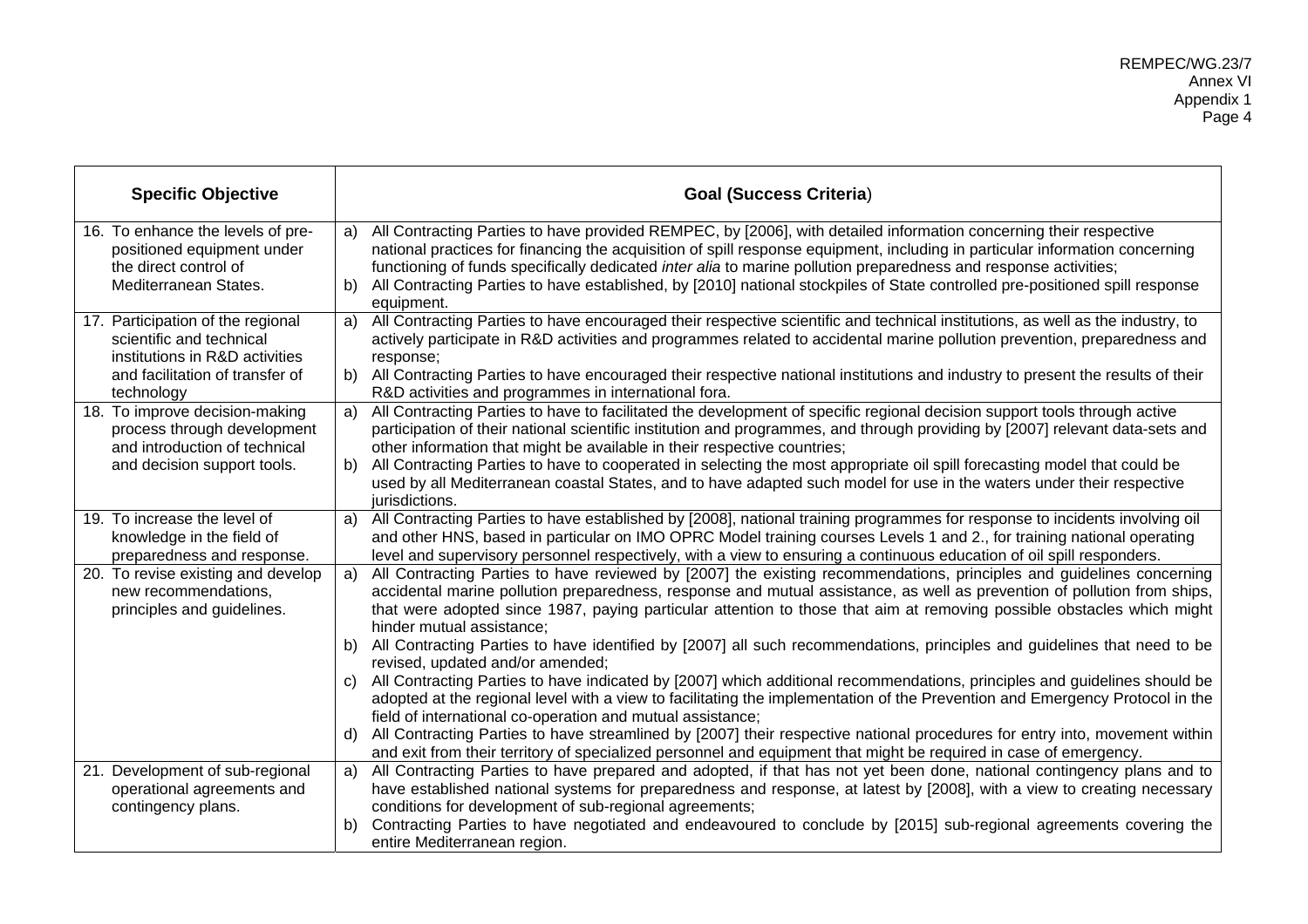| Specific Objective | Goal (Success Criteria) |
|---|---|
| 16. To enhance the levels of pre-positioned equipment under the direct control of Mediterranean States. | a) All Contracting Parties to have provided REMPEC, by [2006], with detailed information concerning their respective national practices for financing the acquisition of spill response equipment, including in particular information concerning functioning of funds specifically dedicated *inter alia* to marine pollution preparedness and response activities;<br>b) All Contracting Parties to have established, by [2010] national stockpiles of State controlled pre-positioned spill response equipment. |
| 17. Participation of the regional scientific and technical institutions in R&D activities and facilitation of transfer of technology | a) All Contracting Parties to have encouraged their respective scientific and technical institutions, as well as the industry, to actively participate in R&D activities and programmes related to accidental marine pollution prevention, preparedness and response;<br>b) All Contracting Parties to have encouraged their respective national institutions and industry to present the results of their R&D activities and programmes in international fora. |
| 18. To improve decision-making process through development and introduction of technical and decision support tools. | a) All Contracting Parties to have to facilitated the development of specific regional decision support tools through active participation of their national scientific institution and programmes, and through providing by [2007] relevant data-sets and other information that might be available in their respective countries;<br>b) All Contracting Parties to have to cooperated in selecting the most appropriate oil spill forecasting model that could be used by all Mediterranean coastal States, and to have adapted such model for use in the waters under their respective jurisdictions. |
| 19. To increase the level of knowledge in the field of preparedness and response. | a) All Contracting Parties to have established by [2008], national training programmes for response to incidents involving oil and other HNS, based in particular on IMO OPRC Model training courses Levels 1 and 2., for training national operating level and supervisory personnel respectively, with a view to ensuring a continuous education of oil spill responders. |
| 20. To revise existing and develop new recommendations, principles and guidelines. | a) All Contracting Parties to have reviewed by [2007] the existing recommendations, principles and guidelines concerning accidental marine pollution preparedness, response and mutual assistance, as well as prevention of pollution from ships, that were adopted since 1987, paying particular attention to those that aim at removing possible obstacles which might hinder mutual assistance;<br>b) All Contracting Parties to have identified by [2007] all such recommendations, principles and guidelines that need to be revised, updated and/or amended;<br>c) All Contracting Parties to have indicated by [2007] which additional recommendations, principles and guidelines should be adopted at the regional level with a view to facilitating the implementation of the Prevention and Emergency Protocol in the field of international co-operation and mutual assistance;<br>d) All Contracting Parties to have streamlined by [2007] their respective national procedures for entry into, movement within and exit from their territory of specialized personnel and equipment that might be required in case of emergency. |
| 21. Development of sub-regional operational agreements and contingency plans. | a) All Contracting Parties to have prepared and adopted, if that has not yet been done, national contingency plans and to have established national systems for preparedness and response, at latest by [2008], with a view to creating necessary conditions for development of sub-regional agreements;<br>b) Contracting Parties to have negotiated and endeavoured to conclude by [2015] sub-regional agreements covering the entire Mediterranean region. |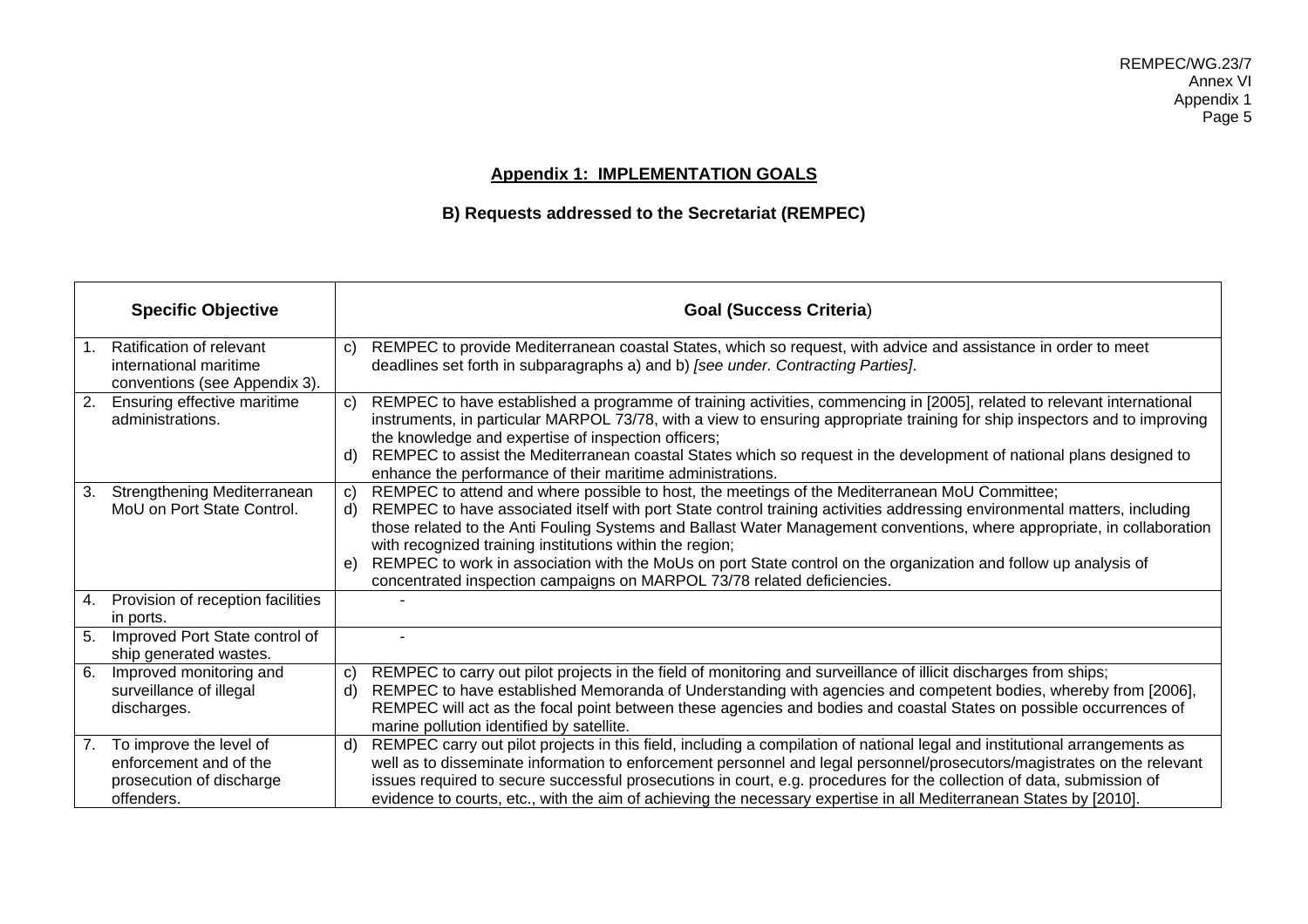## Appendix 1: IMPLEMENTATION GOALS

### B) Requests addressed to the Secretariat (REMPEC)

| Specific Objective | Goal (Success Criteria) |
|---|---|
| 1. Ratification of relevant international maritime conventions (see Appendix 3). | c) REMPEC to provide Mediterranean coastal States, which so request, with advice and assistance in order to meet deadlines set forth in subparagraphs a) and b) *[see under. Contracting Parties]*. |
| 2. Ensuring effective maritime administrations. | c) REMPEC to have established a programme of training activities, commencing in [2005], related to relevant international instruments, in particular MARPOL 73/78, with a view to ensuring appropriate training for ship inspectors and to improving the knowledge and expertise of inspection officers;<br>d) REMPEC to assist the Mediterranean coastal States which so request in the development of national plans designed to enhance the performance of their maritime administrations. |
| 3. Strengthening Mediterranean MoU on Port State Control. | c) REMPEC to attend and where possible to host, the meetings of the Mediterranean MoU Committee;<br>d) REMPEC to have associated itself with port State control training activities addressing environmental matters, including those related to the Anti Fouling Systems and Ballast Water Management conventions, where appropriate, in collaboration with recognized training institutions within the region;<br>e) REMPEC to work in association with the MoUs on port State control on the organization and follow up analysis of concentrated inspection campaigns on MARPOL 73/78 related deficiencies. |
| 4. Provision of reception facilities in ports. | - |
| 5. Improved Port State control of ship generated wastes. | - |
| 6. Improved monitoring and surveillance of illegal discharges. | c) REMPEC to carry out pilot projects in the field of monitoring and surveillance of illicit discharges from ships;<br>d) REMPEC to have established Memoranda of Understanding with agencies and competent bodies, whereby from [2006], REMPEC will act as the focal point between these agencies and bodies and coastal States on possible occurrences of marine pollution identified by satellite. |
| 7. To improve the level of enforcement and of the prosecution of discharge offenders. | d) REMPEC carry out pilot projects in this field, including a compilation of national legal and institutional arrangements as well as to disseminate information to enforcement personnel and legal personnel/prosecutors/magistrates on the relevant issues required to secure successful prosecutions in court, e.g. procedures for the collection of data, submission of evidence to courts, etc., with the aim of achieving the necessary expertise in all Mediterranean States by [2010]. |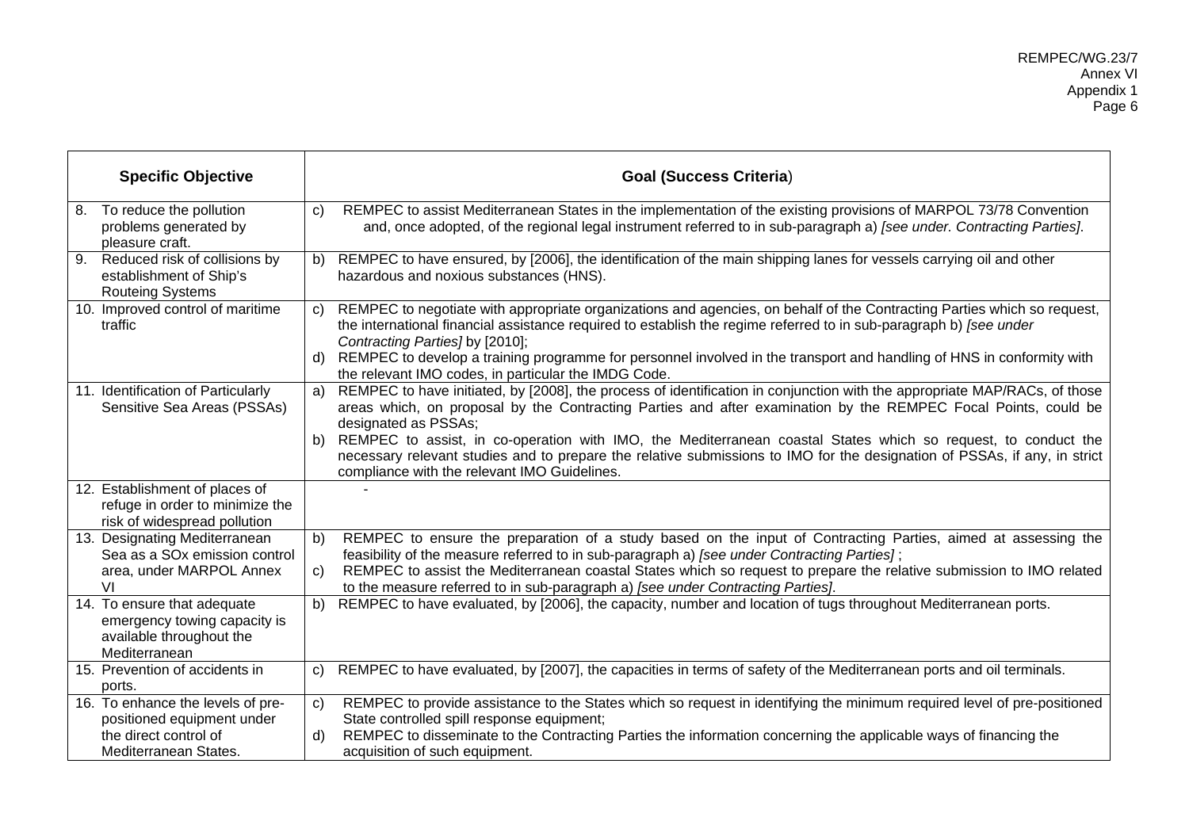| Specific Objective | Goal (Success Criteria) |
|---|---|
| 8. To reduce the pollution problems generated by pleasure craft. | c) REMPEC to assist Mediterranean States in the implementation of the existing provisions of MARPOL 73/78 Convention and, once adopted, of the regional legal instrument referred to in sub-paragraph a) *[see under. Contracting Parties]*. |
| 9. Reduced risk of collisions by establishment of Ship's Routeing Systems | b) REMPEC to have ensured, by [2006], the identification of the main shipping lanes for vessels carrying oil and other hazardous and noxious substances (HNS). |
| 10. Improved control of maritime traffic | c) REMPEC to negotiate with appropriate organizations and agencies, on behalf of the Contracting Parties which so request, the international financial assistance required to establish the regime referred to in sub-paragraph b) *[see under Contracting Parties]* by [2010];<br>d) REMPEC to develop a training programme for personnel involved in the transport and handling of HNS in conformity with the relevant IMO codes, in particular the IMDG Code. |
| 11. Identification of Particularly Sensitive Sea Areas (PSSAs) | a) REMPEC to have initiated, by [2008], the process of identification in conjunction with the appropriate MAP/RACs, of those areas which, on proposal by the Contracting Parties and after examination by the REMPEC Focal Points, could be designated as PSSAs;<br>b) REMPEC to assist, in co-operation with IMO, the Mediterranean coastal States which so request, to conduct the necessary relevant studies and to prepare the relative submissions to IMO for the designation of PSSAs, if any, in strict compliance with the relevant IMO Guidelines. |
| 12. Establishment of places of refuge in order to minimize the risk of widespread pollution | - |
| 13. Designating Mediterranean Sea as a SOx emission control area, under MARPOL Annex VI | b) REMPEC to ensure the preparation of a study based on the input of Contracting Parties, aimed at assessing the feasibility of the measure referred to in sub-paragraph a) *[see under Contracting Parties]* ;<br>c) REMPEC to assist the Mediterranean coastal States which so request to prepare the relative submission to IMO related to the measure referred to in sub-paragraph a) *[see under Contracting Parties]*. |
| 14. To ensure that adequate emergency towing capacity is available throughout the Mediterranean | b) REMPEC to have evaluated, by [2006], the capacity, number and location of tugs throughout Mediterranean ports. |
| 15. Prevention of accidents in ports. | c) REMPEC to have evaluated, by [2007], the capacities in terms of safety of the Mediterranean ports and oil terminals. |
| 16. To enhance the levels of pre-positioned equipment under the direct control of Mediterranean States. | c) REMPEC to provide assistance to the States which so request in identifying the minimum required level of pre-positioned State controlled spill response equipment;<br>d) REMPEC to disseminate to the Contracting Parties the information concerning the applicable ways of financing the acquisition of such equipment. |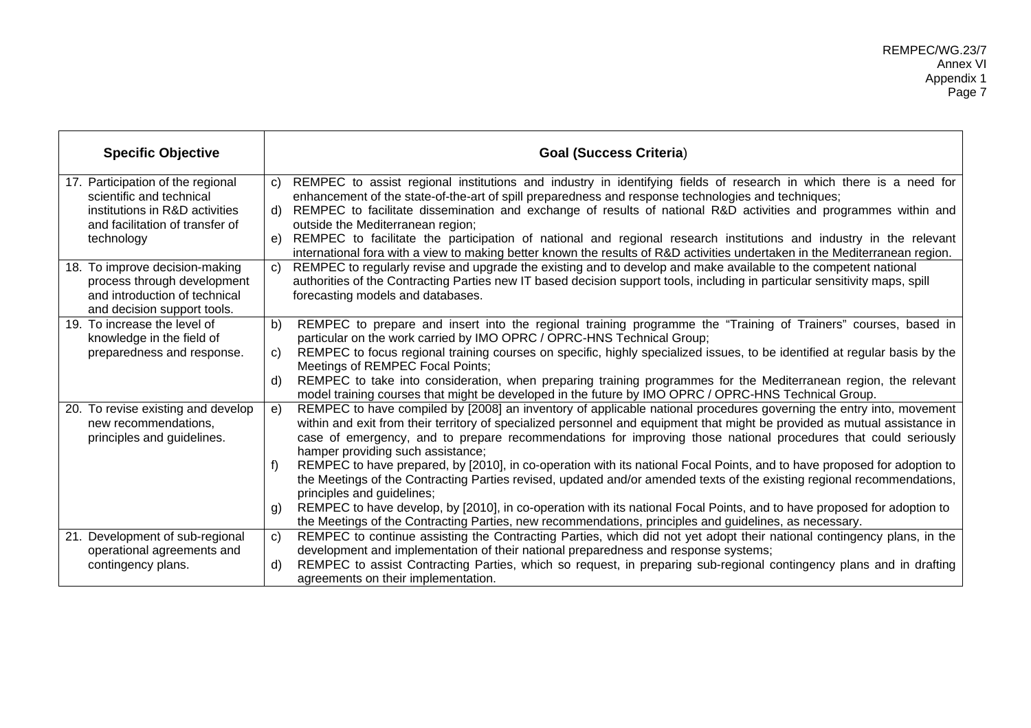| Specific Objective | Goal (Success Criteria) |
|---|---|
| 17. Participation of the regional scientific and technical institutions in R&D activities and facilitation of transfer of technology | c) REMPEC to assist regional institutions and industry in identifying fields of research in which there is a need for enhancement of the state-of-the-art of spill preparedness and response technologies and techniques;<br>d) REMPEC to facilitate dissemination and exchange of results of national R&D activities and programmes within and outside the Mediterranean region;<br>e) REMPEC to facilitate the participation of national and regional research institutions and industry in the relevant international fora with a view to making better known the results of R&D activities undertaken in the Mediterranean region. |
| 18. To improve decision-making process through development and introduction of technical and decision support tools. | c) REMPEC to regularly revise and upgrade the existing and to develop and make available to the competent national authorities of the Contracting Parties new IT based decision support tools, including in particular sensitivity maps, spill forecasting models and databases. |
| 19. To increase the level of knowledge in the field of preparedness and response. | b) REMPEC to prepare and insert into the regional training programme the "Training of Trainers" courses, based in particular on the work carried by IMO OPRC / OPRC-HNS Technical Group;<br>c) REMPEC to focus regional training courses on specific, highly specialized issues, to be identified at regular basis by the Meetings of REMPEC Focal Points;<br>d) REMPEC to take into consideration, when preparing training programmes for the Mediterranean region, the relevant model training courses that might be developed in the future by IMO OPRC / OPRC-HNS Technical Group. |
| 20. To revise existing and develop new recommendations, principles and guidelines. | e) REMPEC to have compiled by [2008] an inventory of applicable national procedures governing the entry into, movement within and exit from their territory of specialized personnel and equipment that might be provided as mutual assistance in case of emergency, and to prepare recommendations for improving those national procedures that could seriously hamper providing such assistance;<br>f) REMPEC to have prepared, by [2010], in co-operation with its national Focal Points, and to have proposed for adoption to the Meetings of the Contracting Parties revised, updated and/or amended texts of the existing regional recommendations, principles and guidelines;<br>g) REMPEC to have develop, by [2010], in co-operation with its national Focal Points, and to have proposed for adoption to the Meetings of the Contracting Parties, new recommendations, principles and guidelines, as necessary. |
| 21. Development of sub-regional operational agreements and contingency plans. | c) REMPEC to continue assisting the Contracting Parties, which did not yet adopt their national contingency plans, in the development and implementation of their national preparedness and response systems;<br>d) REMPEC to assist Contracting Parties, which so request, in preparing sub-regional contingency plans and in drafting agreements on their implementation. |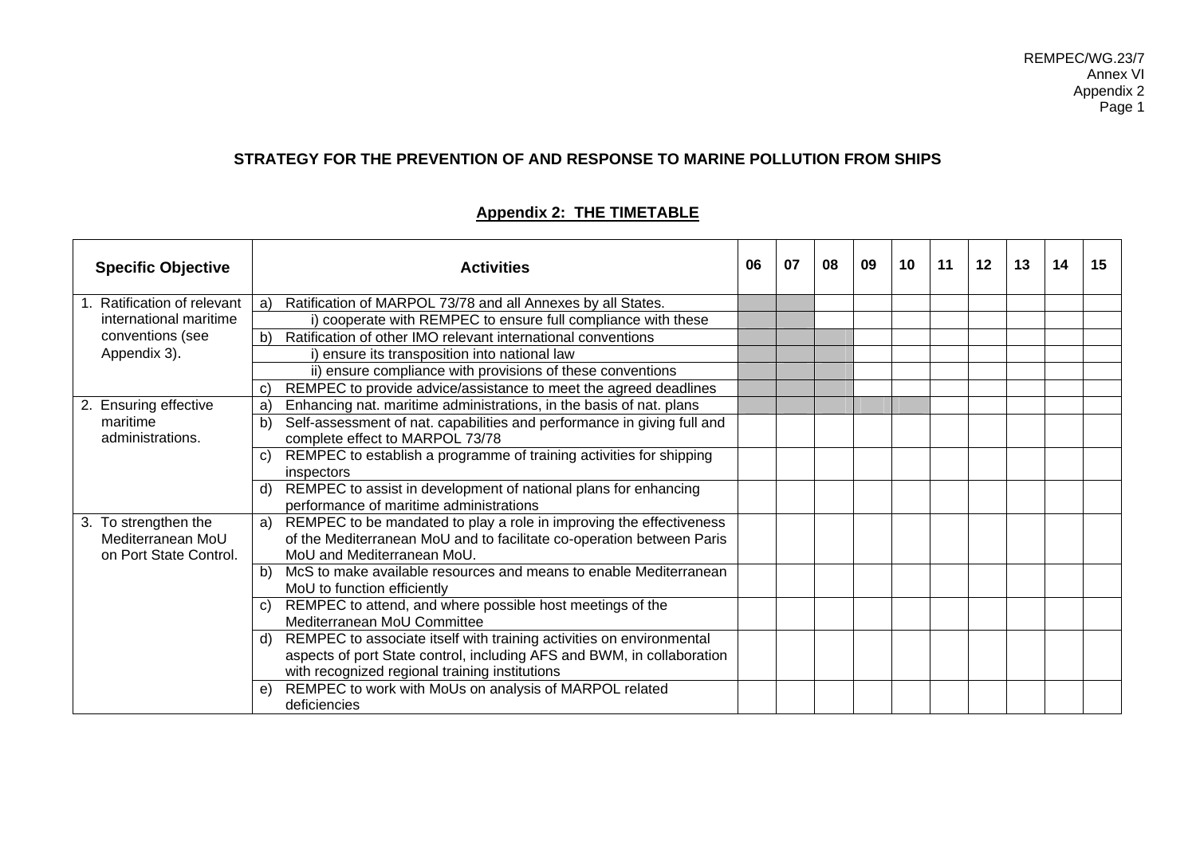**STRATEGY FOR THE PREVENTION OF AND RESPONSE TO MARINE POLLUTION FROM SHIPS**

## Appendix 2: THE TIMETABLE

| Specific Objective | Activities | 06 | 07 | 08 | 09 | 10 | 11 | 12 | 13 | 14 | 15 |
|---|---|---|---|---|---|---|---|---|---|---|---|
| 1. Ratification of relevant international maritime conventions (see Appendix 3). | a) Ratification of MARPOL 73/78 and all Annexes by all States. | | | | | | | | | | |
| | i) cooperate with REMPEC to ensure full compliance with these | | | | | | | | | | |
| | b) Ratification of other IMO relevant international conventions | | | | | | | | | | |
| | i) ensure its transposition into national law | | | | | | | | | | |
| | ii) ensure compliance with provisions of these conventions | | | | | | | | | | |
| | c) REMPEC to provide advice/assistance to meet the agreed deadlines | | | | | | | | | | |
| 2. Ensuring effective maritime administrations. | a) Enhancing nat. maritime administrations, in the basis of nat. plans | | | | | | | | | | |
| | b) Self-assessment of nat. capabilities and performance in giving full and complete effect to MARPOL 73/78 | | | | | | | | | | |
| | c) REMPEC to establish a programme of training activities for shipping inspectors | | | | | | | | | | |
| | d) REMPEC to assist in development of national plans for enhancing performance of maritime administrations | | | | | | | | | | |
| 3. To strengthen the Mediterranean MoU on Port State Control. | a) REMPEC to be mandated to play a role in improving the effectiveness of the Mediterranean MoU and to facilitate co-operation between Paris MoU and Mediterranean MoU. | | | | | | | | | | |
| | b) McS to make available resources and means to enable Mediterranean MoU to function efficiently | | | | | | | | | | |
| | c) REMPEC to attend, and where possible host meetings of the Mediterranean MoU Committee | | | | | | | | | | |
| | d) REMPEC to associate itself with training activities on environmental aspects of port State control, including AFS and BWM, in collaboration with recognized regional training institutions | | | | | | | | | | |
| | e) REMPEC to work with MoUs on analysis of MARPOL related deficiencies | | | | | | | | | | |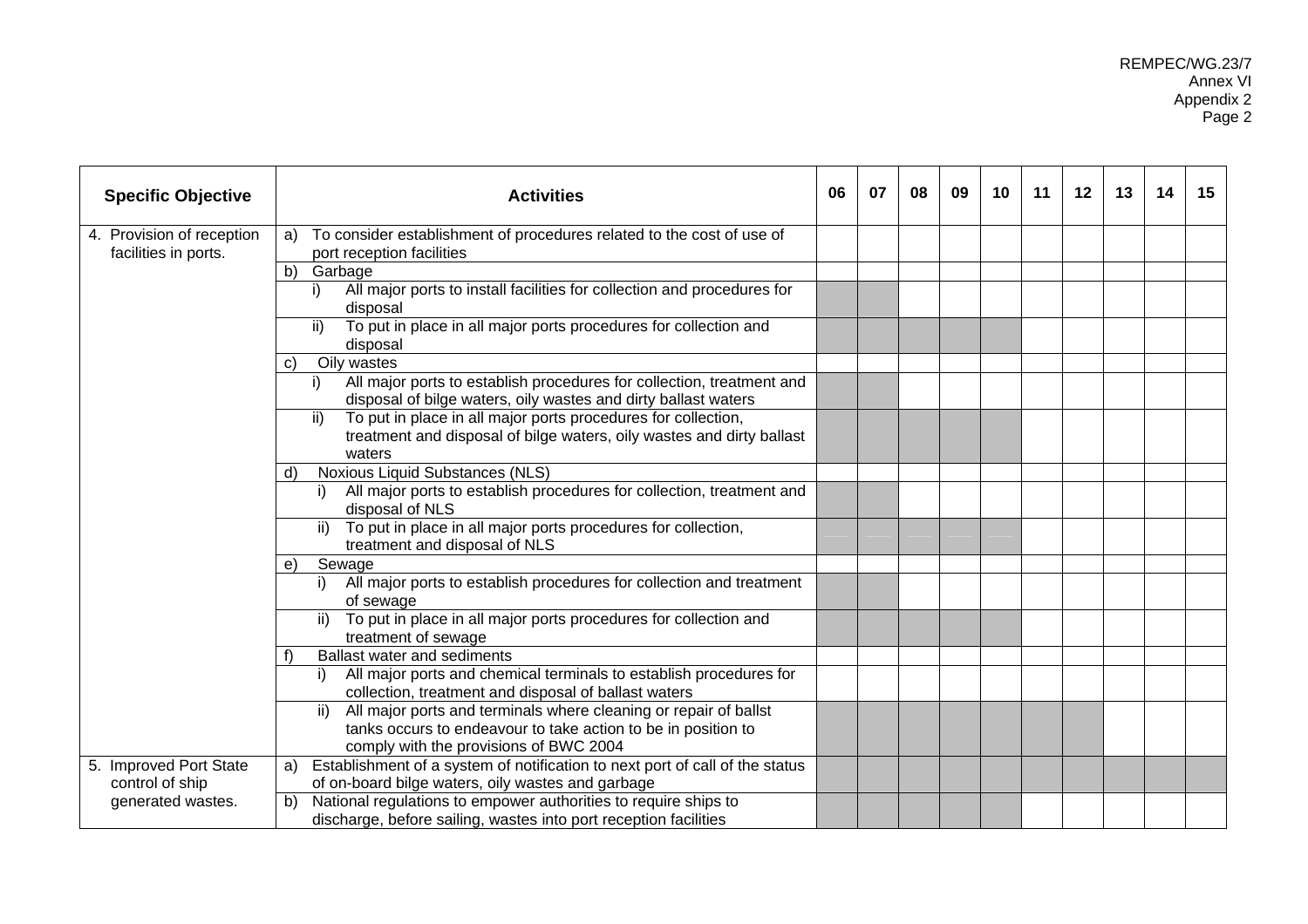| Specific Objective | Activities | 06 | 07 | 08 | 09 | 10 | 11 | 12 | 13 | 14 | 15 |
|---|---|---|---|---|---|---|---|---|---|---|---|
| 4. Provision of reception facilities in ports. | a) To consider establishment of procedures related to the cost of use of port reception facilities | | | | | | | | | | |
| | b) Garbage | | | | | | | | | | |
| | i) All major ports to install facilities for collection and procedures for disposal | ■ | ■ | | | | | | | | |
| | ii) To put in place in all major ports procedures for collection and disposal | ■ | ■ | ■ | ■ | ■ | | | | | |
| | c) Oily wastes | | | | | | | | | | |
| | i) All major ports to establish procedures for collection, treatment and disposal of bilge waters, oily wastes and dirty ballast waters | ■ | ■ | | | | | | | | |
| | ii) To put in place in all major ports procedures for collection, treatment and disposal of bilge waters, oily wastes and dirty ballast waters | ■ | ■ | ■ | ■ | ■ | | | | | |
| | d) Noxious Liquid Substances (NLS) | | | | | | | | | | |
| | i) All major ports to establish procedures for collection, treatment and disposal of NLS | ■ | ■ | | | | | | | | |
| | ii) To put in place in all major ports procedures for collection, treatment and disposal of NLS | ■ | ■ | ■ | ■ | ■ | | | | | |
| | e) Sewage | | | | | | | | | | |
| | i) All major ports to establish procedures for collection and treatment of sewage | ■ | ■ | | | | | | | | |
| | ii) To put in place in all major ports procedures for collection and treatment of sewage | ■ | ■ | ■ | ■ | ■ | | | | | |
| | f) Ballast water and sediments | | | | | | | | | | |
| | i) All major ports and chemical terminals to establish procedures for collection, treatment and disposal of ballast waters | | | | | | | | | | |
| | ii) All major ports and terminals where cleaning or repair of ballst tanks occurs to endeavour to take action to be in position to comply with the provisions of BWC 2004 | ■ | ■ | ■ | ■ | ■ | ■ | ■ | | | |
| 5. Improved Port State control of ship generated wastes. | a) Establishment of a system of notification to next port of call of the status of on-board bilge waters, oily wastes and garbage | ■ | ■ | ■ | ■ | ■ | ■ | ■ | ■ | ■ | ■ |
| | b) National regulations to empower authorities to require ships to discharge, before sailing, wastes into port reception facilities | ■ | ■ | ■ | ■ | ■ | | | | | |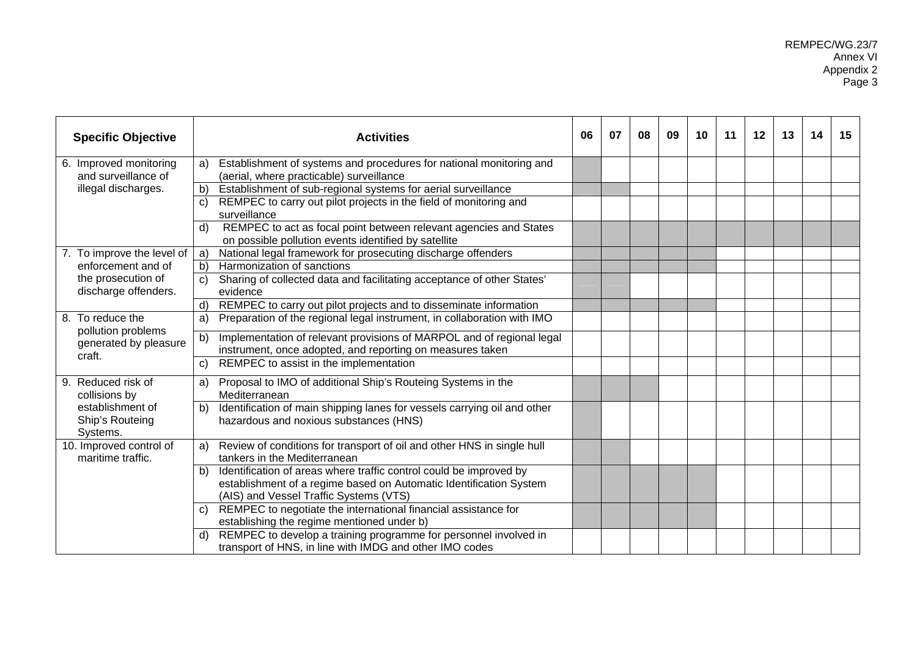| Specific Objective | Activities | 06 | 07 | 08 | 09 | 10 | 11 | 12 | 13 | 14 | 15 |
|---|---|---|---|---|---|---|---|---|---|---|---|
| 6. Improved monitoring and surveillance of illegal discharges. | a) Establishment of systems and procedures for national monitoring and (aerial, where practicable) surveillance | X | | | | | | | | | |
| | b) Establishment of sub-regional systems for aerial surveillance | X | X | | | | | | | | |
| | c) REMPEC to carry out pilot projects in the field of monitoring and surveillance | | | | | | | | | | |
| | d) REMPEC to act as focal point between relevant agencies and States on possible pollution events identified by satellite | X | X | X | X | X | X | X | X | X | X |
| 7. To improve the level of enforcement and of the prosecution of discharge offenders. | a) National legal framework for prosecuting discharge offenders | X | X | X | X | X | | | | | |
| | b) Harmonization of sanctions | X | X | X | X | X | | | | | |
| | c) Sharing of collected data and facilitating acceptance of other States' evidence | X | X | | | | | | | | |
| | d) REMPEC to carry out pilot projects and to disseminate information | X | X | X | X | X | | | | | |
| 8. To reduce the pollution problems generated by pleasure craft. | a) Preparation of the regional legal instrument, in collaboration with IMO | | | | | | | | | | |
| | b) Implementation of relevant provisions of MARPOL and of regional legal instrument, once adopted, and reporting on measures taken | | | | | | | | | | |
| | c) REMPEC to assist in the implementation | | | | | | | | | | |
| 9. Reduced risk of collisions by establishment of Ship's Routeing Systems. | a) Proposal to IMO of additional Ship's Routeing Systems in the Mediterranean | X | X | X | | | | | | | |
| | b) Identification of main shipping lanes for vessels carrying oil and other hazardous and noxious substances (HNS) | X | | | | | | | | | |
| 10. Improved control of maritime traffic. | a) Review of conditions for transport of oil and other HNS in single hull tankers in the Mediterranean | X | X | | | | | | | | |
| | b) Identification of areas where traffic control could be improved by establishment of a regime based on Automatic Identification System (AIS) and Vessel Traffic Systems (VTS) | X | X | X | X | X | | | | | |
| | c) REMPEC to negotiate the international financial assistance for establishing the regime mentioned under b) | X | X | X | X | X | | | | | |
| | d) REMPEC to develop a training programme for personnel involved in transport of HNS, in line with IMDG and other IMO codes | | | | | | | | | | |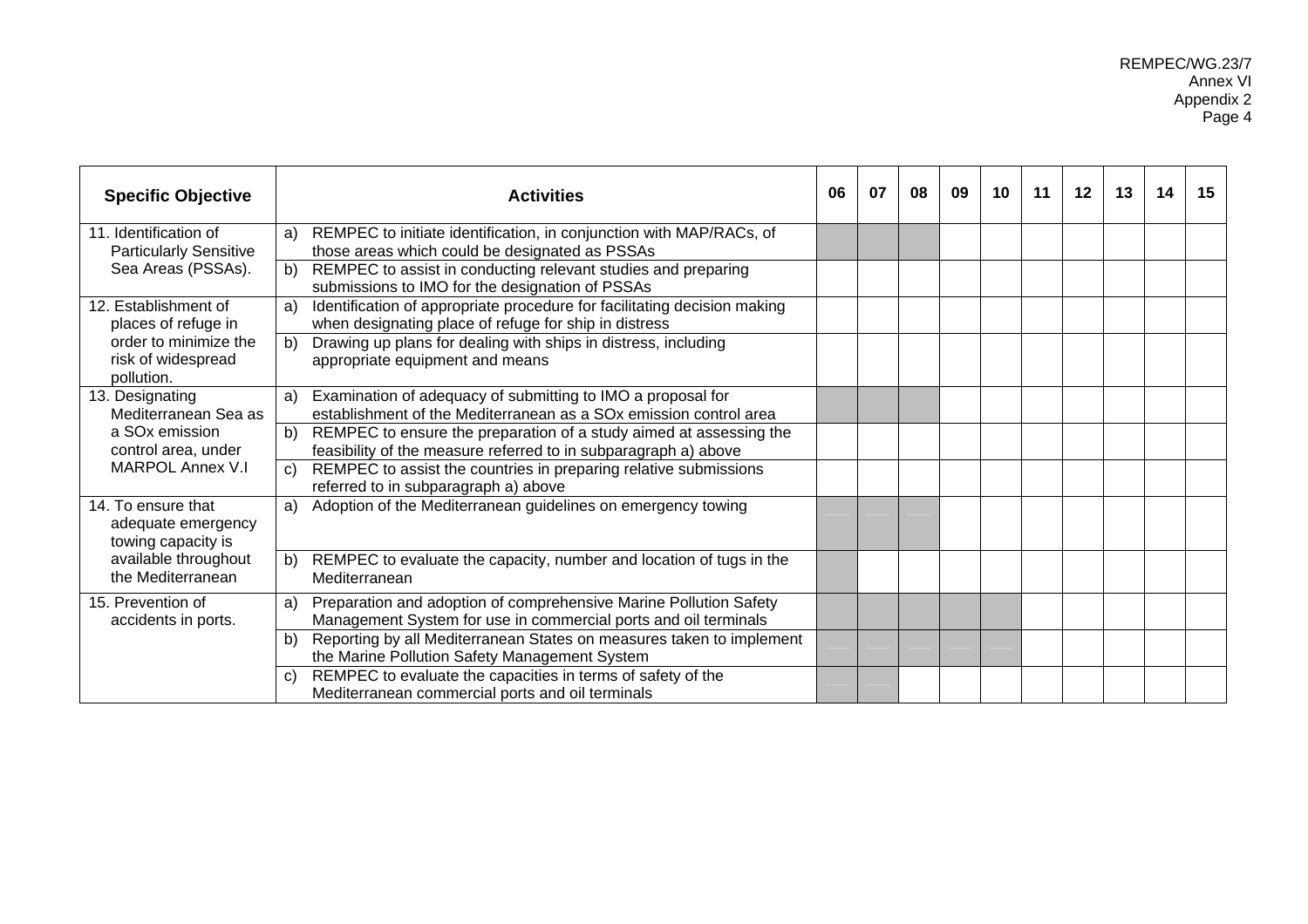| Specific Objective | Activities | 06 | 07 | 08 | 09 | 10 | 11 | 12 | 13 | 14 | 15 |
|---|---|---|---|---|---|---|---|---|---|---|---|
| 11. Identification of Particularly Sensitive Sea Areas (PSSAs). | a) REMPEC to initiate identification, in conjunction with MAP/RACs, of those areas which could be designated as PSSAs | | | | | | | | | | |
| | b) REMPEC to assist in conducting relevant studies and preparing submissions to IMO for the designation of PSSAs | | | | | | | | | | |
| 12. Establishment of places of refuge in order to minimize the risk of widespread pollution. | a) Identification of appropriate procedure for facilitating decision making when designating place of refuge for ship in distress | | | | | | | | | | |
| | b) Drawing up plans for dealing with ships in distress, including appropriate equipment and means | | | | | | | | | | |
| 13. Designating Mediterranean Sea as a SOx emission control area, under MARPOL Annex V.I | a) Examination of adequacy of submitting to IMO a proposal for establishment of the Mediterranean as a SOx emission control area | | | | | | | | | | |
| | b) REMPEC to ensure the preparation of a study aimed at assessing the feasibility of the measure referred to in subparagraph a) above | | | | | | | | | | |
| | c) REMPEC to assist the countries in preparing relative submissions referred to in subparagraph a) above | | | | | | | | | | |
| 14. To ensure that adequate emergency towing capacity is available throughout the Mediterranean | a) Adoption of the Mediterranean guidelines on emergency towing | | | | | | | | | | |
| | b) REMPEC to evaluate the capacity, number and location of tugs in the Mediterranean | | | | | | | | | | |
| 15. Prevention of accidents in ports. | a) Preparation and adoption of comprehensive Marine Pollution Safety Management System for use in commercial ports and oil terminals | | | | | | | | | | |
| | b) Reporting by all Mediterranean States on measures taken to implement the Marine Pollution Safety Management System | | | | | | | | | | |
| | c) REMPEC to evaluate the capacities in terms of safety of the Mediterranean commercial ports and oil terminals | | | | | | | | | | |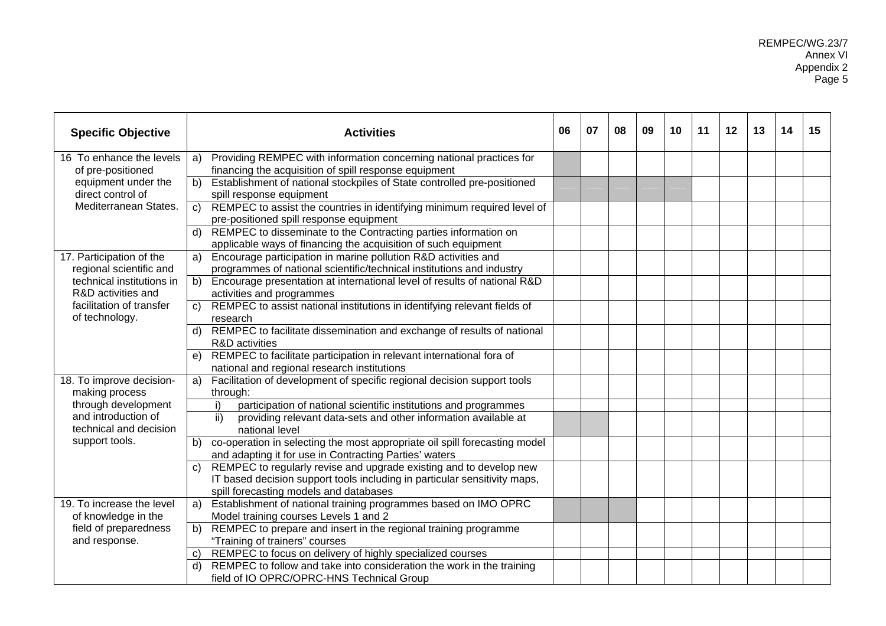| Specific Objective | Activities | 06 | 07 | 08 | 09 | 10 | 11 | 12 | 13 | 14 | 15 |
|---|---|---|---|---|---|---|---|---|---|---|---|
| 16 To enhance the levels of pre-positioned equipment under the direct control of Mediterranean States. | a) Providing REMPEC with information concerning national practices for financing the acquisition of spill response equipment | | | | | | | | | | |
| | b) Establishment of national stockpiles of State controlled pre-positioned spill response equipment | | | | | | | | | | |
| | c) REMPEC to assist the countries in identifying minimum required level of pre-positioned spill response equipment | | | | | | | | | | |
| | d) REMPEC to disseminate to the Contracting parties information on applicable ways of financing the acquisition of such equipment | | | | | | | | | | |
| 17. Participation of the regional scientific and technical institutions in R&D activities and facilitation of transfer of technology. | a) Encourage participation in marine pollution R&D activities and programmes of national scientific/technical institutions and industry | | | | | | | | | | |
| | b) Encourage presentation at international level of results of national R&D activities and programmes | | | | | | | | | | |
| | c) REMPEC to assist national institutions in identifying relevant fields of research | | | | | | | | | | |
| | d) REMPEC to facilitate dissemination and exchange of results of national R&D activities | | | | | | | | | | |
| | e) REMPEC to facilitate participation in relevant international fora of national and regional research institutions | | | | | | | | | | |
| 18. To improve decision-making process through development and introduction of technical and decision support tools. | a) Facilitation of development of specific regional decision support tools through: | | | | | | | | | | |
| | i) participation of national scientific institutions and programmes | | | | | | | | | | |
| | ii) providing relevant data-sets and other information available at national level | | | | | | | | | | |
| | b) co-operation in selecting the most appropriate oil spill forecasting model and adapting it for use in Contracting Parties' waters | | | | | | | | | | |
| | c) REMPEC to regularly revise and upgrade existing and to develop new IT based decision support tools including in particular sensitivity maps, spill forecasting models and databases | | | | | | | | | | |
| 19. To increase the level of knowledge in the field of preparedness and response. | a) Establishment of national training programmes based on IMO OPRC Model training courses Levels 1 and 2 | | | | | | | | | | |
| | b) REMPEC to prepare and insert in the regional training programme "Training of trainers" courses | | | | | | | | | | |
| | c) REMPEC to focus on delivery of highly specialized courses | | | | | | | | | | |
| | d) REMPEC to follow and take into consideration the work in the training field of IO OPRC/OPRC-HNS Technical Group | | | | | | | | | | |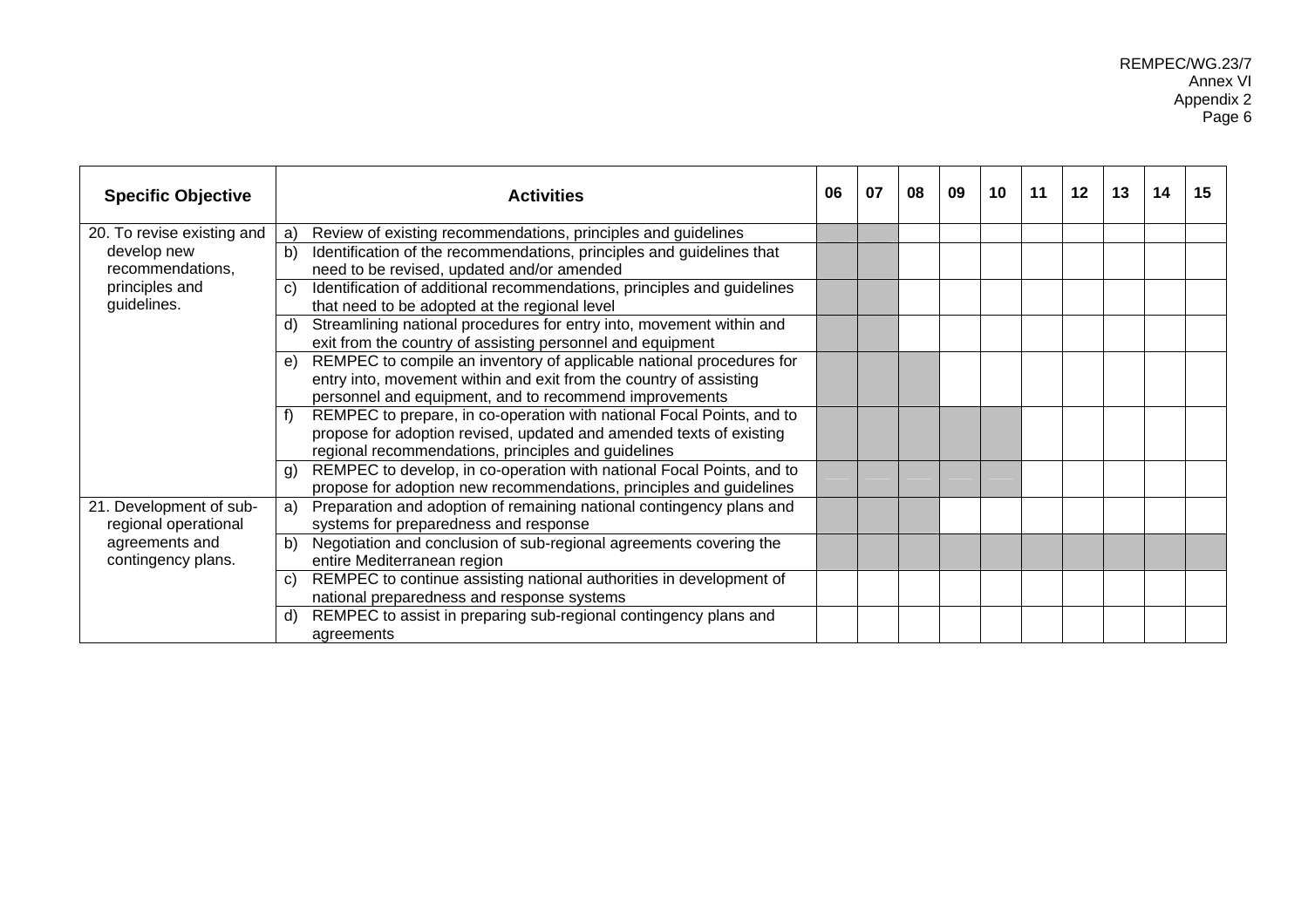| Specific Objective | Activities | 06 | 07 | 08 | 09 | 10 | 11 | 12 | 13 | 14 | 15 |
|---|---|---|---|---|---|---|---|---|---|---|---|
| 20. To revise existing and develop new recommendations, principles and guidelines. | a) Review of existing recommendations, principles and guidelines | ■ | ■ | | | | | | | | |
| | b) Identification of the recommendations, principles and guidelines that need to be revised, updated and/or amended | ■ | ■ | | | | | | | | |
| | c) Identification of additional recommendations, principles and guidelines that need to be adopted at the regional level | ■ | ■ | | | | | | | | |
| | d) Streamlining national procedures for entry into, movement within and exit from the country of assisting personnel and equipment | ■ | ■ | | | | | | | | |
| | e) REMPEC to compile an inventory of applicable national procedures for entry into, movement within and exit from the country of assisting personnel and equipment, and to recommend improvements | ■ | ■ | ■ | | | | | | | |
| | f) REMPEC to prepare, in co-operation with national Focal Points, and to propose for adoption revised, updated and amended texts of existing regional recommendations, principles and guidelines | ■ | ■ | ■ | ■ | ■ | | | | | |
| | g) REMPEC to develop, in co-operation with national Focal Points, and to propose for adoption new recommendations, principles and guidelines | ■ | ■ | ■ | ■ | ■ | | | | | |
| 21. Development of sub-regional operational agreements and contingency plans. | a) Preparation and adoption of remaining national contingency plans and systems for preparedness and response | ■ | ■ | ■ | | | | | | | |
| | b) Negotiation and conclusion of sub-regional agreements covering the entire Mediterranean region | ■ | ■ | ■ | ■ | ■ | ■ | ■ | ■ | ■ | ■ |
| | c) REMPEC to continue assisting national authorities in development of national preparedness and response systems | | | | | | | | | | |
| | d) REMPEC to assist in preparing sub-regional contingency plans and agreements | | | | | | | | | | |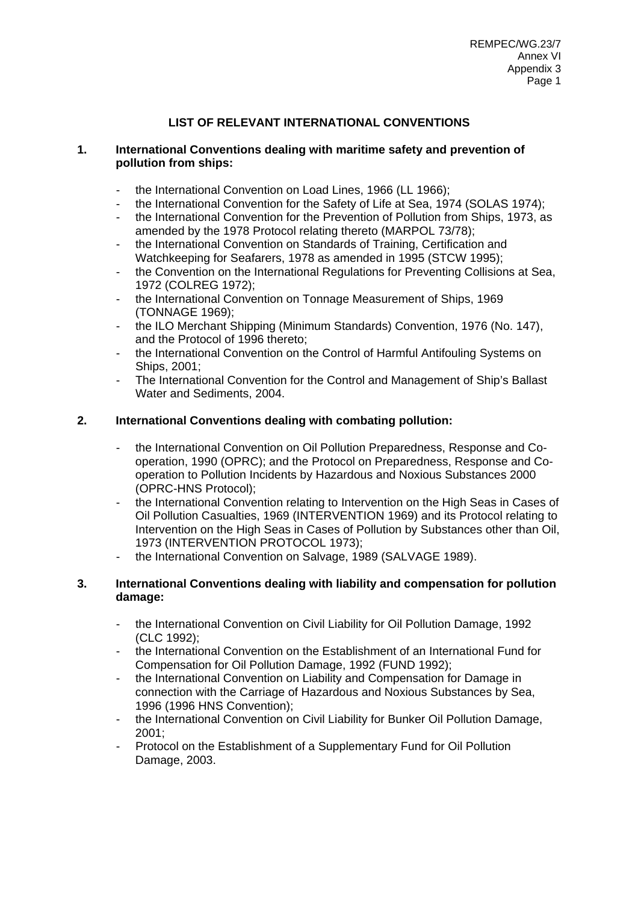## LIST OF RELEVANT INTERNATIONAL CONVENTIONS

**1. International Conventions dealing with maritime safety and prevention of pollution from ships:**

- the International Convention on Load Lines, 1966 (LL 1966);
- the International Convention for the Safety of Life at Sea, 1974 (SOLAS 1974);
- the International Convention for the Prevention of Pollution from Ships, 1973, as amended by the 1978 Protocol relating thereto (MARPOL 73/78);
- the International Convention on Standards of Training, Certification and Watchkeeping for Seafarers, 1978 as amended in 1995 (STCW 1995);
- the Convention on the International Regulations for Preventing Collisions at Sea, 1972 (COLREG 1972);
- the International Convention on Tonnage Measurement of Ships, 1969 (TONNAGE 1969);
- the ILO Merchant Shipping (Minimum Standards) Convention, 1976 (No. 147), and the Protocol of 1996 thereto;
- the International Convention on the Control of Harmful Antifouling Systems on Ships, 2001;
- The International Convention for the Control and Management of Ship's Ballast Water and Sediments, 2004.

**2. International Conventions dealing with combating pollution:**

- the International Convention on Oil Pollution Preparedness, Response and Co-operation, 1990 (OPRC); and the Protocol on Preparedness, Response and Co-operation to Pollution Incidents by Hazardous and Noxious Substances 2000 (OPRC-HNS Protocol);
- the International Convention relating to Intervention on the High Seas in Cases of Oil Pollution Casualties, 1969 (INTERVENTION 1969) and its Protocol relating to Intervention on the High Seas in Cases of Pollution by Substances other than Oil, 1973 (INTERVENTION PROTOCOL 1973);
- the International Convention on Salvage, 1989 (SALVAGE 1989).

**3. International Conventions dealing with liability and compensation for pollution damage:**

- the International Convention on Civil Liability for Oil Pollution Damage, 1992 (CLC 1992);
- the International Convention on the Establishment of an International Fund for Compensation for Oil Pollution Damage, 1992 (FUND 1992);
- the International Convention on Liability and Compensation for Damage in connection with the Carriage of Hazardous and Noxious Substances by Sea, 1996 (1996 HNS Convention);
- the International Convention on Civil Liability for Bunker Oil Pollution Damage, 2001;
- Protocol on the Establishment of a Supplementary Fund for Oil Pollution Damage, 2003.